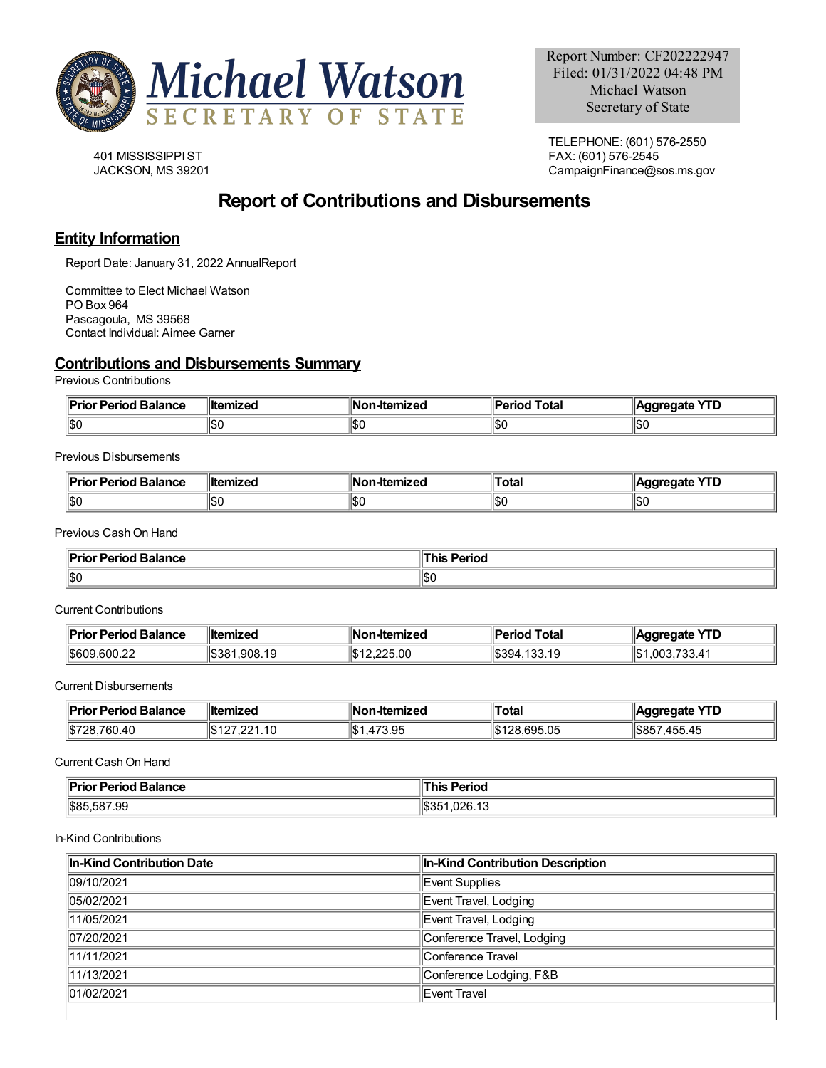Report Number: CF202222947
Filed: 01/31/2022 04:48 PM
Michael Watson
Secretary of State

Michael Watson
SECRETARY OF STATE

401 MISSISSIPPI ST
JACKSON, MS 39201

TELEPHONE: (601) 576-2550
FAX: (601) 576-2545
CampaignFinance@sos.ms.gov

# Report of Contributions and Disbursements

## Entity Information

Report Date: January 31, 2022 AnnualReport

Committee to Elect Michael Watson
PO Box 964
Pascagoula, MS 39568
Contact Individual: Aimee Garner

## Contributions and Disbursements Summary

Previous Contributions

| Prior Period Balance | Itemized | Non-Itemized | Period Total | Aggregate YTD |
|---|---|---|---|---|
| $0 | $0 | $0 | $0 | $0 |

Previous Disbursements

| Prior Period Balance | Itemized | Non-Itemized | Total | Aggregate YTD |
|---|---|---|---|---|
| $0 | $0 | $0 | $0 | $0 |

Previous Cash On Hand

| Prior Period Balance | This Period |
|---|---|
| $0 | $0 |

Current Contributions

| Prior Period Balance | Itemized | Non-Itemized | Period Total | Aggregate YTD |
|---|---|---|---|---|
| $609,600.22 | $381,908.19 | $12,225.00 | $394,133.19 | $1,003,733.41 |

Current Disbursements

| Prior Period Balance | Itemized | Non-Itemized | Total | Aggregate YTD |
|---|---|---|---|---|
| $728,760.40 | $127,221.10 | $1,473.95 | $128,695.05 | $857,455.45 |

Current Cash On Hand

| Prior Period Balance | This Period |
|---|---|
| $85,587.99 | $351,026.13 |

In-Kind Contributions

| In-Kind Contribution Date | In-Kind Contribution Description |
|---|---|
| 09/10/2021 | Event Supplies |
| 05/02/2021 | Event Travel, Lodging |
| 11/05/2021 | Event Travel, Lodging |
| 07/20/2021 | Conference Travel, Lodging |
| 11/11/2021 | Conference Travel |
| 11/13/2021 | Conference Lodging, F&B |
| 01/02/2021 | Event Travel |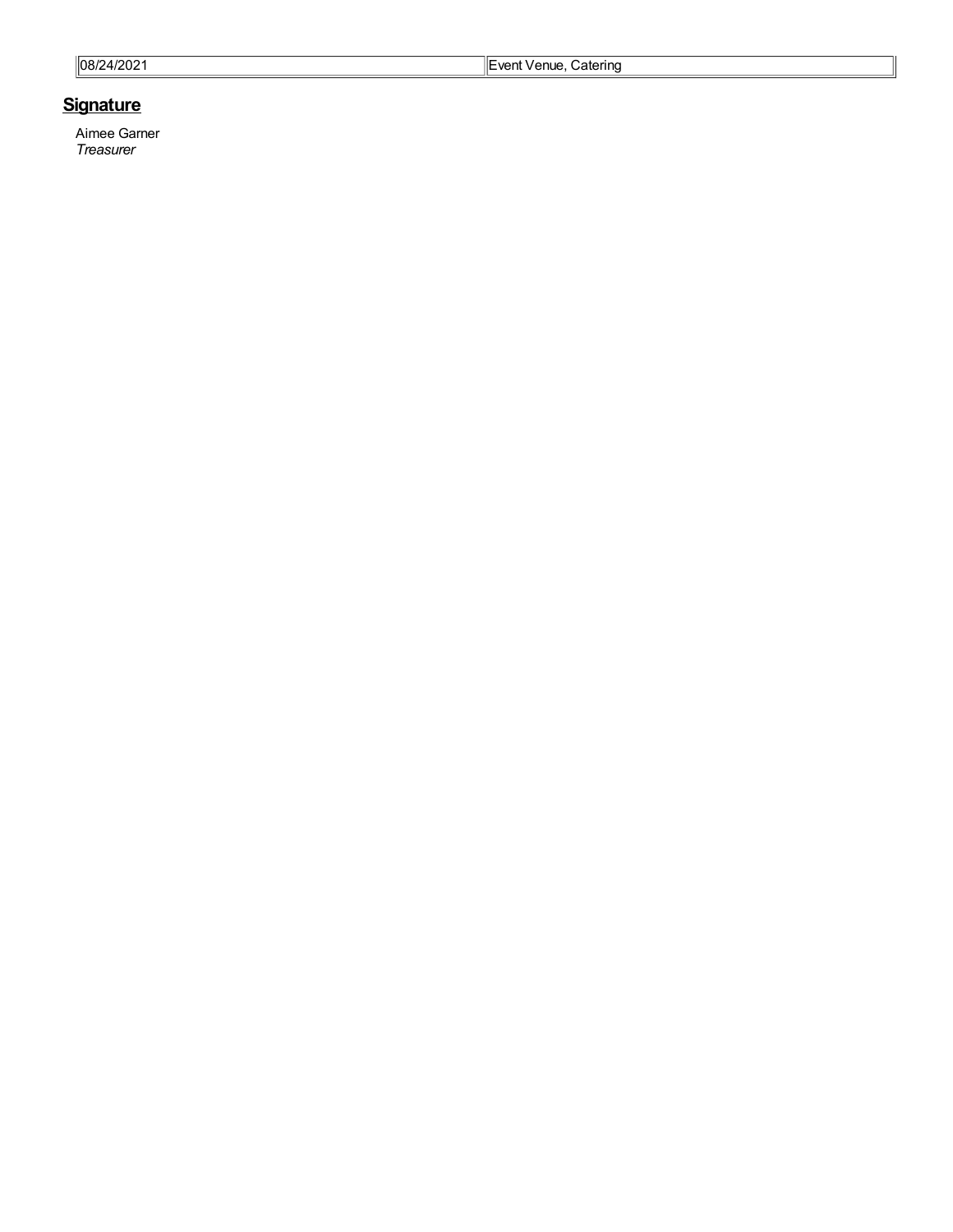| 08/24/2021 | Event Venue, Catering |
| --- | --- |

## Signature

Aimee Garner
*Treasurer*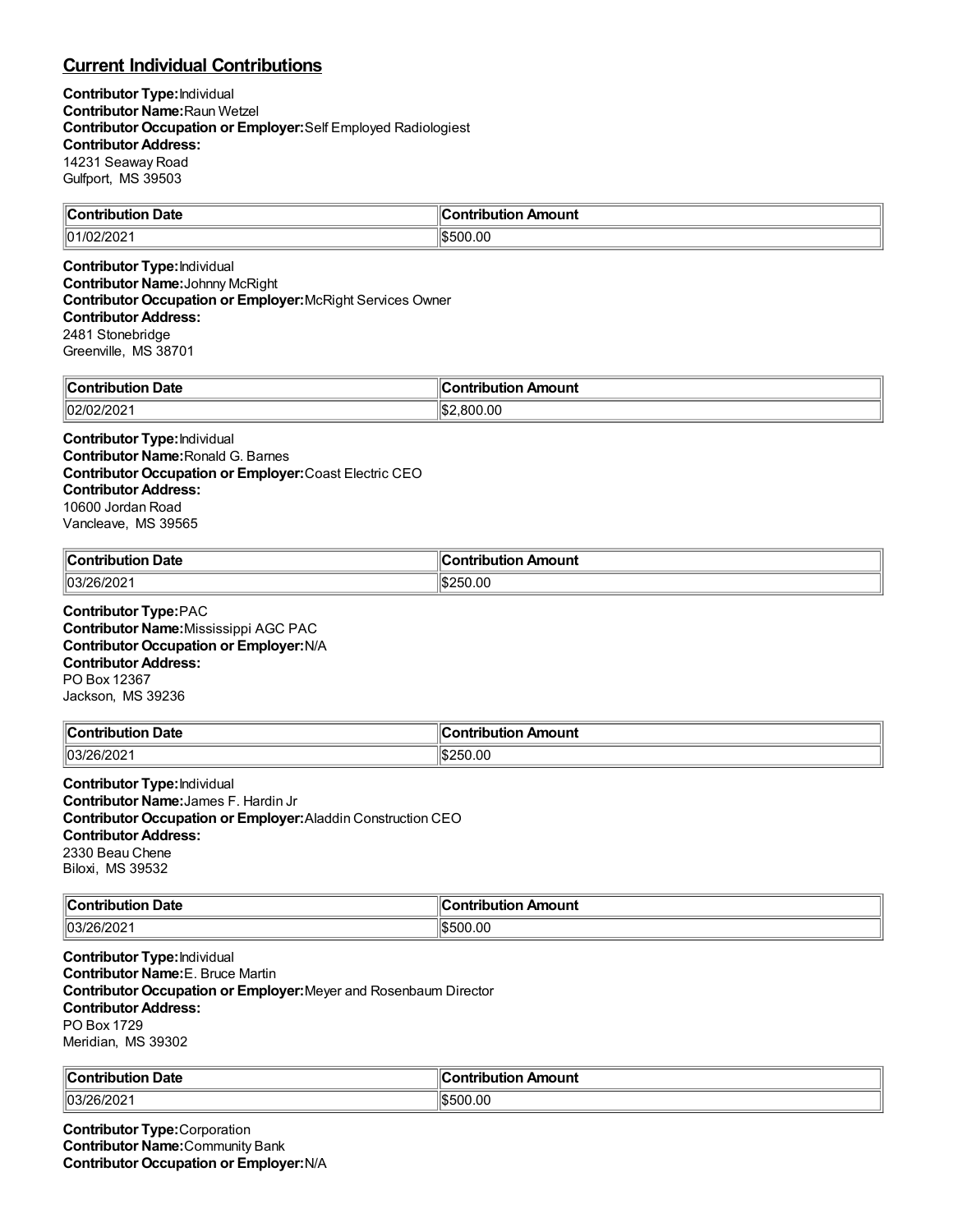## Current Individual Contributions

**Contributor Type:** Individual
**Contributor Name:** Raun Wetzel
**Contributor Occupation or Employer:** Self Employed Radiologiest
**Contributor Address:**
14231 Seaway Road
Gulfport, MS 39503

| Contribution Date | Contribution Amount |
| --- | --- |
| 01/02/2021 | $500.00 |

**Contributor Type:** Individual
**Contributor Name:** Johnny McRight
**Contributor Occupation or Employer:** McRight Services Owner
**Contributor Address:**
2481 Stonebridge
Greenville, MS 38701

| Contribution Date | Contribution Amount |
| --- | --- |
| 02/02/2021 | $2,800.00 |

**Contributor Type:** Individual
**Contributor Name:** Ronald G. Barnes
**Contributor Occupation or Employer:** Coast Electric CEO
**Contributor Address:**
10600 Jordan Road
Vancleave, MS 39565

| Contribution Date | Contribution Amount |
| --- | --- |
| 03/26/2021 | $250.00 |

**Contributor Type:** PAC
**Contributor Name:** Mississippi AGC PAC
**Contributor Occupation or Employer:** N/A
**Contributor Address:**
PO Box 12367
Jackson, MS 39236

| Contribution Date | Contribution Amount |
| --- | --- |
| 03/26/2021 | $250.00 |

**Contributor Type:** Individual
**Contributor Name:** James F. Hardin Jr
**Contributor Occupation or Employer:** Aladdin Construction CEO
**Contributor Address:**
2330 Beau Chene
Biloxi, MS 39532

| Contribution Date | Contribution Amount |
| --- | --- |
| 03/26/2021 | $500.00 |

**Contributor Type:** Individual
**Contributor Name:** E. Bruce Martin
**Contributor Occupation or Employer:** Meyer and Rosenbaum Director
**Contributor Address:**
PO Box 1729
Meridian, MS 39302

| Contribution Date | Contribution Amount |
| --- | --- |
| 03/26/2021 | $500.00 |

**Contributor Type:** Corporation
**Contributor Name:** Community Bank
**Contributor Occupation or Employer:** N/A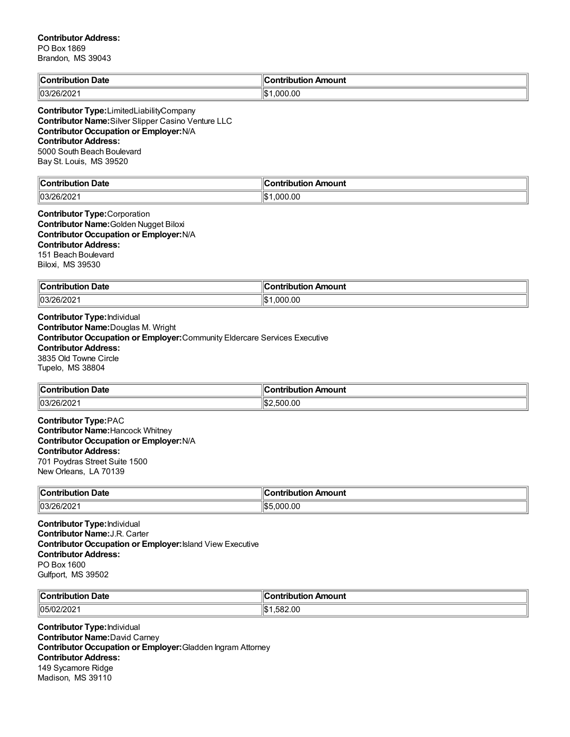**Contributor Address:**
PO Box 1869
Brandon, MS 39043

| Contribution Date | Contribution Amount |
|---|---|
| 03/26/2021 | $1,000.00 |

**Contributor Type:** LimitedLiabilityCompany
**Contributor Name:** Silver Slipper Casino Venture LLC
**Contributor Occupation or Employer:** N/A
**Contributor Address:**
5000 South Beach Boulevard
Bay St. Louis, MS 39520

| Contribution Date | Contribution Amount |
|---|---|
| 03/26/2021 | $1,000.00 |

**Contributor Type:** Corporation
**Contributor Name:** Golden Nugget Biloxi
**Contributor Occupation or Employer:** N/A
**Contributor Address:**
151 Beach Boulevard
Biloxi, MS 39530

| Contribution Date | Contribution Amount |
|---|---|
| 03/26/2021 | $1,000.00 |

**Contributor Type:** Individual
**Contributor Name:** Douglas M. Wright
**Contributor Occupation or Employer:** Community Eldercare Services Executive
**Contributor Address:**
3835 Old Towne Circle
Tupelo, MS 38804

| Contribution Date | Contribution Amount |
|---|---|
| 03/26/2021 | $2,500.00 |

**Contributor Type:** PAC
**Contributor Name:** Hancock Whitney
**Contributor Occupation or Employer:** N/A
**Contributor Address:**
701 Poydras Street Suite 1500
New Orleans, LA 70139

| Contribution Date | Contribution Amount |
|---|---|
| 03/26/2021 | $5,000.00 |

**Contributor Type:** Individual
**Contributor Name:** J.R. Carter
**Contributor Occupation or Employer:** Island View Executive
**Contributor Address:**
PO Box 1600
Gulfport, MS 39502

| Contribution Date | Contribution Amount |
|---|---|
| 05/02/2021 | $1,582.00 |

**Contributor Type:** Individual
**Contributor Name:** David Carney
**Contributor Occupation or Employer:** Gladden Ingram Attorney
**Contributor Address:**
149 Sycamore Ridge
Madison, MS 39110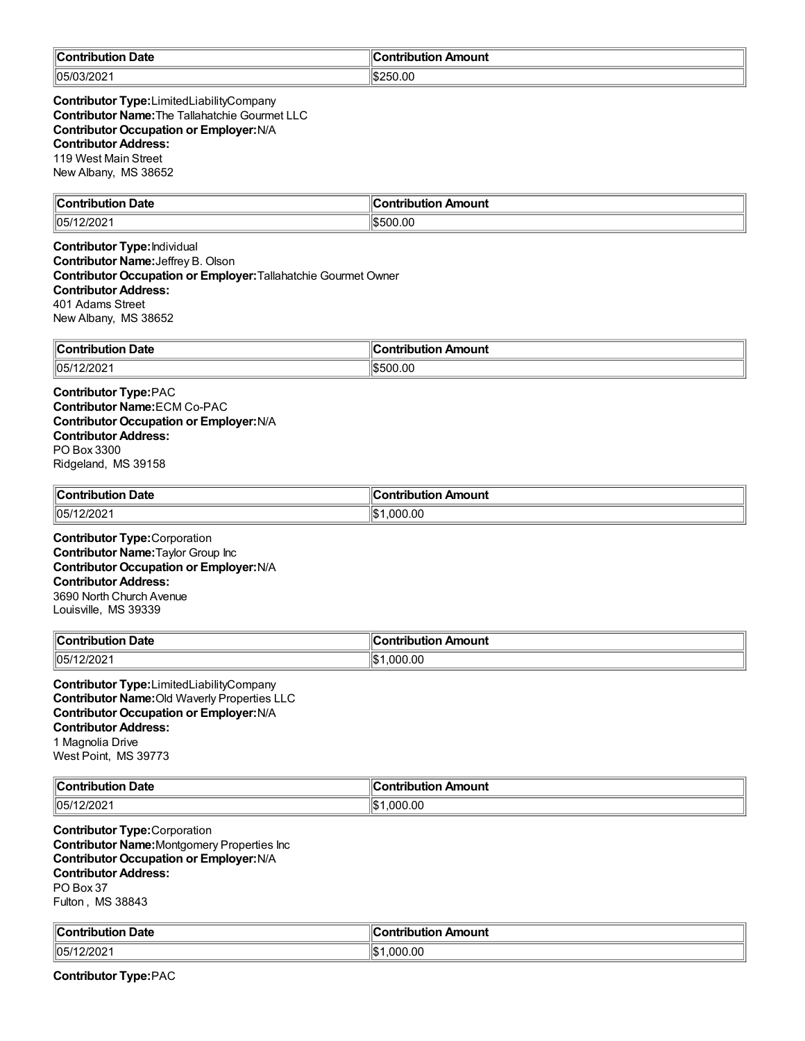| Contribution Date | Contribution Amount |
| --- | --- |
| 05/03/2021 | $250.00 |

**Contributor Type:** LimitedLiabilityCompany
**Contributor Name:** The Tallahatchie Gourmet LLC
**Contributor Occupation or Employer:** N/A
**Contributor Address:**
119 West Main Street
New Albany, MS 38652

| Contribution Date | Contribution Amount |
| --- | --- |
| 05/12/2021 | $500.00 |

**Contributor Type:** Individual
**Contributor Name:** Jeffrey B. Olson
**Contributor Occupation or Employer:** Tallahatchie Gourmet Owner
**Contributor Address:**
401 Adams Street
New Albany, MS 38652

| Contribution Date | Contribution Amount |
| --- | --- |
| 05/12/2021 | $500.00 |

**Contributor Type:** PAC
**Contributor Name:** ECM Co-PAC
**Contributor Occupation or Employer:** N/A
**Contributor Address:**
PO Box 3300
Ridgeland, MS 39158

| Contribution Date | Contribution Amount |
| --- | --- |
| 05/12/2021 | $1,000.00 |

**Contributor Type:** Corporation
**Contributor Name:** Taylor Group Inc
**Contributor Occupation or Employer:** N/A
**Contributor Address:**
3690 North Church Avenue
Louisville, MS 39339

| Contribution Date | Contribution Amount |
| --- | --- |
| 05/12/2021 | $1,000.00 |

**Contributor Type:** LimitedLiabilityCompany
**Contributor Name:** Old Waverly Properties LLC
**Contributor Occupation or Employer:** N/A
**Contributor Address:**
1 Magnolia Drive
West Point, MS 39773

| Contribution Date | Contribution Amount |
| --- | --- |
| 05/12/2021 | $1,000.00 |

**Contributor Type:** Corporation
**Contributor Name:** Montgomery Properties Inc
**Contributor Occupation or Employer:** N/A
**Contributor Address:**
PO Box 37
Fulton , MS 38843

| Contribution Date | Contribution Amount |
| --- | --- |
| 05/12/2021 | $1,000.00 |

**Contributor Type:** PAC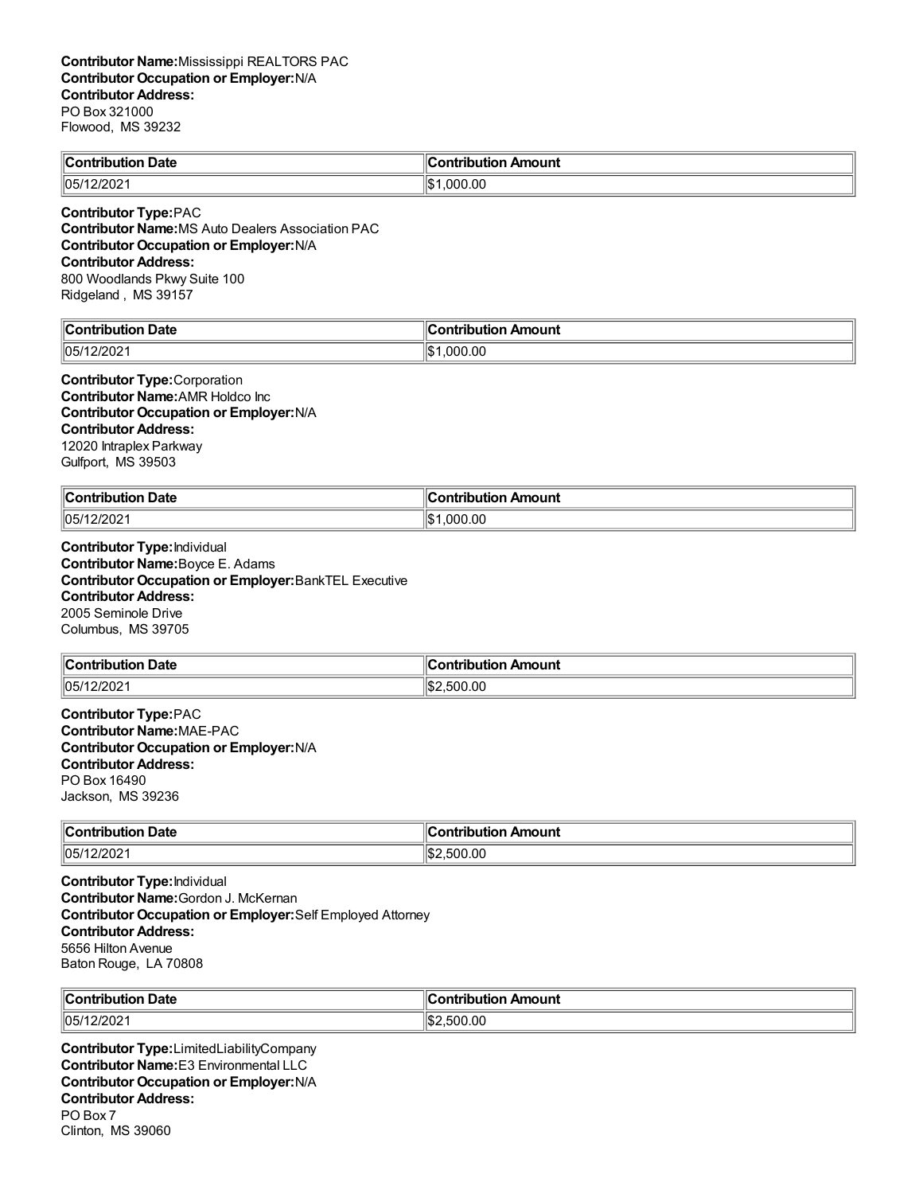**Contributor Name:** Mississippi REALTORS PAC
**Contributor Occupation or Employer:** N/A
**Contributor Address:**
PO Box 321000
Flowood, MS 39232

| Contribution Date | Contribution Amount |
|---|---|
| 05/12/2021 | $1,000.00 |

**Contributor Type:** PAC
**Contributor Name:** MS Auto Dealers Association PAC
**Contributor Occupation or Employer:** N/A
**Contributor Address:**
800 Woodlands Pkwy Suite 100
Ridgeland , MS 39157

| Contribution Date | Contribution Amount |
|---|---|
| 05/12/2021 | $1,000.00 |

**Contributor Type:** Corporation
**Contributor Name:** AMR Holdco Inc
**Contributor Occupation or Employer:** N/A
**Contributor Address:**
12020 Intraplex Parkway
Gulfport, MS 39503

| Contribution Date | Contribution Amount |
|---|---|
| 05/12/2021 | $1,000.00 |

**Contributor Type:** Individual
**Contributor Name:** Boyce E. Adams
**Contributor Occupation or Employer:** BankTEL Executive
**Contributor Address:**
2005 Seminole Drive
Columbus, MS 39705

| Contribution Date | Contribution Amount |
|---|---|
| 05/12/2021 | $2,500.00 |

**Contributor Type:** PAC
**Contributor Name:** MAE-PAC
**Contributor Occupation or Employer:** N/A
**Contributor Address:**
PO Box 16490
Jackson, MS 39236

| Contribution Date | Contribution Amount |
|---|---|
| 05/12/2021 | $2,500.00 |

**Contributor Type:** Individual
**Contributor Name:** Gordon J. McKernan
**Contributor Occupation or Employer:** Self Employed Attorney
**Contributor Address:**
5656 Hilton Avenue
Baton Rouge, LA 70808

| Contribution Date | Contribution Amount |
|---|---|
| 05/12/2021 | $2,500.00 |

**Contributor Type:** LimitedLiabilityCompany
**Contributor Name:** E3 Environmental LLC
**Contributor Occupation or Employer:** N/A
**Contributor Address:**
PO Box 7
Clinton, MS 39060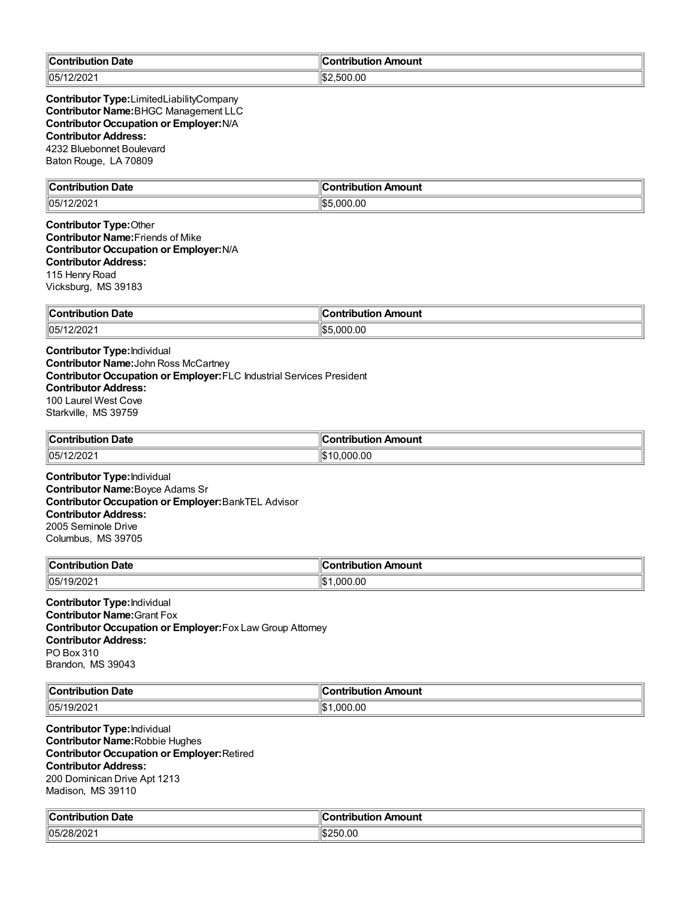| Contribution Date | Contribution Amount |
| --- | --- |
| 05/12/2021 | $2,500.00 |

**Contributor Type:** LimitedLiabilityCompany
**Contributor Name:** BHGC Management LLC
**Contributor Occupation or Employer:** N/A
**Contributor Address:**
4232 Bluebonnet Boulevard
Baton Rouge, LA 70809

| Contribution Date | Contribution Amount |
| --- | --- |
| 05/12/2021 | $5,000.00 |

**Contributor Type:** Other
**Contributor Name:** Friends of Mike
**Contributor Occupation or Employer:** N/A
**Contributor Address:**
115 Henry Road
Vicksburg, MS 39183

| Contribution Date | Contribution Amount |
| --- | --- |
| 05/12/2021 | $5,000.00 |

**Contributor Type:** Individual
**Contributor Name:** John Ross McCartney
**Contributor Occupation or Employer:** FLC Industrial Services President
**Contributor Address:**
100 Laurel West Cove
Starkville, MS 39759

| Contribution Date | Contribution Amount |
| --- | --- |
| 05/12/2021 | $10,000.00 |

**Contributor Type:** Individual
**Contributor Name:** Boyce Adams Sr
**Contributor Occupation or Employer:** BankTEL Advisor
**Contributor Address:**
2005 Seminole Drive
Columbus, MS 39705

| Contribution Date | Contribution Amount |
| --- | --- |
| 05/19/2021 | $1,000.00 |

**Contributor Type:** Individual
**Contributor Name:** Grant Fox
**Contributor Occupation or Employer:** Fox Law Group Attorney
**Contributor Address:**
PO Box 310
Brandon, MS 39043

| Contribution Date | Contribution Amount |
| --- | --- |
| 05/19/2021 | $1,000.00 |

**Contributor Type:** Individual
**Contributor Name:** Robbie Hughes
**Contributor Occupation or Employer:** Retired
**Contributor Address:**
200 Dominican Drive Apt 1213
Madison, MS 39110

| Contribution Date | Contribution Amount |
| --- | --- |
| 05/28/2021 | $250.00 |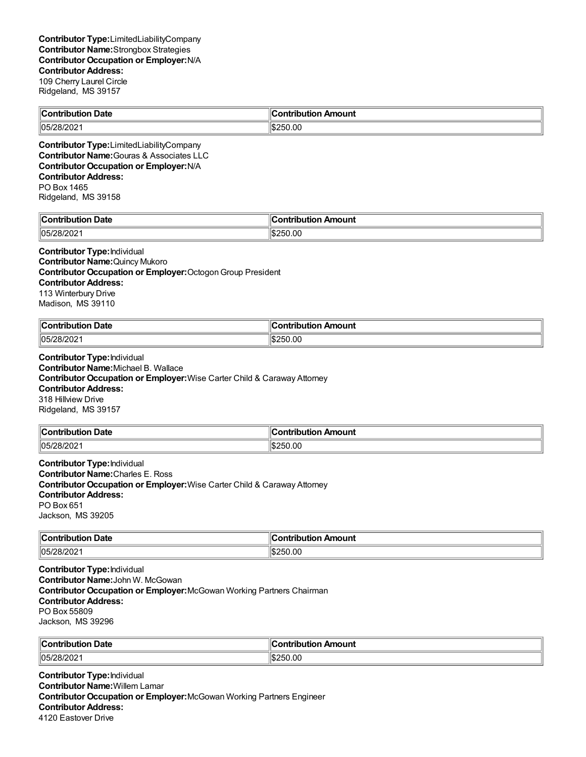**Contributor Type:** LimitedLiabilityCompany
**Contributor Name:** Strongbox Strategies
**Contributor Occupation or Employer:** N/A
**Contributor Address:**
109 Cherry Laurel Circle
Ridgeland, MS 39157

| Contribution Date | Contribution Amount |
|---|---|
| 05/28/2021 | $250.00 |

**Contributor Type:** LimitedLiabilityCompany
**Contributor Name:** Gouras & Associates LLC
**Contributor Occupation or Employer:** N/A
**Contributor Address:**
PO Box 1465
Ridgeland, MS 39158

| Contribution Date | Contribution Amount |
|---|---|
| 05/28/2021 | $250.00 |

**Contributor Type:** Individual
**Contributor Name:** Quincy Mukoro
**Contributor Occupation or Employer:** Octogon Group President
**Contributor Address:**
113 Winterbury Drive
Madison, MS 39110

| Contribution Date | Contribution Amount |
|---|---|
| 05/28/2021 | $250.00 |

**Contributor Type:** Individual
**Contributor Name:** Michael B. Wallace
**Contributor Occupation or Employer:** Wise Carter Child & Caraway Attorney
**Contributor Address:**
318 Hillview Drive
Ridgeland, MS 39157

| Contribution Date | Contribution Amount |
|---|---|
| 05/28/2021 | $250.00 |

**Contributor Type:** Individual
**Contributor Name:** Charles E. Ross
**Contributor Occupation or Employer:** Wise Carter Child & Caraway Attorney
**Contributor Address:**
PO Box 651
Jackson, MS 39205

| Contribution Date | Contribution Amount |
|---|---|
| 05/28/2021 | $250.00 |

**Contributor Type:** Individual
**Contributor Name:** John W. McGowan
**Contributor Occupation or Employer:** McGowan Working Partners Chairman
**Contributor Address:**
PO Box 55809
Jackson, MS 39296

| Contribution Date | Contribution Amount |
|---|---|
| 05/28/2021 | $250.00 |

**Contributor Type:** Individual
**Contributor Name:** Willem Lamar
**Contributor Occupation or Employer:** McGowan Working Partners Engineer
**Contributor Address:**
4120 Eastover Drive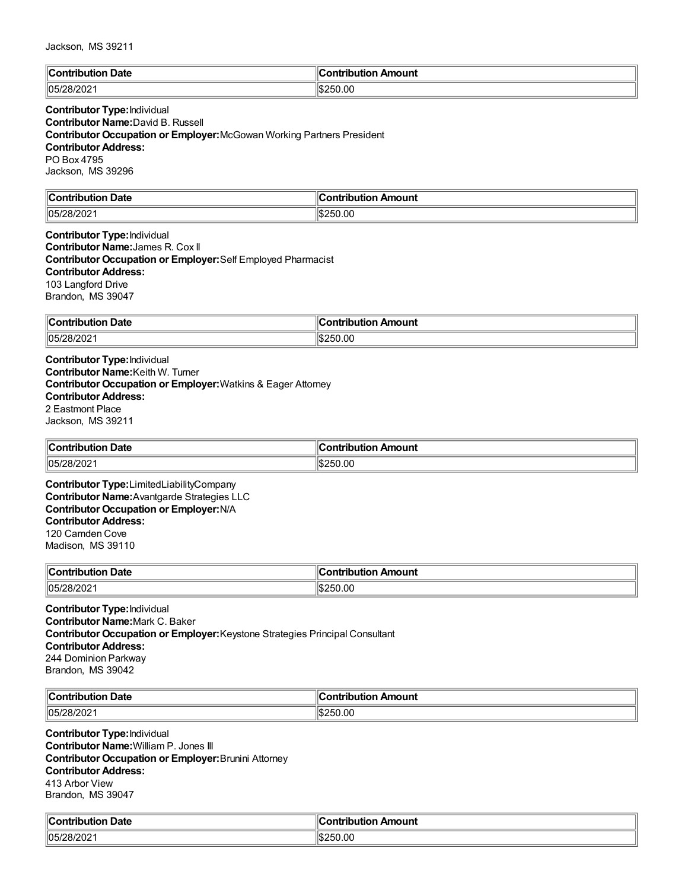Jackson, MS 39211

| Contribution Date | Contribution Amount |
|---|---|
| 05/28/2021 | $250.00 |

**Contributor Type:** Individual
**Contributor Name:** David B. Russell
**Contributor Occupation or Employer:** McGowan Working Partners President
**Contributor Address:**
PO Box 4795
Jackson, MS 39296

| Contribution Date | Contribution Amount |
|---|---|
| 05/28/2021 | $250.00 |

**Contributor Type:** Individual
**Contributor Name:** James R. Cox II
**Contributor Occupation or Employer:** Self Employed Pharmacist
**Contributor Address:**
103 Langford Drive
Brandon, MS 39047

| Contribution Date | Contribution Amount |
|---|---|
| 05/28/2021 | $250.00 |

**Contributor Type:** Individual
**Contributor Name:** Keith W. Turner
**Contributor Occupation or Employer:** Watkins & Eager Attorney
**Contributor Address:**
2 Eastmont Place
Jackson, MS 39211

| Contribution Date | Contribution Amount |
|---|---|
| 05/28/2021 | $250.00 |

**Contributor Type:** LimitedLiabilityCompany
**Contributor Name:** Avantgarde Strategies LLC
**Contributor Occupation or Employer:** N/A
**Contributor Address:**
120 Camden Cove
Madison, MS 39110

| Contribution Date | Contribution Amount |
|---|---|
| 05/28/2021 | $250.00 |

**Contributor Type:** Individual
**Contributor Name:** Mark C. Baker
**Contributor Occupation or Employer:** Keystone Strategies Principal Consultant
**Contributor Address:**
244 Dominion Parkway
Brandon, MS 39042

| Contribution Date | Contribution Amount |
|---|---|
| 05/28/2021 | $250.00 |

**Contributor Type:** Individual
**Contributor Name:** William P. Jones III
**Contributor Occupation or Employer:** Brunini Attorney
**Contributor Address:**
413 Arbor View
Brandon, MS 39047

| Contribution Date | Contribution Amount |
|---|---|
| 05/28/2021 | $250.00 |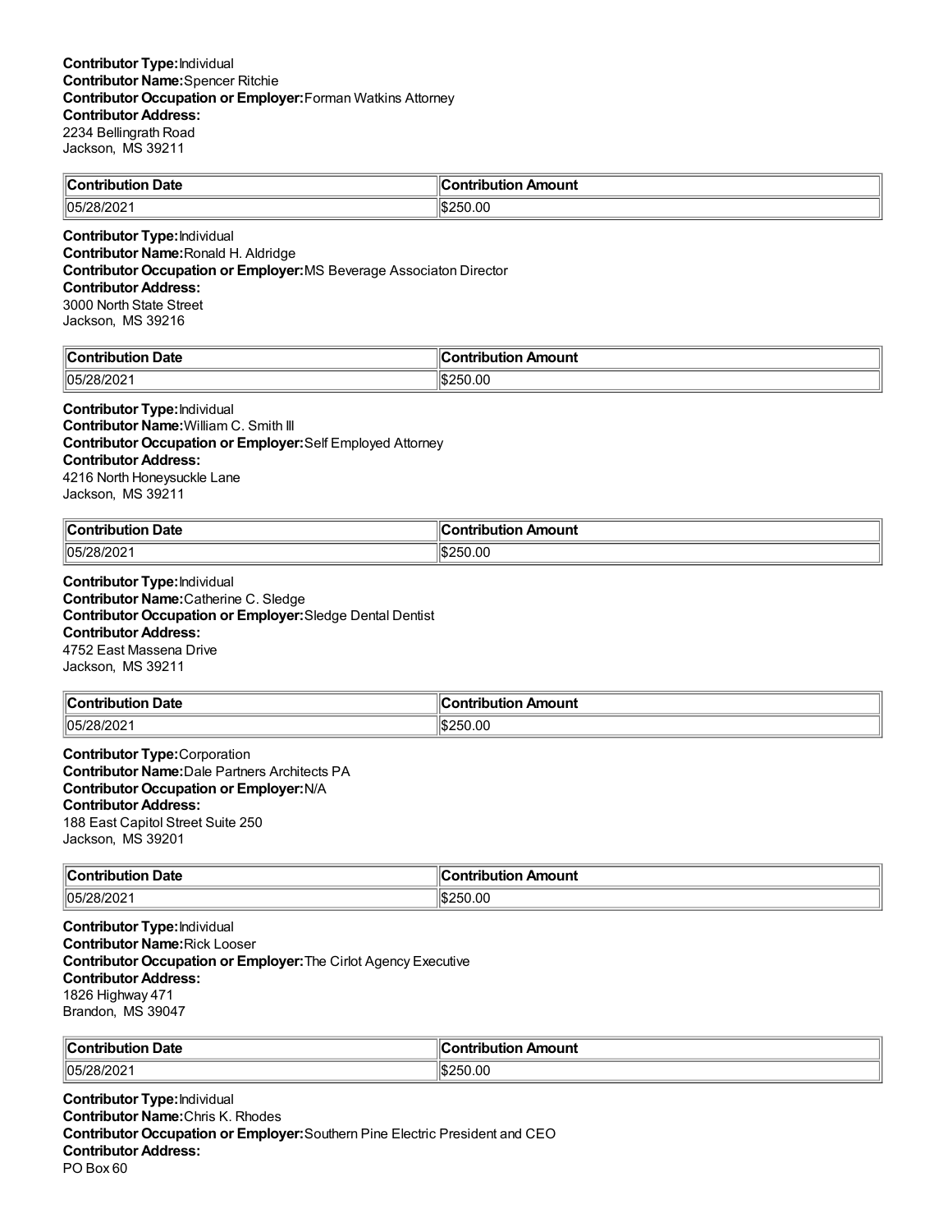**Contributor Type:** Individual
**Contributor Name:** Spencer Ritchie
**Contributor Occupation or Employer:** Forman Watkins Attorney
**Contributor Address:**
2234 Bellingrath Road
Jackson, MS 39211

| Contribution Date | Contribution Amount |
|---|---|
| 05/28/2021 | $250.00 |

**Contributor Type:** Individual
**Contributor Name:** Ronald H. Aldridge
**Contributor Occupation or Employer:** MS Beverage Associaton Director
**Contributor Address:**
3000 North State Street
Jackson, MS 39216

| Contribution Date | Contribution Amount |
|---|---|
| 05/28/2021 | $250.00 |

**Contributor Type:** Individual
**Contributor Name:** William C. Smith III
**Contributor Occupation or Employer:** Self Employed Attorney
**Contributor Address:**
4216 North Honeysuckle Lane
Jackson, MS 39211

| Contribution Date | Contribution Amount |
|---|---|
| 05/28/2021 | $250.00 |

**Contributor Type:** Individual
**Contributor Name:** Catherine C. Sledge
**Contributor Occupation or Employer:** Sledge Dental Dentist
**Contributor Address:**
4752 East Massena Drive
Jackson, MS 39211

| Contribution Date | Contribution Amount |
|---|---|
| 05/28/2021 | $250.00 |

**Contributor Type:** Corporation
**Contributor Name:** Dale Partners Architects PA
**Contributor Occupation or Employer:** N/A
**Contributor Address:**
188 East Capitol Street Suite 250
Jackson, MS 39201

| Contribution Date | Contribution Amount |
|---|---|
| 05/28/2021 | $250.00 |

**Contributor Type:** Individual
**Contributor Name:** Rick Looser
**Contributor Occupation or Employer:** The Cirlot Agency Executive
**Contributor Address:**
1826 Highway 471
Brandon, MS 39047

| Contribution Date | Contribution Amount |
|---|---|
| 05/28/2021 | $250.00 |

**Contributor Type:** Individual
**Contributor Name:** Chris K. Rhodes
**Contributor Occupation or Employer:** Southern Pine Electric President and CEO
**Contributor Address:**
PO Box 60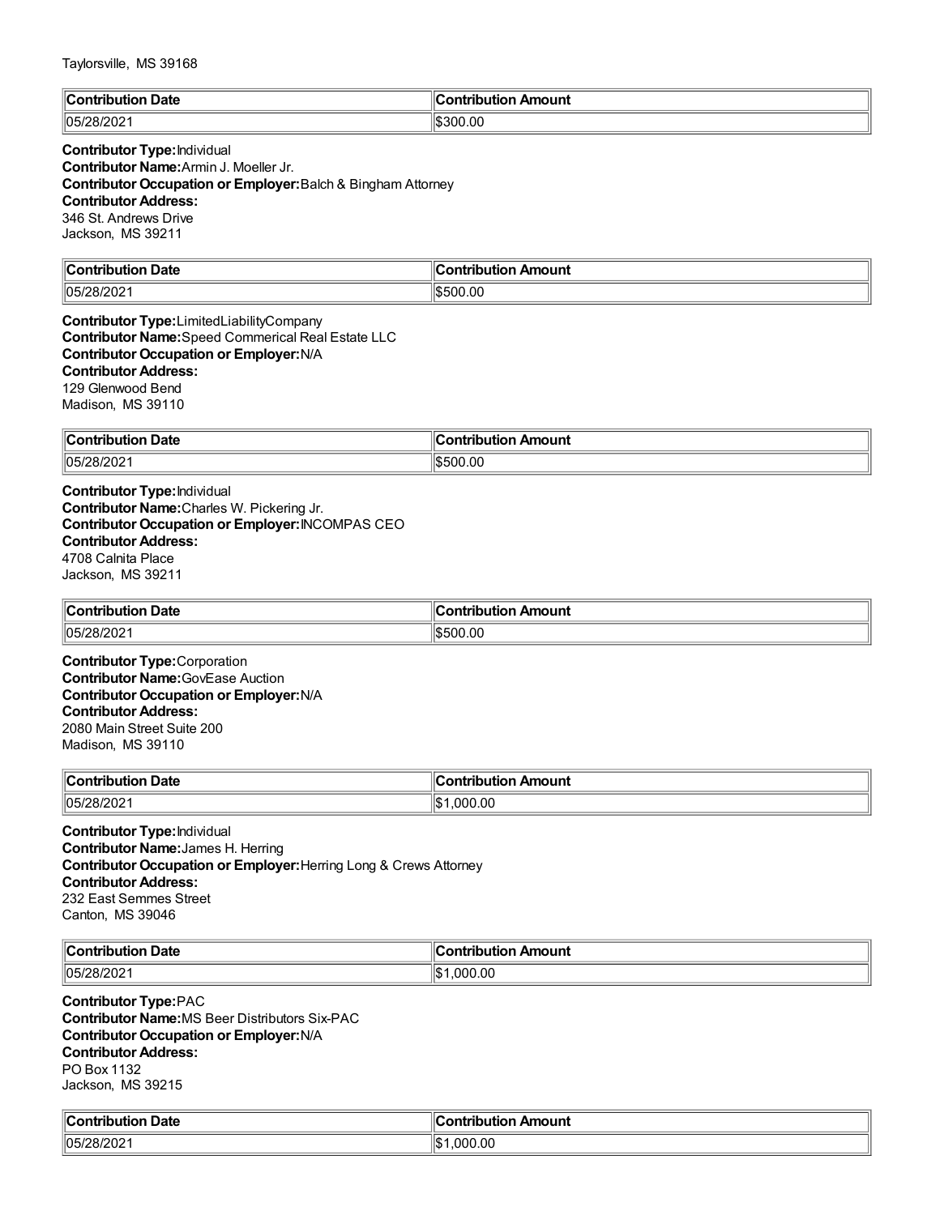Taylorsville, MS 39168

| Contribution Date | Contribution Amount |
|---|---|
| 05/28/2021 | $300.00 |

**Contributor Type:** Individual
**Contributor Name:** Armin J. Moeller Jr.
**Contributor Occupation or Employer:** Balch & Bingham Attorney
**Contributor Address:**
346 St. Andrews Drive
Jackson, MS 39211

| Contribution Date | Contribution Amount |
|---|---|
| 05/28/2021 | $500.00 |

**Contributor Type:** LimitedLiabilityCompany
**Contributor Name:** Speed Commerical Real Estate LLC
**Contributor Occupation or Employer:** N/A
**Contributor Address:**
129 Glenwood Bend
Madison, MS 39110

| Contribution Date | Contribution Amount |
|---|---|
| 05/28/2021 | $500.00 |

**Contributor Type:** Individual
**Contributor Name:** Charles W. Pickering Jr.
**Contributor Occupation or Employer:** INCOMPAS CEO
**Contributor Address:**
4708 Calnita Place
Jackson, MS 39211

| Contribution Date | Contribution Amount |
|---|---|
| 05/28/2021 | $500.00 |

**Contributor Type:** Corporation
**Contributor Name:** GovEase Auction
**Contributor Occupation or Employer:** N/A
**Contributor Address:**
2080 Main Street Suite 200
Madison, MS 39110

| Contribution Date | Contribution Amount |
|---|---|
| 05/28/2021 | $1,000.00 |

**Contributor Type:** Individual
**Contributor Name:** James H. Herring
**Contributor Occupation or Employer:** Herring Long & Crews Attorney
**Contributor Address:**
232 East Semmes Street
Canton, MS 39046

| Contribution Date | Contribution Amount |
|---|---|
| 05/28/2021 | $1,000.00 |

**Contributor Type:** PAC
**Contributor Name:** MS Beer Distributors Six-PAC
**Contributor Occupation or Employer:** N/A
**Contributor Address:**
PO Box 1132
Jackson, MS 39215

| Contribution Date | Contribution Amount |
|---|---|
| 05/28/2021 | $1,000.00 |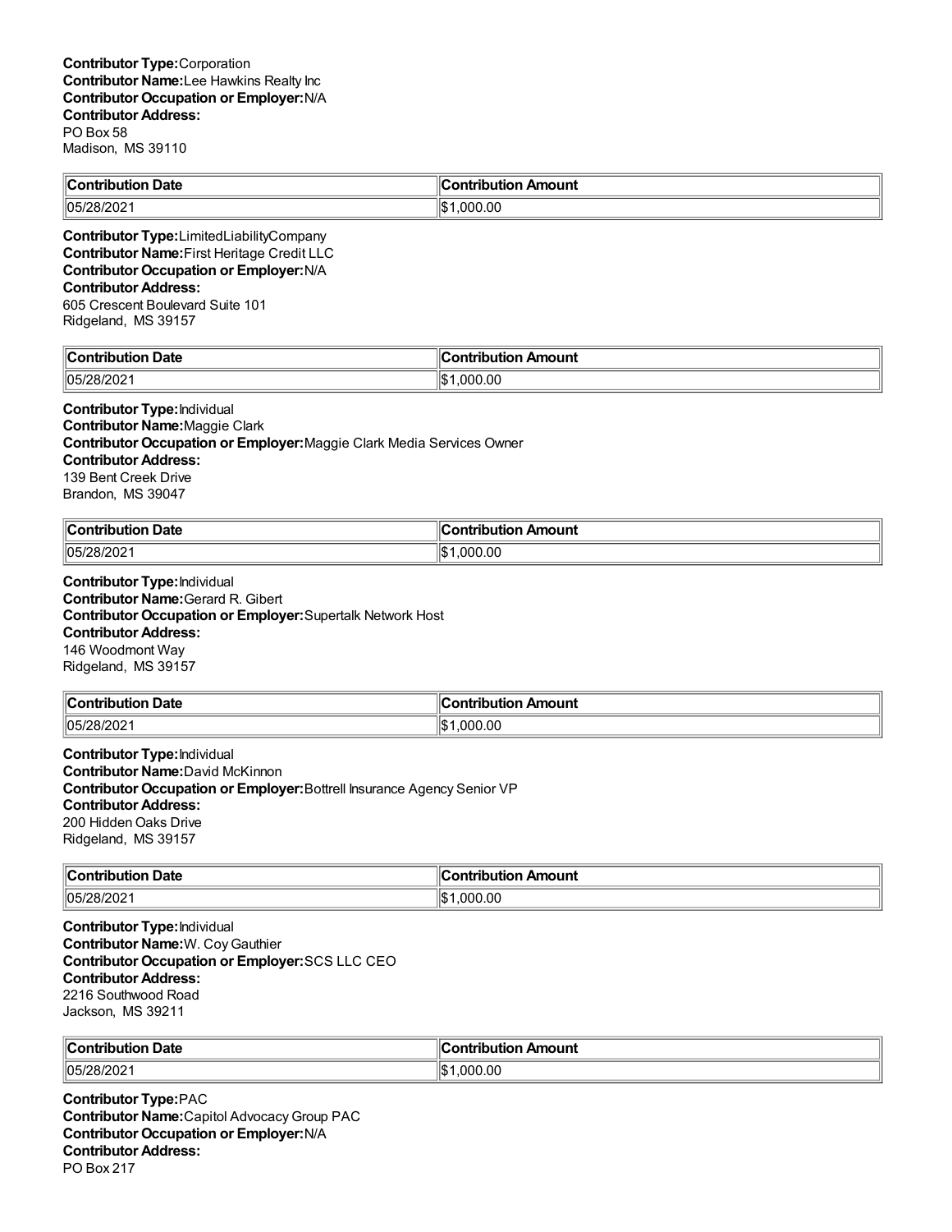**Contributor Type:** Corporation
**Contributor Name:** Lee Hawkins Realty Inc
**Contributor Occupation or Employer:** N/A
**Contributor Address:**
PO Box 58
Madison, MS 39110

| Contribution Date | Contribution Amount |
| --- | --- |
| 05/28/2021 | $1,000.00 |

**Contributor Type:** LimitedLiabilityCompany
**Contributor Name:** First Heritage Credit LLC
**Contributor Occupation or Employer:** N/A
**Contributor Address:**
605 Crescent Boulevard Suite 101
Ridgeland, MS 39157

| Contribution Date | Contribution Amount |
| --- | --- |
| 05/28/2021 | $1,000.00 |

**Contributor Type:** Individual
**Contributor Name:** Maggie Clark
**Contributor Occupation or Employer:** Maggie Clark Media Services Owner
**Contributor Address:**
139 Bent Creek Drive
Brandon, MS 39047

| Contribution Date | Contribution Amount |
| --- | --- |
| 05/28/2021 | $1,000.00 |

**Contributor Type:** Individual
**Contributor Name:** Gerard R. Gibert
**Contributor Occupation or Employer:** Supertalk Network Host
**Contributor Address:**
146 Woodmont Way
Ridgeland, MS 39157

| Contribution Date | Contribution Amount |
| --- | --- |
| 05/28/2021 | $1,000.00 |

**Contributor Type:** Individual
**Contributor Name:** David McKinnon
**Contributor Occupation or Employer:** Bottrell Insurance Agency Senior VP
**Contributor Address:**
200 Hidden Oaks Drive
Ridgeland, MS 39157

| Contribution Date | Contribution Amount |
| --- | --- |
| 05/28/2021 | $1,000.00 |

**Contributor Type:** Individual
**Contributor Name:** W. Coy Gauthier
**Contributor Occupation or Employer:** SCS LLC CEO
**Contributor Address:**
2216 Southwood Road
Jackson, MS 39211

| Contribution Date | Contribution Amount |
| --- | --- |
| 05/28/2021 | $1,000.00 |

**Contributor Type:** PAC
**Contributor Name:** Capitol Advocacy Group PAC
**Contributor Occupation or Employer:** N/A
**Contributor Address:**
PO Box 217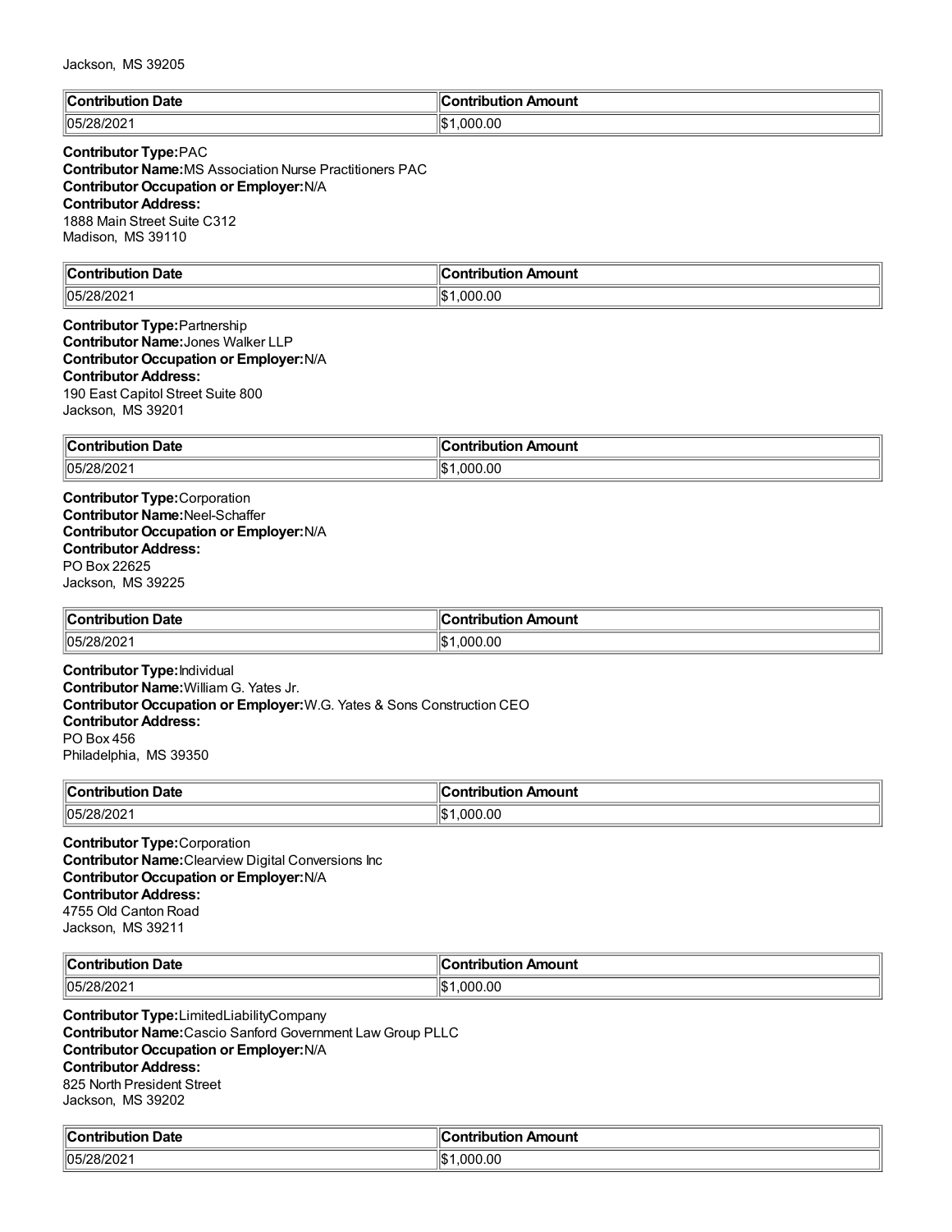Jackson, MS 39205

| Contribution Date | Contribution Amount |
|---|---|
| 05/28/2021 | $1,000.00 |

**Contributor Type:** PAC
**Contributor Name:** MS Association Nurse Practitioners PAC
**Contributor Occupation or Employer:** N/A
**Contributor Address:**
1888 Main Street Suite C312
Madison, MS 39110

| Contribution Date | Contribution Amount |
|---|---|
| 05/28/2021 | $1,000.00 |

**Contributor Type:** Partnership
**Contributor Name:** Jones Walker LLP
**Contributor Occupation or Employer:** N/A
**Contributor Address:**
190 East Capitol Street Suite 800
Jackson, MS 39201

| Contribution Date | Contribution Amount |
|---|---|
| 05/28/2021 | $1,000.00 |

**Contributor Type:** Corporation
**Contributor Name:** Neel-Schaffer
**Contributor Occupation or Employer:** N/A
**Contributor Address:**
PO Box 22625
Jackson, MS 39225

| Contribution Date | Contribution Amount |
|---|---|
| 05/28/2021 | $1,000.00 |

**Contributor Type:** Individual
**Contributor Name:** William G. Yates Jr.
**Contributor Occupation or Employer:** W.G. Yates & Sons Construction CEO
**Contributor Address:**
PO Box 456
Philadelphia, MS 39350

| Contribution Date | Contribution Amount |
|---|---|
| 05/28/2021 | $1,000.00 |

**Contributor Type:** Corporation
**Contributor Name:** Clearview Digital Conversions Inc
**Contributor Occupation or Employer:** N/A
**Contributor Address:**
4755 Old Canton Road
Jackson, MS 39211

| Contribution Date | Contribution Amount |
|---|---|
| 05/28/2021 | $1,000.00 |

**Contributor Type:** LimitedLiabilityCompany
**Contributor Name:** Cascio Sanford Government Law Group PLLC
**Contributor Occupation or Employer:** N/A
**Contributor Address:**
825 North President Street
Jackson, MS 39202

| Contribution Date | Contribution Amount |
|---|---|
| 05/28/2021 | $1,000.00 |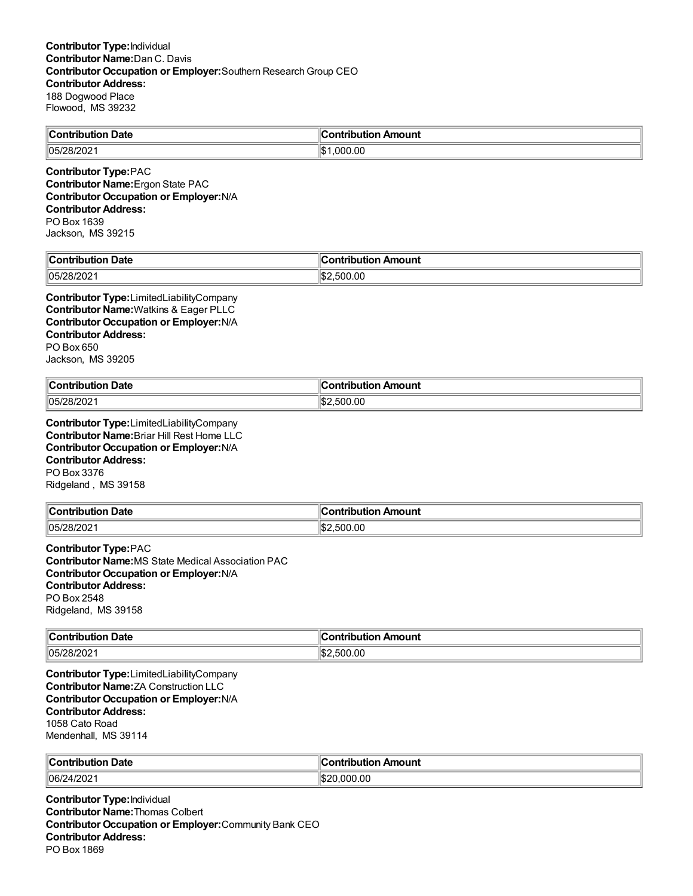**Contributor Type:** Individual
**Contributor Name:** Dan C. Davis
**Contributor Occupation or Employer:** Southern Research Group CEO
**Contributor Address:**
188 Dogwood Place
Flowood, MS 39232

| Contribution Date | Contribution Amount |
|---|---|
| 05/28/2021 | $1,000.00 |

**Contributor Type:** PAC
**Contributor Name:** Ergon State PAC
**Contributor Occupation or Employer:** N/A
**Contributor Address:**
PO Box 1639
Jackson, MS 39215

| Contribution Date | Contribution Amount |
|---|---|
| 05/28/2021 | $2,500.00 |

**Contributor Type:** LimitedLiabilityCompany
**Contributor Name:** Watkins & Eager PLLC
**Contributor Occupation or Employer:** N/A
**Contributor Address:**
PO Box 650
Jackson, MS 39205

| Contribution Date | Contribution Amount |
|---|---|
| 05/28/2021 | $2,500.00 |

**Contributor Type:** LimitedLiabilityCompany
**Contributor Name:** Briar Hill Rest Home LLC
**Contributor Occupation or Employer:** N/A
**Contributor Address:**
PO Box 3376
Ridgeland , MS 39158

| Contribution Date | Contribution Amount |
|---|---|
| 05/28/2021 | $2,500.00 |

**Contributor Type:** PAC
**Contributor Name:** MS State Medical Association PAC
**Contributor Occupation or Employer:** N/A
**Contributor Address:**
PO Box 2548
Ridgeland, MS 39158

| Contribution Date | Contribution Amount |
|---|---|
| 05/28/2021 | $2,500.00 |

**Contributor Type:** LimitedLiabilityCompany
**Contributor Name:** ZA Construction LLC
**Contributor Occupation or Employer:** N/A
**Contributor Address:**
1058 Cato Road
Mendenhall, MS 39114

| Contribution Date | Contribution Amount |
|---|---|
| 06/24/2021 | $20,000.00 |

**Contributor Type:** Individual
**Contributor Name:** Thomas Colbert
**Contributor Occupation or Employer:** Community Bank CEO
**Contributor Address:**
PO Box 1869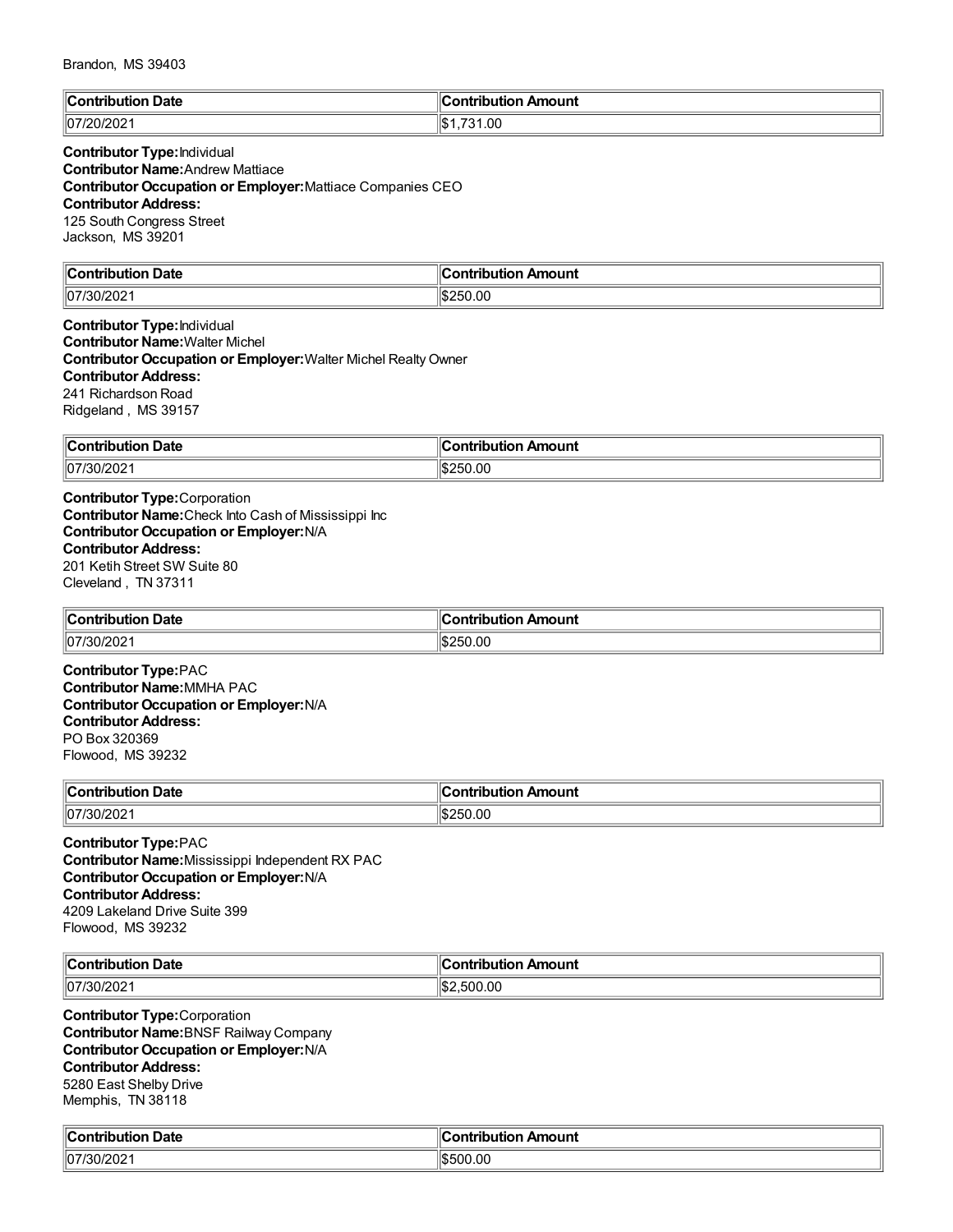Brandon, MS 39403

| Contribution Date | Contribution Amount |
|---|---|
| 07/20/2021 | $1,731.00 |

**Contributor Type:** Individual
**Contributor Name:** Andrew Mattiace
**Contributor Occupation or Employer:** Mattiace Companies CEO
**Contributor Address:**
125 South Congress Street
Jackson, MS 39201

| Contribution Date | Contribution Amount |
|---|---|
| 07/30/2021 | $250.00 |

**Contributor Type:** Individual
**Contributor Name:** Walter Michel
**Contributor Occupation or Employer:** Walter Michel Realty Owner
**Contributor Address:**
241 Richardson Road
Ridgeland , MS 39157

| Contribution Date | Contribution Amount |
|---|---|
| 07/30/2021 | $250.00 |

**Contributor Type:** Corporation
**Contributor Name:** Check Into Cash of Mississippi Inc
**Contributor Occupation or Employer:** N/A
**Contributor Address:**
201 Ketih Street SW Suite 80
Cleveland , TN 37311

| Contribution Date | Contribution Amount |
|---|---|
| 07/30/2021 | $250.00 |

**Contributor Type:** PAC
**Contributor Name:** MMHA PAC
**Contributor Occupation or Employer:** N/A
**Contributor Address:**
PO Box 320369
Flowood, MS 39232

| Contribution Date | Contribution Amount |
|---|---|
| 07/30/2021 | $250.00 |

**Contributor Type:** PAC
**Contributor Name:** Mississippi Independent RX PAC
**Contributor Occupation or Employer:** N/A
**Contributor Address:**
4209 Lakeland Drive Suite 399
Flowood, MS 39232

| Contribution Date | Contribution Amount |
|---|---|
| 07/30/2021 | $2,500.00 |

**Contributor Type:** Corporation
**Contributor Name:** BNSF Railway Company
**Contributor Occupation or Employer:** N/A
**Contributor Address:**
5280 East Shelby Drive
Memphis, TN 38118

| Contribution Date | Contribution Amount |
|---|---|
| 07/30/2021 | $500.00 |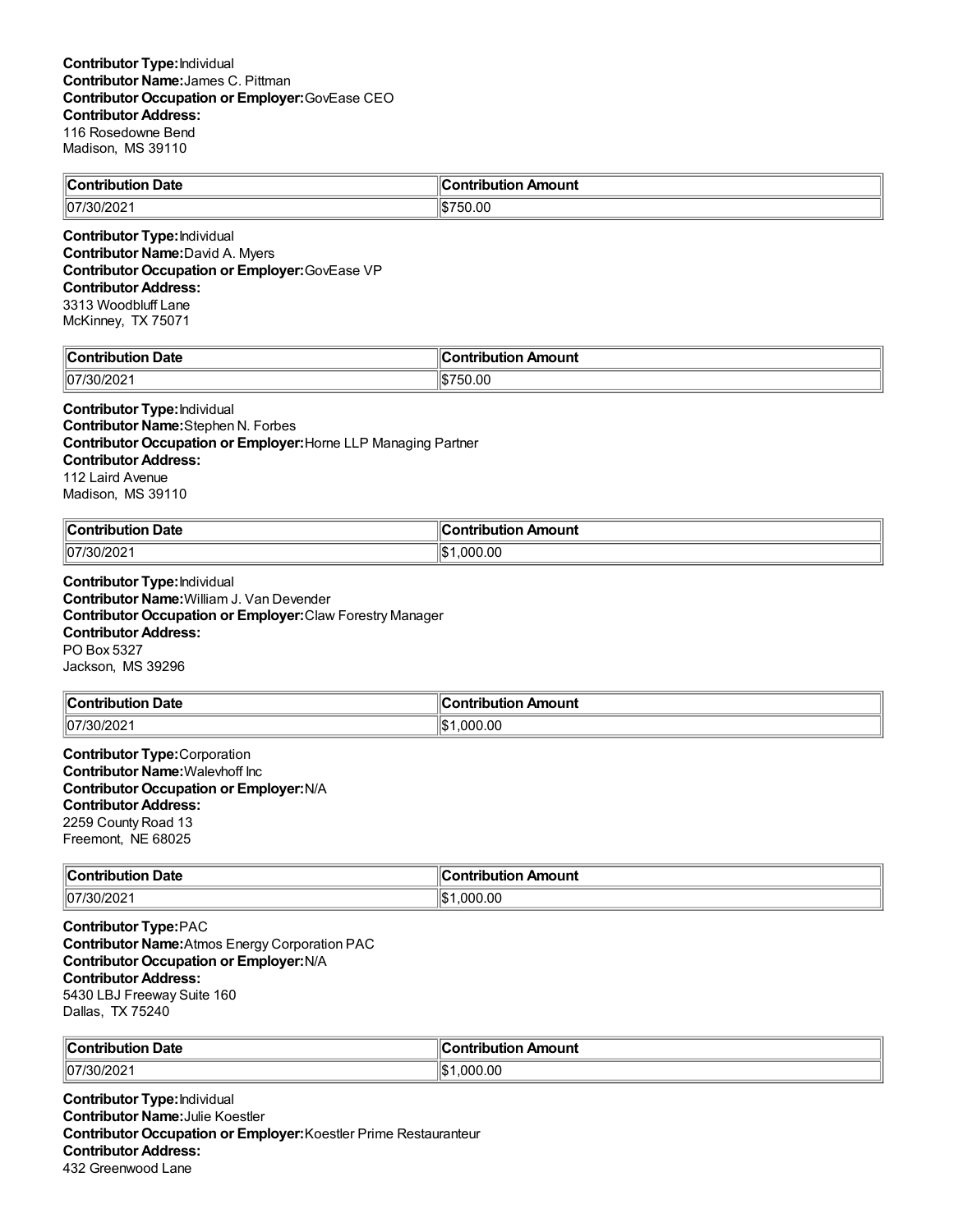**Contributor Type:** Individual
**Contributor Name:** James C. Pittman
**Contributor Occupation or Employer:** GovEase CEO
**Contributor Address:**
116 Rosedowne Bend
Madison, MS 39110

| Contribution Date | Contribution Amount |
|---|---|
| 07/30/2021 | $750.00 |

**Contributor Type:** Individual
**Contributor Name:** David A. Myers
**Contributor Occupation or Employer:** GovEase VP
**Contributor Address:**
3313 Woodbluff Lane
McKinney, TX 75071

| Contribution Date | Contribution Amount |
|---|---|
| 07/30/2021 | $750.00 |

**Contributor Type:** Individual
**Contributor Name:** Stephen N. Forbes
**Contributor Occupation or Employer:** Horne LLP Managing Partner
**Contributor Address:**
112 Laird Avenue
Madison, MS 39110

| Contribution Date | Contribution Amount |
|---|---|
| 07/30/2021 | $1,000.00 |

**Contributor Type:** Individual
**Contributor Name:** William J. Van Devender
**Contributor Occupation or Employer:** Claw Forestry Manager
**Contributor Address:**
PO Box 5327
Jackson, MS 39296

| Contribution Date | Contribution Amount |
|---|---|
| 07/30/2021 | $1,000.00 |

**Contributor Type:** Corporation
**Contributor Name:** Walevhoff Inc
**Contributor Occupation or Employer:** N/A
**Contributor Address:**
2259 County Road 13
Freemont, NE 68025

| Contribution Date | Contribution Amount |
|---|---|
| 07/30/2021 | $1,000.00 |

**Contributor Type:** PAC
**Contributor Name:** Atmos Energy Corporation PAC
**Contributor Occupation or Employer:** N/A
**Contributor Address:**
5430 LBJ Freeway Suite 160
Dallas, TX 75240

| Contribution Date | Contribution Amount |
|---|---|
| 07/30/2021 | $1,000.00 |

**Contributor Type:** Individual
**Contributor Name:** Julie Koestler
**Contributor Occupation or Employer:** Koestler Prime Restauranteur
**Contributor Address:**
432 Greenwood Lane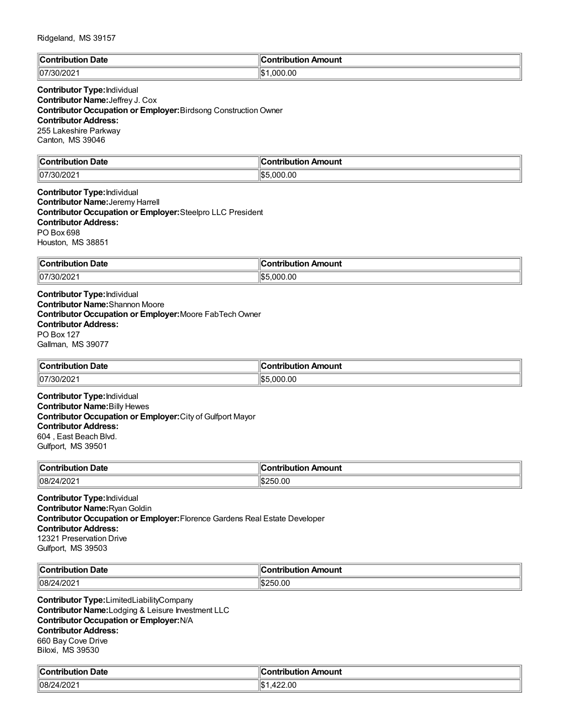Ridgeland, MS 39157

| Contribution Date | Contribution Amount |
|---|---|
| 07/30/2021 | $1,000.00 |

**Contributor Type:** Individual
**Contributor Name:** Jeffrey J. Cox
**Contributor Occupation or Employer:** Birdsong Construction Owner
**Contributor Address:**
255 Lakeshire Parkway
Canton, MS 39046

| Contribution Date | Contribution Amount |
|---|---|
| 07/30/2021 | $5,000.00 |

**Contributor Type:** Individual
**Contributor Name:** Jeremy Harrell
**Contributor Occupation or Employer:** Steelpro LLC President
**Contributor Address:**
PO Box 698
Houston, MS 38851

| Contribution Date | Contribution Amount |
|---|---|
| 07/30/2021 | $5,000.00 |

**Contributor Type:** Individual
**Contributor Name:** Shannon Moore
**Contributor Occupation or Employer:** Moore FabTech Owner
**Contributor Address:**
PO Box 127
Gallman, MS 39077

| Contribution Date | Contribution Amount |
|---|---|
| 07/30/2021 | $5,000.00 |

**Contributor Type:** Individual
**Contributor Name:** Billy Hewes
**Contributor Occupation or Employer:** City of Gulfport Mayor
**Contributor Address:**
604 , East Beach Blvd.
Gulfport, MS 39501

| Contribution Date | Contribution Amount |
|---|---|
| 08/24/2021 | $250.00 |

**Contributor Type:** Individual
**Contributor Name:** Ryan Goldin
**Contributor Occupation or Employer:** Florence Gardens Real Estate Developer
**Contributor Address:**
12321 Preservation Drive
Gulfport, MS 39503

| Contribution Date | Contribution Amount |
|---|---|
| 08/24/2021 | $250.00 |

**Contributor Type:** LimitedLiabilityCompany
**Contributor Name:** Lodging & Leisure Investment LLC
**Contributor Occupation or Employer:** N/A
**Contributor Address:**
660 Bay Cove Drive
Biloxi, MS 39530

| Contribution Date | Contribution Amount |
|---|---|
| 08/24/2021 | $1,422.00 |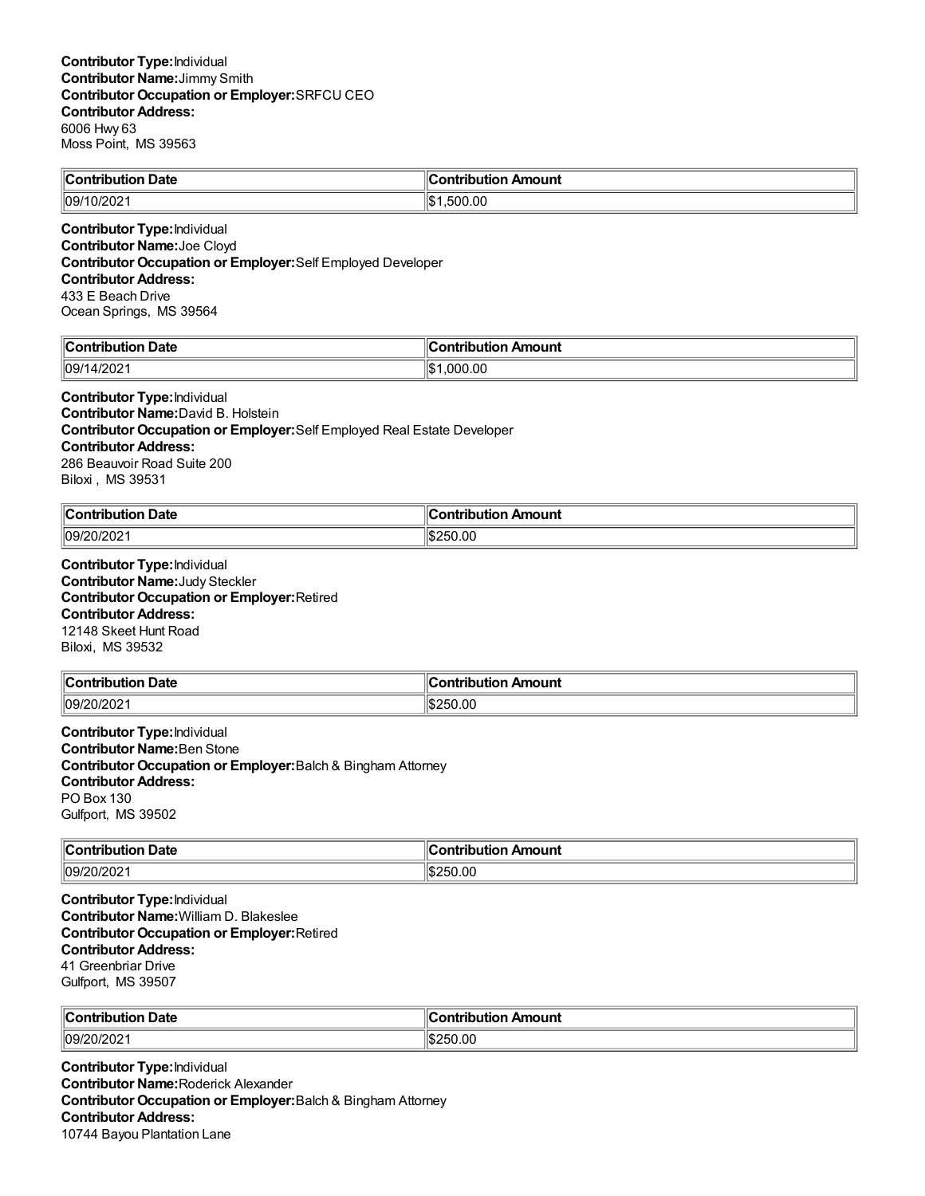**Contributor Type:** Individual
**Contributor Name:** Jimmy Smith
**Contributor Occupation or Employer:** SRFCU CEO
**Contributor Address:**
6006 Hwy 63
Moss Point, MS 39563

| Contribution Date | Contribution Amount |
|---|---|
| 09/10/2021 | $1,500.00 |

**Contributor Type:** Individual
**Contributor Name:** Joe Cloyd
**Contributor Occupation or Employer:** Self Employed Developer
**Contributor Address:**
433 E Beach Drive
Ocean Springs, MS 39564

| Contribution Date | Contribution Amount |
|---|---|
| 09/14/2021 | $1,000.00 |

**Contributor Type:** Individual
**Contributor Name:** David B. Holstein
**Contributor Occupation or Employer:** Self Employed Real Estate Developer
**Contributor Address:**
286 Beauvoir Road Suite 200
Biloxi , MS 39531

| Contribution Date | Contribution Amount |
|---|---|
| 09/20/2021 | $250.00 |

**Contributor Type:** Individual
**Contributor Name:** Judy Steckler
**Contributor Occupation or Employer:** Retired
**Contributor Address:**
12148 Skeet Hunt Road
Biloxi, MS 39532

| Contribution Date | Contribution Amount |
|---|---|
| 09/20/2021 | $250.00 |

**Contributor Type:** Individual
**Contributor Name:** Ben Stone
**Contributor Occupation or Employer:** Balch & Bingham Attorney
**Contributor Address:**
PO Box 130
Gulfport, MS 39502

| Contribution Date | Contribution Amount |
|---|---|
| 09/20/2021 | $250.00 |

**Contributor Type:** Individual
**Contributor Name:** William D. Blakeslee
**Contributor Occupation or Employer:** Retired
**Contributor Address:**
41 Greenbriar Drive
Gulfport, MS 39507

| Contribution Date | Contribution Amount |
|---|---|
| 09/20/2021 | $250.00 |

**Contributor Type:** Individual
**Contributor Name:** Roderick Alexander
**Contributor Occupation or Employer:** Balch & Bingham Attorney
**Contributor Address:**
10744 Bayou Plantation Lane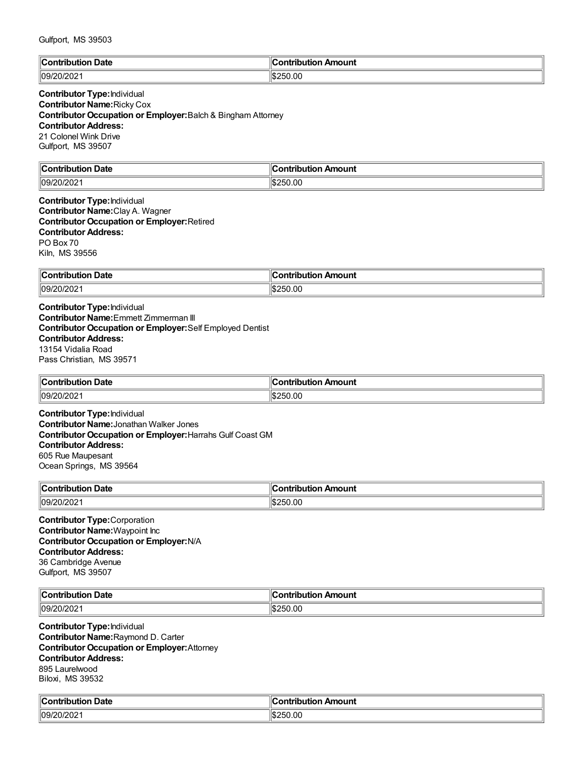Gulfport, MS 39503

| Contribution Date | Contribution Amount |
| --- | --- |
| 09/20/2021 | $250.00 |

**Contributor Type:** Individual
**Contributor Name:** Ricky Cox
**Contributor Occupation or Employer:** Balch & Bingham Attorney
**Contributor Address:**
21 Colonel Wink Drive
Gulfport, MS 39507

| Contribution Date | Contribution Amount |
| --- | --- |
| 09/20/2021 | $250.00 |

**Contributor Type:** Individual
**Contributor Name:** Clay A. Wagner
**Contributor Occupation or Employer:** Retired
**Contributor Address:**
PO Box 70
Kiln, MS 39556

| Contribution Date | Contribution Amount |
| --- | --- |
| 09/20/2021 | $250.00 |

**Contributor Type:** Individual
**Contributor Name:** Emmett Zimmerman III
**Contributor Occupation or Employer:** Self Employed Dentist
**Contributor Address:**
13154 Vidalia Road
Pass Christian, MS 39571

| Contribution Date | Contribution Amount |
| --- | --- |
| 09/20/2021 | $250.00 |

**Contributor Type:** Individual
**Contributor Name:** Jonathan Walker Jones
**Contributor Occupation or Employer:** Harrahs Gulf Coast GM
**Contributor Address:**
605 Rue Maupesant
Ocean Springs, MS 39564

| Contribution Date | Contribution Amount |
| --- | --- |
| 09/20/2021 | $250.00 |

**Contributor Type:** Corporation
**Contributor Name:** Waypoint Inc
**Contributor Occupation or Employer:** N/A
**Contributor Address:**
36 Cambridge Avenue
Gulfport, MS 39507

| Contribution Date | Contribution Amount |
| --- | --- |
| 09/20/2021 | $250.00 |

**Contributor Type:** Individual
**Contributor Name:** Raymond D. Carter
**Contributor Occupation or Employer:** Attorney
**Contributor Address:**
895 Laurelwood
Biloxi, MS 39532

| Contribution Date | Contribution Amount |
| --- | --- |
| 09/20/2021 | $250.00 |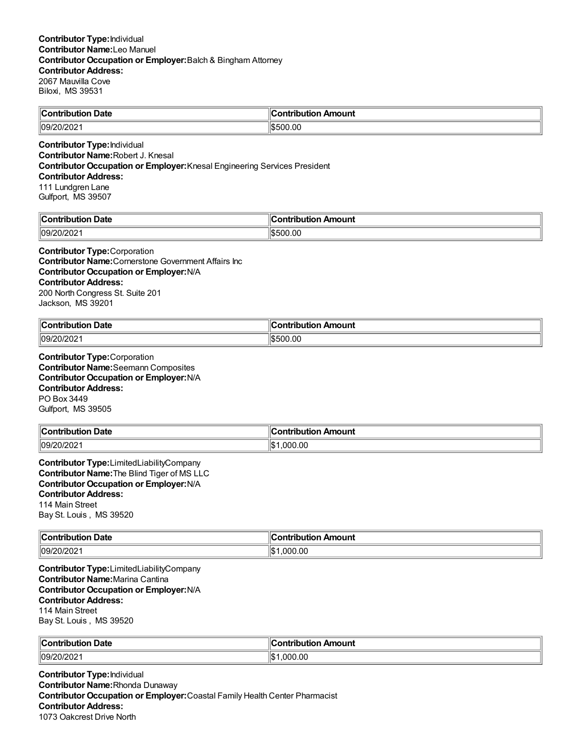**Contributor Type:** Individual
**Contributor Name:** Leo Manuel
**Contributor Occupation or Employer:** Balch & Bingham Attorney
**Contributor Address:**
2067 Mauvilla Cove
Biloxi, MS 39531

| Contribution Date | Contribution Amount |
|---|---|
| 09/20/2021 | $500.00 |

**Contributor Type:** Individual
**Contributor Name:** Robert J. Knesal
**Contributor Occupation or Employer:** Knesal Engineering Services President
**Contributor Address:**
111 Lundgren Lane
Gulfport, MS 39507

| Contribution Date | Contribution Amount |
|---|---|
| 09/20/2021 | $500.00 |

**Contributor Type:** Corporation
**Contributor Name:** Cornerstone Government Affairs Inc
**Contributor Occupation or Employer:** N/A
**Contributor Address:**
200 North Congress St. Suite 201
Jackson, MS 39201

| Contribution Date | Contribution Amount |
|---|---|
| 09/20/2021 | $500.00 |

**Contributor Type:** Corporation
**Contributor Name:** Seemann Composites
**Contributor Occupation or Employer:** N/A
**Contributor Address:**
PO Box 3449
Gulfport, MS 39505

| Contribution Date | Contribution Amount |
|---|---|
| 09/20/2021 | $1,000.00 |

**Contributor Type:** LimitedLiabilityCompany
**Contributor Name:** The Blind Tiger of MS LLC
**Contributor Occupation or Employer:** N/A
**Contributor Address:**
114 Main Street
Bay St. Louis , MS 39520

| Contribution Date | Contribution Amount |
|---|---|
| 09/20/2021 | $1,000.00 |

**Contributor Type:** LimitedLiabilityCompany
**Contributor Name:** Marina Cantina
**Contributor Occupation or Employer:** N/A
**Contributor Address:**
114 Main Street
Bay St. Louis , MS 39520

| Contribution Date | Contribution Amount |
|---|---|
| 09/20/2021 | $1,000.00 |

**Contributor Type:** Individual
**Contributor Name:** Rhonda Dunaway
**Contributor Occupation or Employer:** Coastal Family Health Center Pharmacist
**Contributor Address:**
1073 Oakcrest Drive North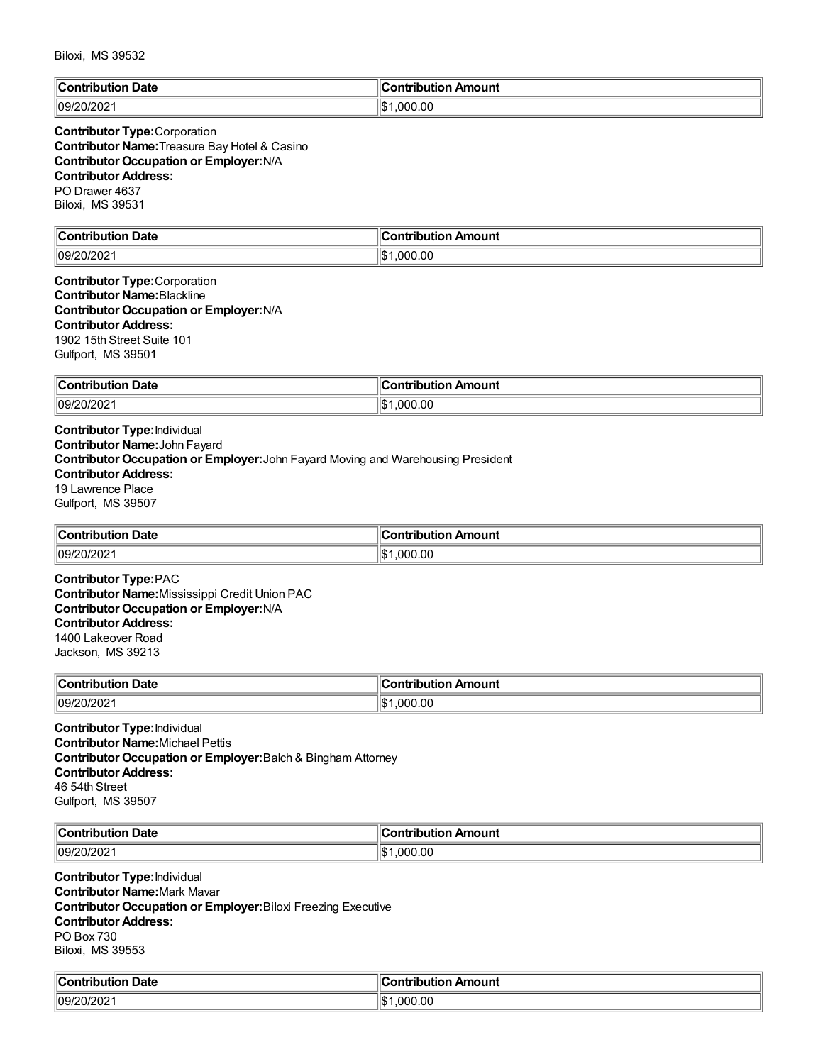Biloxi, MS 39532

| Contribution Date | Contribution Amount |
|---|---|
| 09/20/2021 | $1,000.00 |

**Contributor Type:** Corporation
**Contributor Name:** Treasure Bay Hotel & Casino
**Contributor Occupation or Employer:** N/A
**Contributor Address:**
PO Drawer 4637
Biloxi, MS 39531

| Contribution Date | Contribution Amount |
|---|---|
| 09/20/2021 | $1,000.00 |

**Contributor Type:** Corporation
**Contributor Name:** Blackline
**Contributor Occupation or Employer:** N/A
**Contributor Address:**
1902 15th Street Suite 101
Gulfport, MS 39501

| Contribution Date | Contribution Amount |
|---|---|
| 09/20/2021 | $1,000.00 |

**Contributor Type:** Individual
**Contributor Name:** John Fayard
**Contributor Occupation or Employer:** John Fayard Moving and Warehousing President
**Contributor Address:**
19 Lawrence Place
Gulfport, MS 39507

| Contribution Date | Contribution Amount |
|---|---|
| 09/20/2021 | $1,000.00 |

**Contributor Type:** PAC
**Contributor Name:** Mississippi Credit Union PAC
**Contributor Occupation or Employer:** N/A
**Contributor Address:**
1400 Lakeover Road
Jackson, MS 39213

| Contribution Date | Contribution Amount |
|---|---|
| 09/20/2021 | $1,000.00 |

**Contributor Type:** Individual
**Contributor Name:** Michael Pettis
**Contributor Occupation or Employer:** Balch & Bingham Attorney
**Contributor Address:**
46 54th Street
Gulfport, MS 39507

| Contribution Date | Contribution Amount |
|---|---|
| 09/20/2021 | $1,000.00 |

**Contributor Type:** Individual
**Contributor Name:** Mark Mavar
**Contributor Occupation or Employer:** Biloxi Freezing Executive
**Contributor Address:**
PO Box 730
Biloxi, MS 39553

| Contribution Date | Contribution Amount |
|---|---|
| 09/20/2021 | $1,000.00 |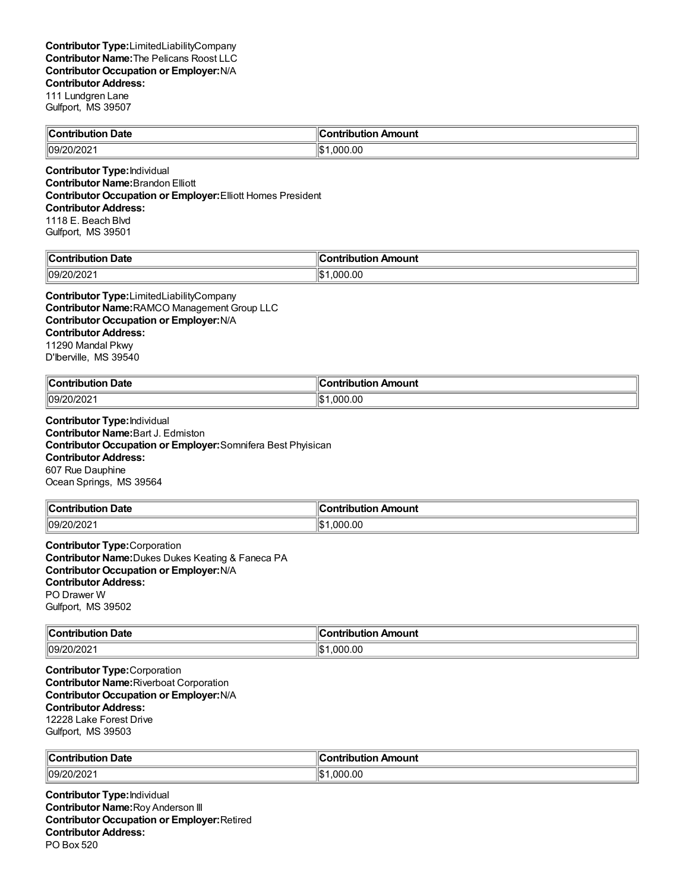**Contributor Type:** LimitedLiabilityCompany
**Contributor Name:** The Pelicans Roost LLC
**Contributor Occupation or Employer:** N/A
**Contributor Address:**
111 Lundgren Lane
Gulfport, MS 39507

| Contribution Date | Contribution Amount |
|---|---|
| 09/20/2021 | $1,000.00 |

**Contributor Type:** Individual
**Contributor Name:** Brandon Elliott
**Contributor Occupation or Employer:** Elliott Homes President
**Contributor Address:**
1118 E. Beach Blvd
Gulfport, MS 39501

| Contribution Date | Contribution Amount |
|---|---|
| 09/20/2021 | $1,000.00 |

**Contributor Type:** LimitedLiabilityCompany
**Contributor Name:** RAMCO Management Group LLC
**Contributor Occupation or Employer:** N/A
**Contributor Address:**
11290 Mandal Pkwy
D'Iberville, MS 39540

| Contribution Date | Contribution Amount |
|---|---|
| 09/20/2021 | $1,000.00 |

**Contributor Type:** Individual
**Contributor Name:** Bart J. Edmiston
**Contributor Occupation or Employer:** Somnifera Best Phyisican
**Contributor Address:**
607 Rue Dauphine
Ocean Springs, MS 39564

| Contribution Date | Contribution Amount |
|---|---|
| 09/20/2021 | $1,000.00 |

**Contributor Type:** Corporation
**Contributor Name:** Dukes Dukes Keating & Faneca PA
**Contributor Occupation or Employer:** N/A
**Contributor Address:**
PO Drawer W
Gulfport, MS 39502

| Contribution Date | Contribution Amount |
|---|---|
| 09/20/2021 | $1,000.00 |

**Contributor Type:** Corporation
**Contributor Name:** Riverboat Corporation
**Contributor Occupation or Employer:** N/A
**Contributor Address:**
12228 Lake Forest Drive
Gulfport, MS 39503

| Contribution Date | Contribution Amount |
|---|---|
| 09/20/2021 | $1,000.00 |

**Contributor Type:** Individual
**Contributor Name:** Roy Anderson III
**Contributor Occupation or Employer:** Retired
**Contributor Address:**
PO Box 520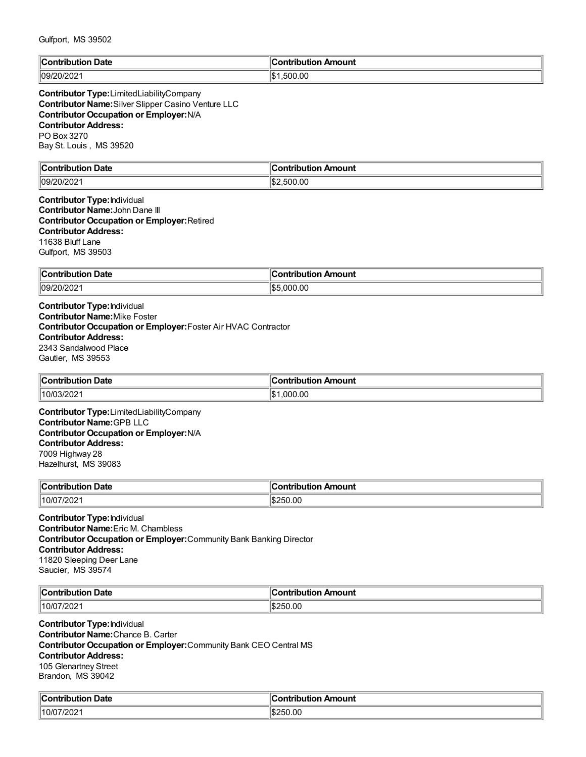Gulfport, MS 39502

| Contribution Date | Contribution Amount |
| --- | --- |
| 09/20/2021 | $1,500.00 |

**Contributor Type:** LimitedLiabilityCompany
**Contributor Name:** Silver Slipper Casino Venture LLC
**Contributor Occupation or Employer:** N/A
**Contributor Address:**
PO Box 3270
Bay St. Louis , MS 39520

| Contribution Date | Contribution Amount |
| --- | --- |
| 09/20/2021 | $2,500.00 |

**Contributor Type:** Individual
**Contributor Name:** John Dane III
**Contributor Occupation or Employer:** Retired
**Contributor Address:**
11638 Bluff Lane
Gulfport, MS 39503

| Contribution Date | Contribution Amount |
| --- | --- |
| 09/20/2021 | $5,000.00 |

**Contributor Type:** Individual
**Contributor Name:** Mike Foster
**Contributor Occupation or Employer:** Foster Air HVAC Contractor
**Contributor Address:**
2343 Sandalwood Place
Gautier, MS 39553

| Contribution Date | Contribution Amount |
| --- | --- |
| 10/03/2021 | $1,000.00 |

**Contributor Type:** LimitedLiabilityCompany
**Contributor Name:** GPB LLC
**Contributor Occupation or Employer:** N/A
**Contributor Address:**
7009 Highway 28
Hazelhurst, MS 39083

| Contribution Date | Contribution Amount |
| --- | --- |
| 10/07/2021 | $250.00 |

**Contributor Type:** Individual
**Contributor Name:** Eric M. Chambless
**Contributor Occupation or Employer:** Community Bank Banking Director
**Contributor Address:**
11820 Sleeping Deer Lane
Saucier, MS 39574

| Contribution Date | Contribution Amount |
| --- | --- |
| 10/07/2021 | $250.00 |

**Contributor Type:** Individual
**Contributor Name:** Chance B. Carter
**Contributor Occupation or Employer:** Community Bank CEO Central MS
**Contributor Address:**
105 Glenartney Street
Brandon, MS 39042

| Contribution Date | Contribution Amount |
| --- | --- |
| 10/07/2021 | $250.00 |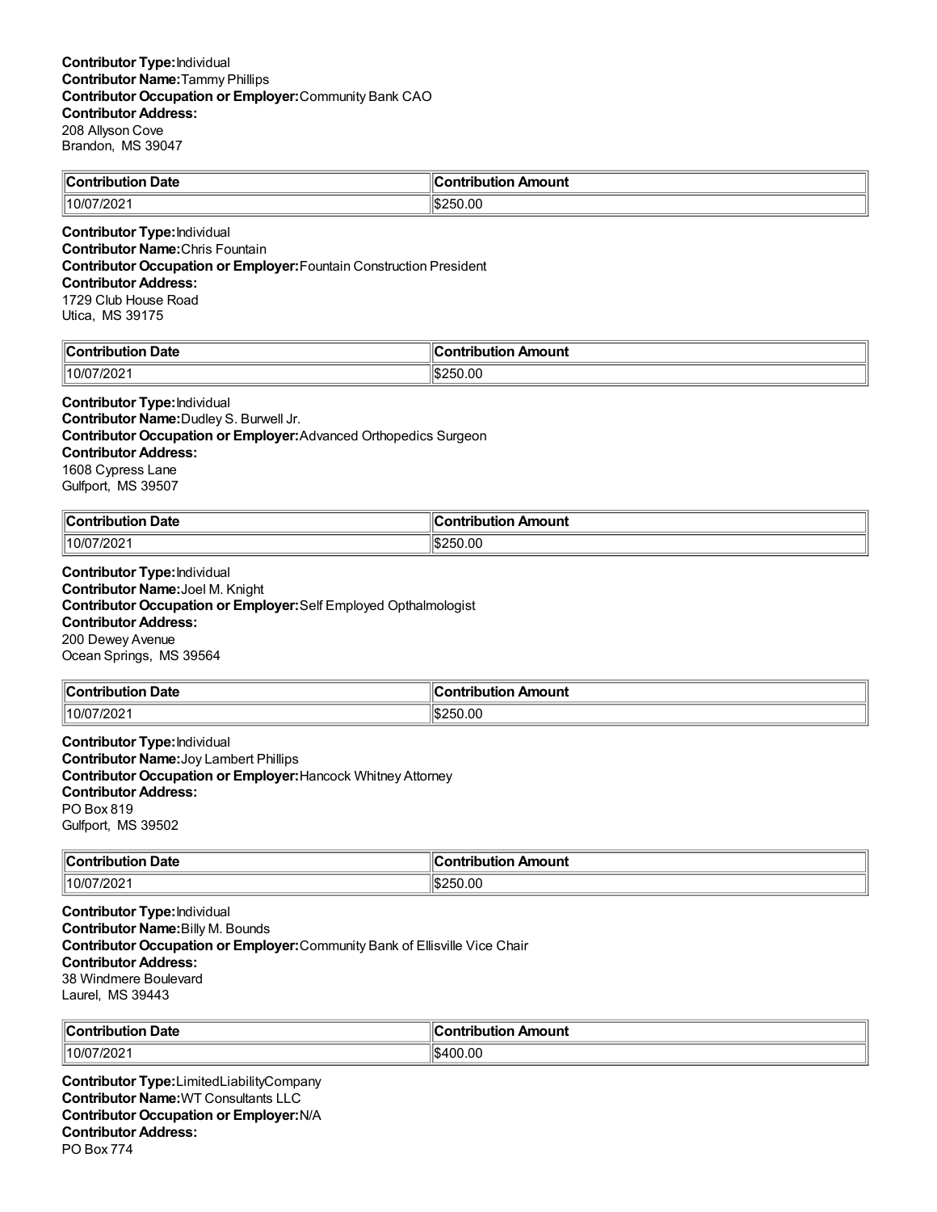**Contributor Type:** Individual
**Contributor Name:** Tammy Phillips
**Contributor Occupation or Employer:** Community Bank CAO
**Contributor Address:**
208 Allyson Cove
Brandon, MS 39047

| Contribution Date | Contribution Amount |
|---|---|
| 10/07/2021 | $250.00 |

**Contributor Type:** Individual
**Contributor Name:** Chris Fountain
**Contributor Occupation or Employer:** Fountain Construction President
**Contributor Address:**
1729 Club House Road
Utica, MS 39175

| Contribution Date | Contribution Amount |
|---|---|
| 10/07/2021 | $250.00 |

**Contributor Type:** Individual
**Contributor Name:** Dudley S. Burwell Jr.
**Contributor Occupation or Employer:** Advanced Orthopedics Surgeon
**Contributor Address:**
1608 Cypress Lane
Gulfport, MS 39507

| Contribution Date | Contribution Amount |
|---|---|
| 10/07/2021 | $250.00 |

**Contributor Type:** Individual
**Contributor Name:** Joel M. Knight
**Contributor Occupation or Employer:** Self Employed Opthalmologist
**Contributor Address:**
200 Dewey Avenue
Ocean Springs, MS 39564

| Contribution Date | Contribution Amount |
|---|---|
| 10/07/2021 | $250.00 |

**Contributor Type:** Individual
**Contributor Name:** Joy Lambert Phillips
**Contributor Occupation or Employer:** Hancock Whitney Attorney
**Contributor Address:**
PO Box 819
Gulfport, MS 39502

| Contribution Date | Contribution Amount |
|---|---|
| 10/07/2021 | $250.00 |

**Contributor Type:** Individual
**Contributor Name:** Billy M. Bounds
**Contributor Occupation or Employer:** Community Bank of Ellisville Vice Chair
**Contributor Address:**
38 Windmere Boulevard
Laurel, MS 39443

| Contribution Date | Contribution Amount |
|---|---|
| 10/07/2021 | $400.00 |

**Contributor Type:** LimitedLiabilityCompany
**Contributor Name:** WT Consultants LLC
**Contributor Occupation or Employer:** N/A
**Contributor Address:**
PO Box 774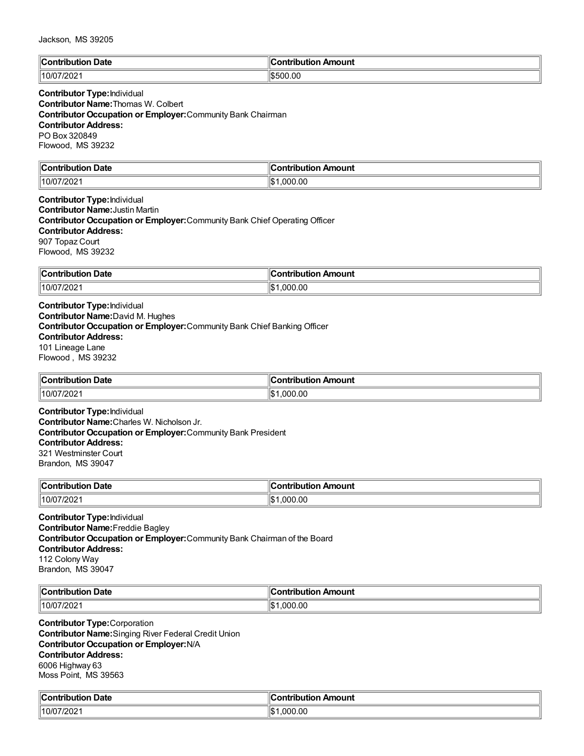Jackson, MS 39205

| Contribution Date | Contribution Amount |
| --- | --- |
| 10/07/2021 | $500.00 |

**Contributor Type:** Individual
**Contributor Name:** Thomas W. Colbert
**Contributor Occupation or Employer:** Community Bank Chairman
**Contributor Address:**
PO Box 320849
Flowood, MS 39232

| Contribution Date | Contribution Amount |
| --- | --- |
| 10/07/2021 | $1,000.00 |

**Contributor Type:** Individual
**Contributor Name:** Justin Martin
**Contributor Occupation or Employer:** Community Bank Chief Operating Officer
**Contributor Address:**
907 Topaz Court
Flowood, MS 39232

| Contribution Date | Contribution Amount |
| --- | --- |
| 10/07/2021 | $1,000.00 |

**Contributor Type:** Individual
**Contributor Name:** David M. Hughes
**Contributor Occupation or Employer:** Community Bank Chief Banking Officer
**Contributor Address:**
101 Lineage Lane
Flowood , MS 39232

| Contribution Date | Contribution Amount |
| --- | --- |
| 10/07/2021 | $1,000.00 |

**Contributor Type:** Individual
**Contributor Name:** Charles W. Nicholson Jr.
**Contributor Occupation or Employer:** Community Bank President
**Contributor Address:**
321 Westminster Court
Brandon, MS 39047

| Contribution Date | Contribution Amount |
| --- | --- |
| 10/07/2021 | $1,000.00 |

**Contributor Type:** Individual
**Contributor Name:** Freddie Bagley
**Contributor Occupation or Employer:** Community Bank Chairman of the Board
**Contributor Address:**
112 Colony Way
Brandon, MS 39047

| Contribution Date | Contribution Amount |
| --- | --- |
| 10/07/2021 | $1,000.00 |

**Contributor Type:** Corporation
**Contributor Name:** Singing River Federal Credit Union
**Contributor Occupation or Employer:** N/A
**Contributor Address:**
6006 Highway 63
Moss Point, MS 39563

| Contribution Date | Contribution Amount |
| --- | --- |
| 10/07/2021 | $1,000.00 |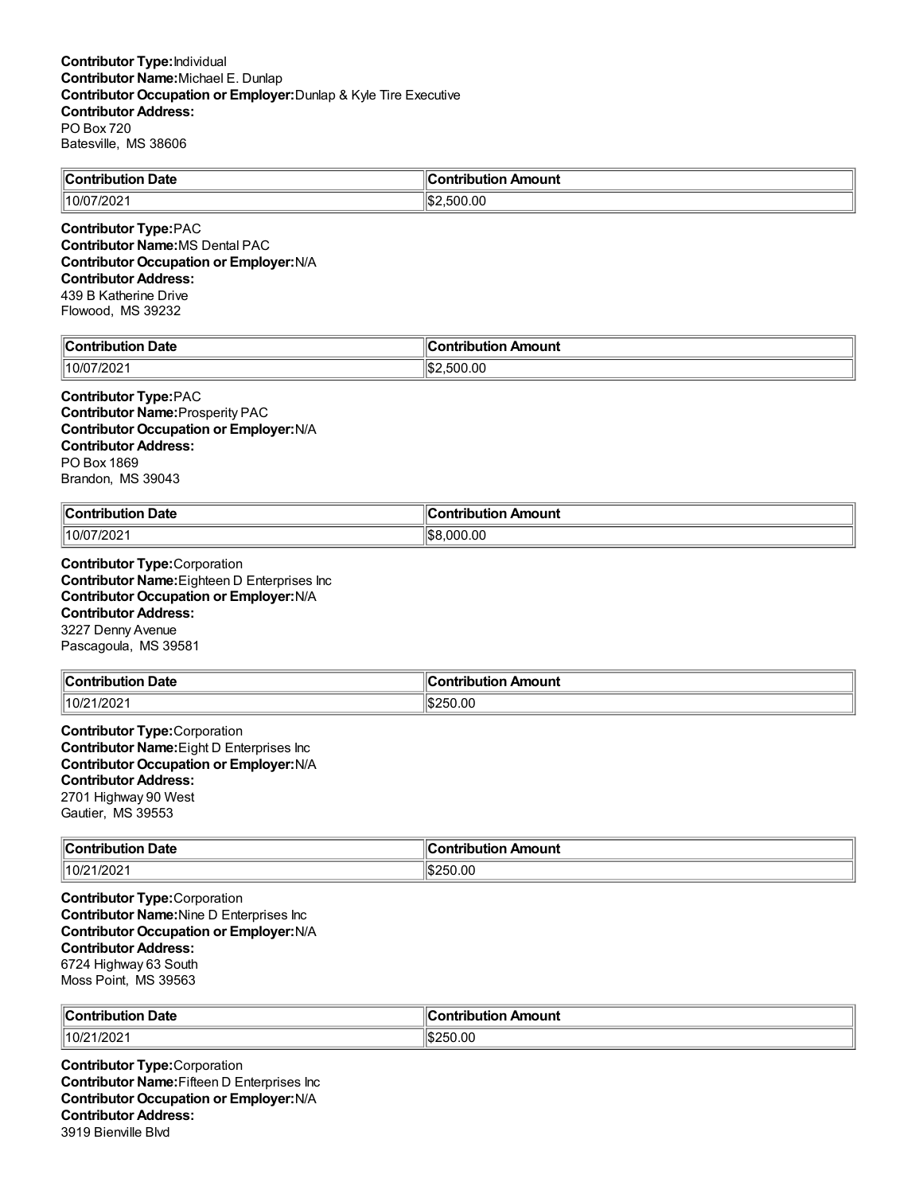**Contributor Type:** Individual
**Contributor Name:** Michael E. Dunlap
**Contributor Occupation or Employer:** Dunlap & Kyle Tire Executive
**Contributor Address:**
PO Box 720
Batesville, MS 38606

| Contribution Date | Contribution Amount |
| --- | --- |
| 10/07/2021 | $2,500.00 |

**Contributor Type:** PAC
**Contributor Name:** MS Dental PAC
**Contributor Occupation or Employer:** N/A
**Contributor Address:**
439 B Katherine Drive
Flowood, MS 39232

| Contribution Date | Contribution Amount |
| --- | --- |
| 10/07/2021 | $2,500.00 |

**Contributor Type:** PAC
**Contributor Name:** Prosperity PAC
**Contributor Occupation or Employer:** N/A
**Contributor Address:**
PO Box 1869
Brandon, MS 39043

| Contribution Date | Contribution Amount |
| --- | --- |
| 10/07/2021 | $8,000.00 |

**Contributor Type:** Corporation
**Contributor Name:** Eighteen D Enterprises Inc
**Contributor Occupation or Employer:** N/A
**Contributor Address:**
3227 Denny Avenue
Pascagoula, MS 39581

| Contribution Date | Contribution Amount |
| --- | --- |
| 10/21/2021 | $250.00 |

**Contributor Type:** Corporation
**Contributor Name:** Eight D Enterprises Inc
**Contributor Occupation or Employer:** N/A
**Contributor Address:**
2701 Highway 90 West
Gautier, MS 39553

| Contribution Date | Contribution Amount |
| --- | --- |
| 10/21/2021 | $250.00 |

**Contributor Type:** Corporation
**Contributor Name:** Nine D Enterprises Inc
**Contributor Occupation or Employer:** N/A
**Contributor Address:**
6724 Highway 63 South
Moss Point, MS 39563

| Contribution Date | Contribution Amount |
| --- | --- |
| 10/21/2021 | $250.00 |

**Contributor Type:** Corporation
**Contributor Name:** Fifteen D Enterprises Inc
**Contributor Occupation or Employer:** N/A
**Contributor Address:**
3919 Bienville Blvd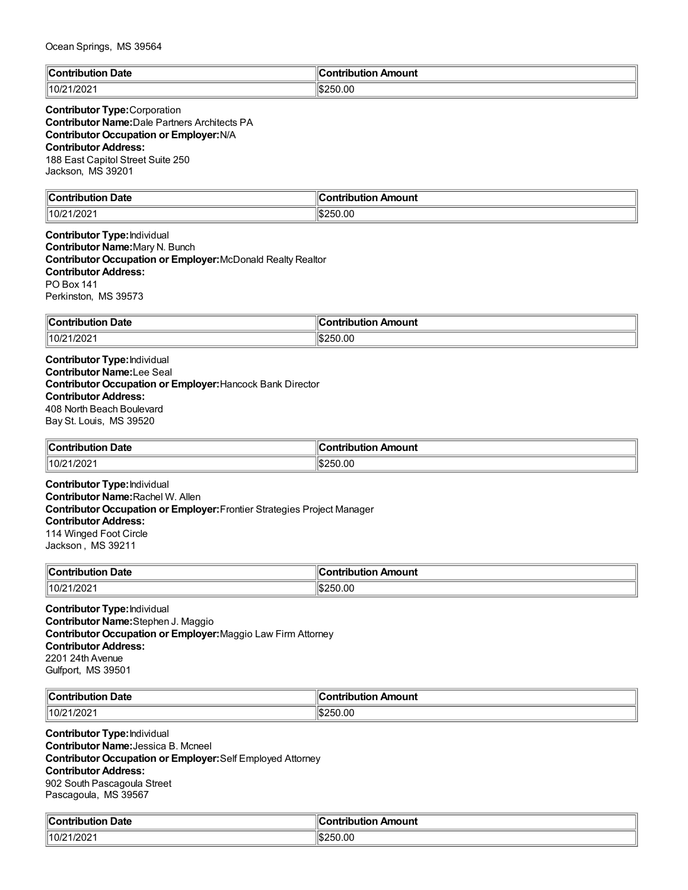Ocean Springs, MS 39564

| Contribution Date | Contribution Amount |
|---|---|
| 10/21/2021 | $250.00 |

**Contributor Type:** Corporation
**Contributor Name:** Dale Partners Architects PA
**Contributor Occupation or Employer:** N/A
**Contributor Address:**
188 East Capitol Street Suite 250
Jackson, MS 39201

| Contribution Date | Contribution Amount |
|---|---|
| 10/21/2021 | $250.00 |

**Contributor Type:** Individual
**Contributor Name:** Mary N. Bunch
**Contributor Occupation or Employer:** McDonald Realty Realtor
**Contributor Address:**
PO Box 141
Perkinston, MS 39573

| Contribution Date | Contribution Amount |
|---|---|
| 10/21/2021 | $250.00 |

**Contributor Type:** Individual
**Contributor Name:** Lee Seal
**Contributor Occupation or Employer:** Hancock Bank Director
**Contributor Address:**
408 North Beach Boulevard
Bay St. Louis, MS 39520

| Contribution Date | Contribution Amount |
|---|---|
| 10/21/2021 | $250.00 |

**Contributor Type:** Individual
**Contributor Name:** Rachel W. Allen
**Contributor Occupation or Employer:** Frontier Strategies Project Manager
**Contributor Address:**
114 Winged Foot Circle
Jackson , MS 39211

| Contribution Date | Contribution Amount |
|---|---|
| 10/21/2021 | $250.00 |

**Contributor Type:** Individual
**Contributor Name:** Stephen J. Maggio
**Contributor Occupation or Employer:** Maggio Law Firm Attorney
**Contributor Address:**
2201 24th Avenue
Gulfport, MS 39501

| Contribution Date | Contribution Amount |
|---|---|
| 10/21/2021 | $250.00 |

**Contributor Type:** Individual
**Contributor Name:** Jessica B. Mcneel
**Contributor Occupation or Employer:** Self Employed Attorney
**Contributor Address:**
902 South Pascagoula Street
Pascagoula, MS 39567

| Contribution Date | Contribution Amount |
|---|---|
| 10/21/2021 | $250.00 |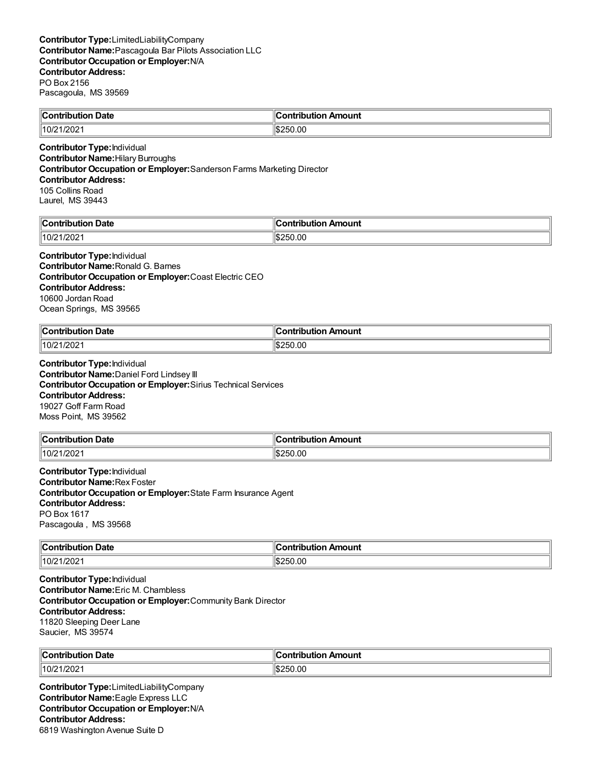**Contributor Type:** LimitedLiabilityCompany
**Contributor Name:** Pascagoula Bar Pilots Association LLC
**Contributor Occupation or Employer:** N/A
**Contributor Address:**
PO Box 2156
Pascagoula, MS 39569

| Contribution Date | Contribution Amount |
|---|---|
| 10/21/2021 | $250.00 |

**Contributor Type:** Individual
**Contributor Name:** Hilary Burroughs
**Contributor Occupation or Employer:** Sanderson Farms Marketing Director
**Contributor Address:**
105 Collins Road
Laurel, MS 39443

| Contribution Date | Contribution Amount |
|---|---|
| 10/21/2021 | $250.00 |

**Contributor Type:** Individual
**Contributor Name:** Ronald G. Barnes
**Contributor Occupation or Employer:** Coast Electric CEO
**Contributor Address:**
10600 Jordan Road
Ocean Springs, MS 39565

| Contribution Date | Contribution Amount |
|---|---|
| 10/21/2021 | $250.00 |

**Contributor Type:** Individual
**Contributor Name:** Daniel Ford Lindsey III
**Contributor Occupation or Employer:** Sirius Technical Services
**Contributor Address:**
19027 Goff Farm Road
Moss Point, MS 39562

| Contribution Date | Contribution Amount |
|---|---|
| 10/21/2021 | $250.00 |

**Contributor Type:** Individual
**Contributor Name:** Rex Foster
**Contributor Occupation or Employer:** State Farm Insurance Agent
**Contributor Address:**
PO Box 1617
Pascagoula , MS 39568

| Contribution Date | Contribution Amount |
|---|---|
| 10/21/2021 | $250.00 |

**Contributor Type:** Individual
**Contributor Name:** Eric M. Chambless
**Contributor Occupation or Employer:** Community Bank Director
**Contributor Address:**
11820 Sleeping Deer Lane
Saucier, MS 39574

| Contribution Date | Contribution Amount |
|---|---|
| 10/21/2021 | $250.00 |

**Contributor Type:** LimitedLiabilityCompany
**Contributor Name:** Eagle Express LLC
**Contributor Occupation or Employer:** N/A
**Contributor Address:**
6819 Washington Avenue Suite D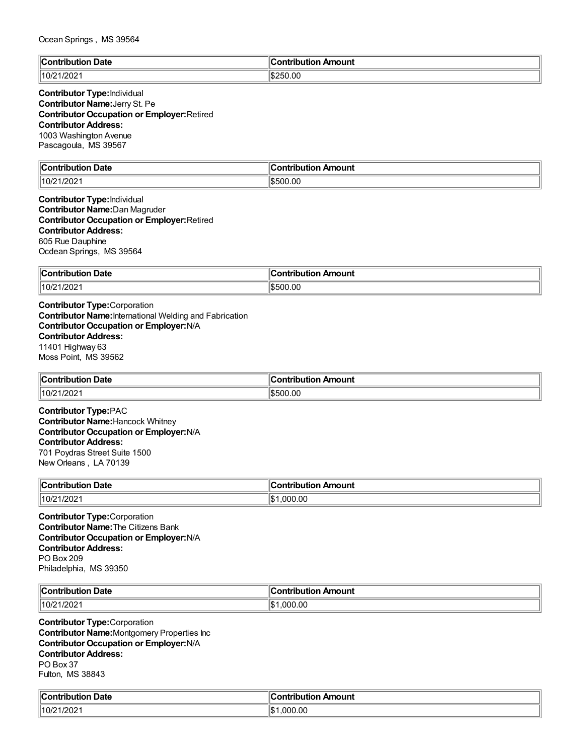Ocean Springs , MS 39564

| Contribution Date | Contribution Amount |
|---|---|
| 10/21/2021 | $250.00 |

**Contributor Type:** Individual
**Contributor Name:** Jerry St. Pe
**Contributor Occupation or Employer:** Retired
**Contributor Address:**
1003 Washington Avenue
Pascagoula, MS 39567

| Contribution Date | Contribution Amount |
|---|---|
| 10/21/2021 | $500.00 |

**Contributor Type:** Individual
**Contributor Name:** Dan Magruder
**Contributor Occupation or Employer:** Retired
**Contributor Address:**
605 Rue Dauphine
Ocdean Springs, MS 39564

| Contribution Date | Contribution Amount |
|---|---|
| 10/21/2021 | $500.00 |

**Contributor Type:** Corporation
**Contributor Name:** International Welding and Fabrication
**Contributor Occupation or Employer:** N/A
**Contributor Address:**
11401 Highway 63
Moss Point, MS 39562

| Contribution Date | Contribution Amount |
|---|---|
| 10/21/2021 | $500.00 |

**Contributor Type:** PAC
**Contributor Name:** Hancock Whitney
**Contributor Occupation or Employer:** N/A
**Contributor Address:**
701 Poydras Street Suite 1500
New Orleans , LA 70139

| Contribution Date | Contribution Amount |
|---|---|
| 10/21/2021 | $1,000.00 |

**Contributor Type:** Corporation
**Contributor Name:** The Citizens Bank
**Contributor Occupation or Employer:** N/A
**Contributor Address:**
PO Box 209
Philadelphia, MS 39350

| Contribution Date | Contribution Amount |
|---|---|
| 10/21/2021 | $1,000.00 |

**Contributor Type:** Corporation
**Contributor Name:** Montgomery Properties Inc
**Contributor Occupation or Employer:** N/A
**Contributor Address:**
PO Box 37
Fulton, MS 38843

| Contribution Date | Contribution Amount |
|---|---|
| 10/21/2021 | $1,000.00 |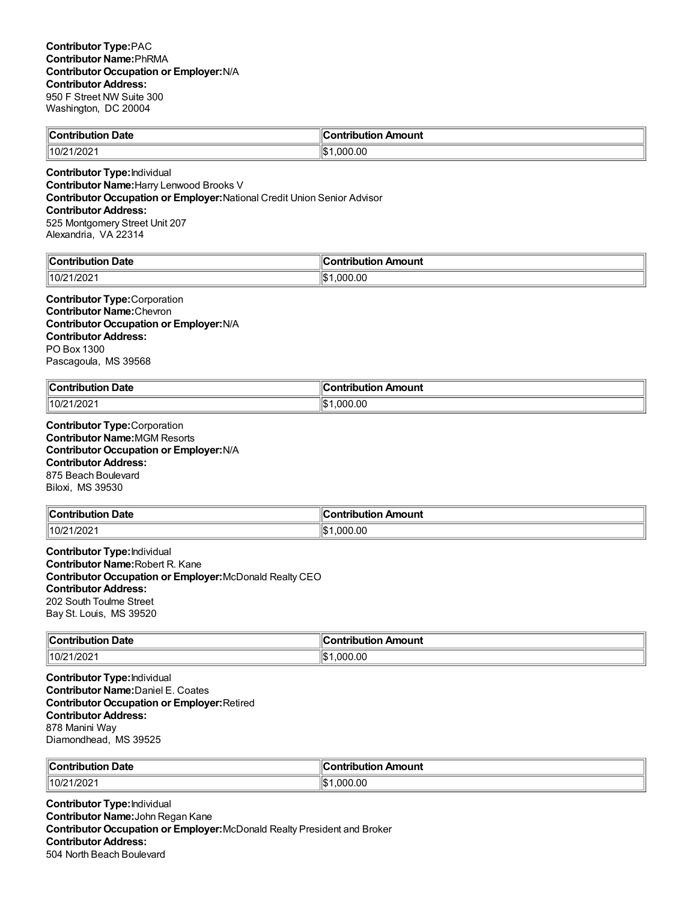**Contributor Type:** PAC
**Contributor Name:** PhRMA
**Contributor Occupation or Employer:** N/A
**Contributor Address:**
950 F Street NW Suite 300
Washington, DC 20004

| Contribution Date | Contribution Amount |
|---|---|
| 10/21/2021 | $1,000.00 |

**Contributor Type:** Individual
**Contributor Name:** Harry Lenwood Brooks V
**Contributor Occupation or Employer:** National Credit Union Senior Advisor
**Contributor Address:**
525 Montgomery Street Unit 207
Alexandria, VA 22314

| Contribution Date | Contribution Amount |
|---|---|
| 10/21/2021 | $1,000.00 |

**Contributor Type:** Corporation
**Contributor Name:** Chevron
**Contributor Occupation or Employer:** N/A
**Contributor Address:**
PO Box 1300
Pascagoula, MS 39568

| Contribution Date | Contribution Amount |
|---|---|
| 10/21/2021 | $1,000.00 |

**Contributor Type:** Corporation
**Contributor Name:** MGM Resorts
**Contributor Occupation or Employer:** N/A
**Contributor Address:**
875 Beach Boulevard
Biloxi, MS 39530

| Contribution Date | Contribution Amount |
|---|---|
| 10/21/2021 | $1,000.00 |

**Contributor Type:** Individual
**Contributor Name:** Robert R. Kane
**Contributor Occupation or Employer:** McDonald Realty CEO
**Contributor Address:**
202 South Toulme Street
Bay St. Louis, MS 39520

| Contribution Date | Contribution Amount |
|---|---|
| 10/21/2021 | $1,000.00 |

**Contributor Type:** Individual
**Contributor Name:** Daniel E. Coates
**Contributor Occupation or Employer:** Retired
**Contributor Address:**
878 Manini Way
Diamondhead, MS 39525

| Contribution Date | Contribution Amount |
|---|---|
| 10/21/2021 | $1,000.00 |

**Contributor Type:** Individual
**Contributor Name:** John Regan Kane
**Contributor Occupation or Employer:** McDonald Realty President and Broker
**Contributor Address:**
504 North Beach Boulevard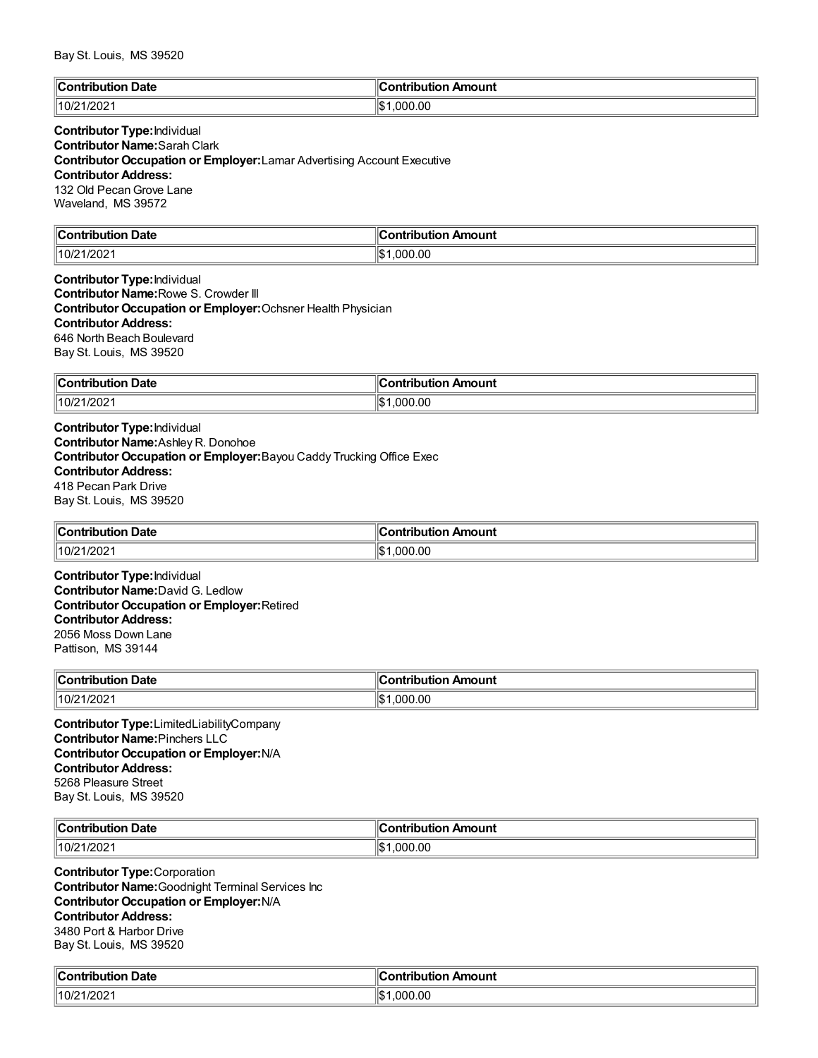Bay St. Louis, MS 39520

| Contribution Date | Contribution Amount |
|---|---|
| 10/21/2021 | $1,000.00 |

**Contributor Type:** Individual
**Contributor Name:** Sarah Clark
**Contributor Occupation or Employer:** Lamar Advertising Account Executive
**Contributor Address:**
132 Old Pecan Grove Lane
Waveland, MS 39572

| Contribution Date | Contribution Amount |
|---|---|
| 10/21/2021 | $1,000.00 |

**Contributor Type:** Individual
**Contributor Name:** Rowe S. Crowder III
**Contributor Occupation or Employer:** Ochsner Health Physician
**Contributor Address:**
646 North Beach Boulevard
Bay St. Louis, MS 39520

| Contribution Date | Contribution Amount |
|---|---|
| 10/21/2021 | $1,000.00 |

**Contributor Type:** Individual
**Contributor Name:** Ashley R. Donohoe
**Contributor Occupation or Employer:** Bayou Caddy Trucking Office Exec
**Contributor Address:**
418 Pecan Park Drive
Bay St. Louis, MS 39520

| Contribution Date | Contribution Amount |
|---|---|
| 10/21/2021 | $1,000.00 |

**Contributor Type:** Individual
**Contributor Name:** David G. Ledlow
**Contributor Occupation or Employer:** Retired
**Contributor Address:**
2056 Moss Down Lane
Pattison, MS 39144

| Contribution Date | Contribution Amount |
|---|---|
| 10/21/2021 | $1,000.00 |

**Contributor Type:** LimitedLiabilityCompany
**Contributor Name:** Pinchers LLC
**Contributor Occupation or Employer:** N/A
**Contributor Address:**
5268 Pleasure Street
Bay St. Louis, MS 39520

| Contribution Date | Contribution Amount |
|---|---|
| 10/21/2021 | $1,000.00 |

**Contributor Type:** Corporation
**Contributor Name:** Goodnight Terminal Services Inc
**Contributor Occupation or Employer:** N/A
**Contributor Address:**
3480 Port & Harbor Drive
Bay St. Louis, MS 39520

| Contribution Date | Contribution Amount |
|---|---|
| 10/21/2021 | $1,000.00 |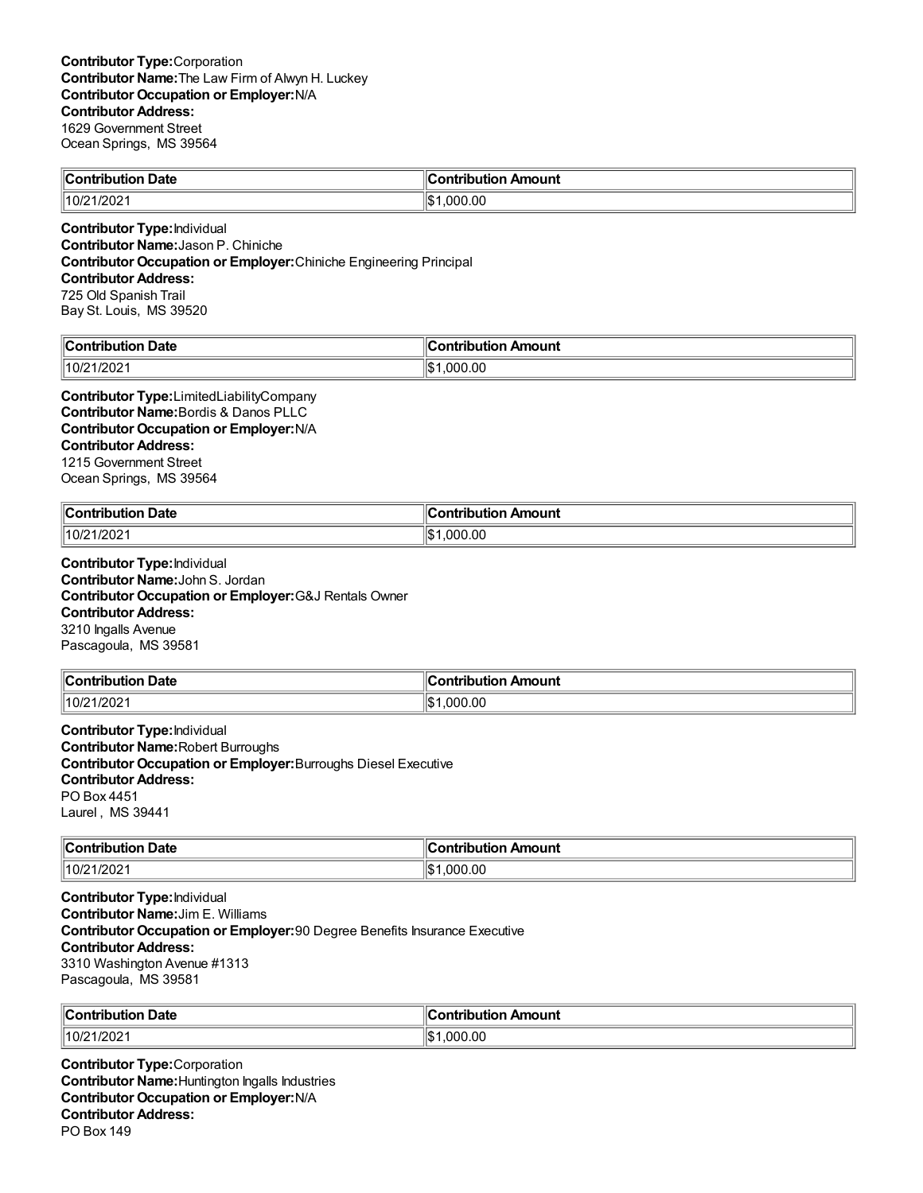**Contributor Type:** Corporation
**Contributor Name:** The Law Firm of Alwyn H. Luckey
**Contributor Occupation or Employer:** N/A
**Contributor Address:**
1629 Government Street
Ocean Springs, MS 39564

| Contribution Date | Contribution Amount |
| --- | --- |
| 10/21/2021 | $1,000.00 |

**Contributor Type:** Individual
**Contributor Name:** Jason P. Chiniche
**Contributor Occupation or Employer:** Chiniche Engineering Principal
**Contributor Address:**
725 Old Spanish Trail
Bay St. Louis, MS 39520

| Contribution Date | Contribution Amount |
| --- | --- |
| 10/21/2021 | $1,000.00 |

**Contributor Type:** LimitedLiabilityCompany
**Contributor Name:** Bordis & Danos PLLC
**Contributor Occupation or Employer:** N/A
**Contributor Address:**
1215 Government Street
Ocean Springs, MS 39564

| Contribution Date | Contribution Amount |
| --- | --- |
| 10/21/2021 | $1,000.00 |

**Contributor Type:** Individual
**Contributor Name:** John S. Jordan
**Contributor Occupation or Employer:** G&J Rentals Owner
**Contributor Address:**
3210 Ingalls Avenue
Pascagoula, MS 39581

| Contribution Date | Contribution Amount |
| --- | --- |
| 10/21/2021 | $1,000.00 |

**Contributor Type:** Individual
**Contributor Name:** Robert Burroughs
**Contributor Occupation or Employer:** Burroughs Diesel Executive
**Contributor Address:**
PO Box 4451
Laurel , MS 39441

| Contribution Date | Contribution Amount |
| --- | --- |
| 10/21/2021 | $1,000.00 |

**Contributor Type:** Individual
**Contributor Name:** Jim E. Williams
**Contributor Occupation or Employer:** 90 Degree Benefits Insurance Executive
**Contributor Address:**
3310 Washington Avenue #1313
Pascagoula, MS 39581

| Contribution Date | Contribution Amount |
| --- | --- |
| 10/21/2021 | $1,000.00 |

**Contributor Type:** Corporation
**Contributor Name:** Huntington Ingalls Industries
**Contributor Occupation or Employer:** N/A
**Contributor Address:**
PO Box 149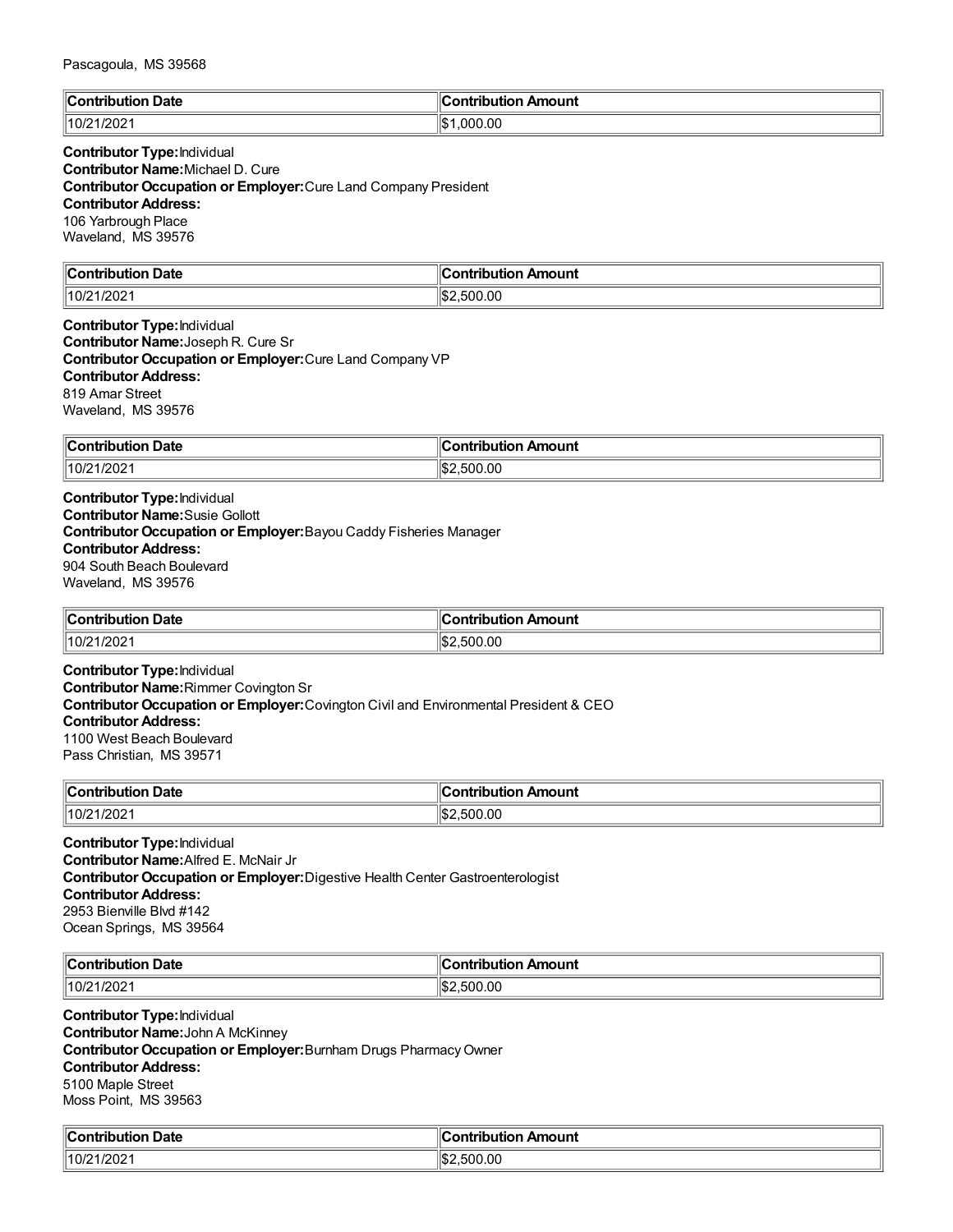Pascagoula, MS 39568

| Contribution Date | Contribution Amount |
| --- | --- |
| 10/21/2021 | $1,000.00 |

**Contributor Type:** Individual
**Contributor Name:** Michael D. Cure
**Contributor Occupation or Employer:** Cure Land Company President
**Contributor Address:**
106 Yarbrough Place
Waveland, MS 39576

| Contribution Date | Contribution Amount |
| --- | --- |
| 10/21/2021 | $2,500.00 |

**Contributor Type:** Individual
**Contributor Name:** Joseph R. Cure Sr
**Contributor Occupation or Employer:** Cure Land Company VP
**Contributor Address:**
819 Amar Street
Waveland, MS 39576

| Contribution Date | Contribution Amount |
| --- | --- |
| 10/21/2021 | $2,500.00 |

**Contributor Type:** Individual
**Contributor Name:** Susie Gollott
**Contributor Occupation or Employer:** Bayou Caddy Fisheries Manager
**Contributor Address:**
904 South Beach Boulevard
Waveland, MS 39576

| Contribution Date | Contribution Amount |
| --- | --- |
| 10/21/2021 | $2,500.00 |

**Contributor Type:** Individual
**Contributor Name:** Rimmer Covington Sr
**Contributor Occupation or Employer:** Covington Civil and Environmental President & CEO
**Contributor Address:**
1100 West Beach Boulevard
Pass Christian, MS 39571

| Contribution Date | Contribution Amount |
| --- | --- |
| 10/21/2021 | $2,500.00 |

**Contributor Type:** Individual
**Contributor Name:** Alfred E. McNair Jr
**Contributor Occupation or Employer:** Digestive Health Center Gastroenterologist
**Contributor Address:**
2953 Bienville Blvd #142
Ocean Springs, MS 39564

| Contribution Date | Contribution Amount |
| --- | --- |
| 10/21/2021 | $2,500.00 |

**Contributor Type:** Individual
**Contributor Name:** John A McKinney
**Contributor Occupation or Employer:** Burnham Drugs Pharmacy Owner
**Contributor Address:**
5100 Maple Street
Moss Point, MS 39563

| Contribution Date | Contribution Amount |
| --- | --- |
| 10/21/2021 | $2,500.00 |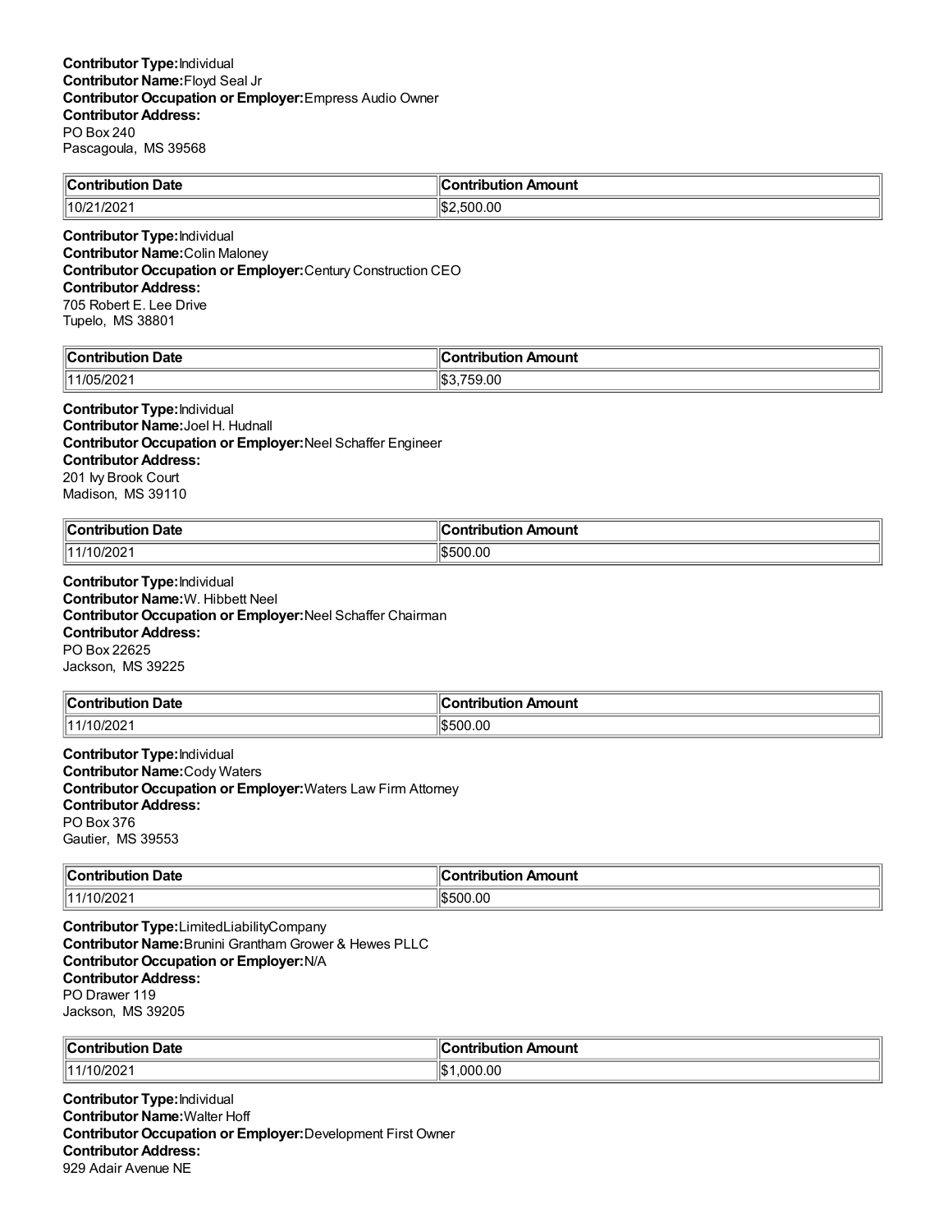**Contributor Type:** Individual
**Contributor Name:** Floyd Seal Jr
**Contributor Occupation or Employer:** Empress Audio Owner
**Contributor Address:**
PO Box 240
Pascagoula, MS 39568

| Contribution Date | Contribution Amount |
|---|---|
| 10/21/2021 | $2,500.00 |

**Contributor Type:** Individual
**Contributor Name:** Colin Maloney
**Contributor Occupation or Employer:** Century Construction CEO
**Contributor Address:**
705 Robert E. Lee Drive
Tupelo, MS 38801

| Contribution Date | Contribution Amount |
|---|---|
| 11/05/2021 | $3,759.00 |

**Contributor Type:** Individual
**Contributor Name:** Joel H. Hudnall
**Contributor Occupation or Employer:** Neel Schaffer Engineer
**Contributor Address:**
201 Ivy Brook Court
Madison, MS 39110

| Contribution Date | Contribution Amount |
|---|---|
| 11/10/2021 | $500.00 |

**Contributor Type:** Individual
**Contributor Name:** W. Hibbett Neel
**Contributor Occupation or Employer:** Neel Schaffer Chairman
**Contributor Address:**
PO Box 22625
Jackson, MS 39225

| Contribution Date | Contribution Amount |
|---|---|
| 11/10/2021 | $500.00 |

**Contributor Type:** Individual
**Contributor Name:** Cody Waters
**Contributor Occupation or Employer:** Waters Law Firm Attorney
**Contributor Address:**
PO Box 376
Gautier, MS 39553

| Contribution Date | Contribution Amount |
|---|---|
| 11/10/2021 | $500.00 |

**Contributor Type:** LimitedLiabilityCompany
**Contributor Name:** Brunini Grantham Grower & Hewes PLLC
**Contributor Occupation or Employer:** N/A
**Contributor Address:**
PO Drawer 119
Jackson, MS 39205

| Contribution Date | Contribution Amount |
|---|---|
| 11/10/2021 | $1,000.00 |

**Contributor Type:** Individual
**Contributor Name:** Walter Hoff
**Contributor Occupation or Employer:** Development First Owner
**Contributor Address:**
929 Adair Avenue NE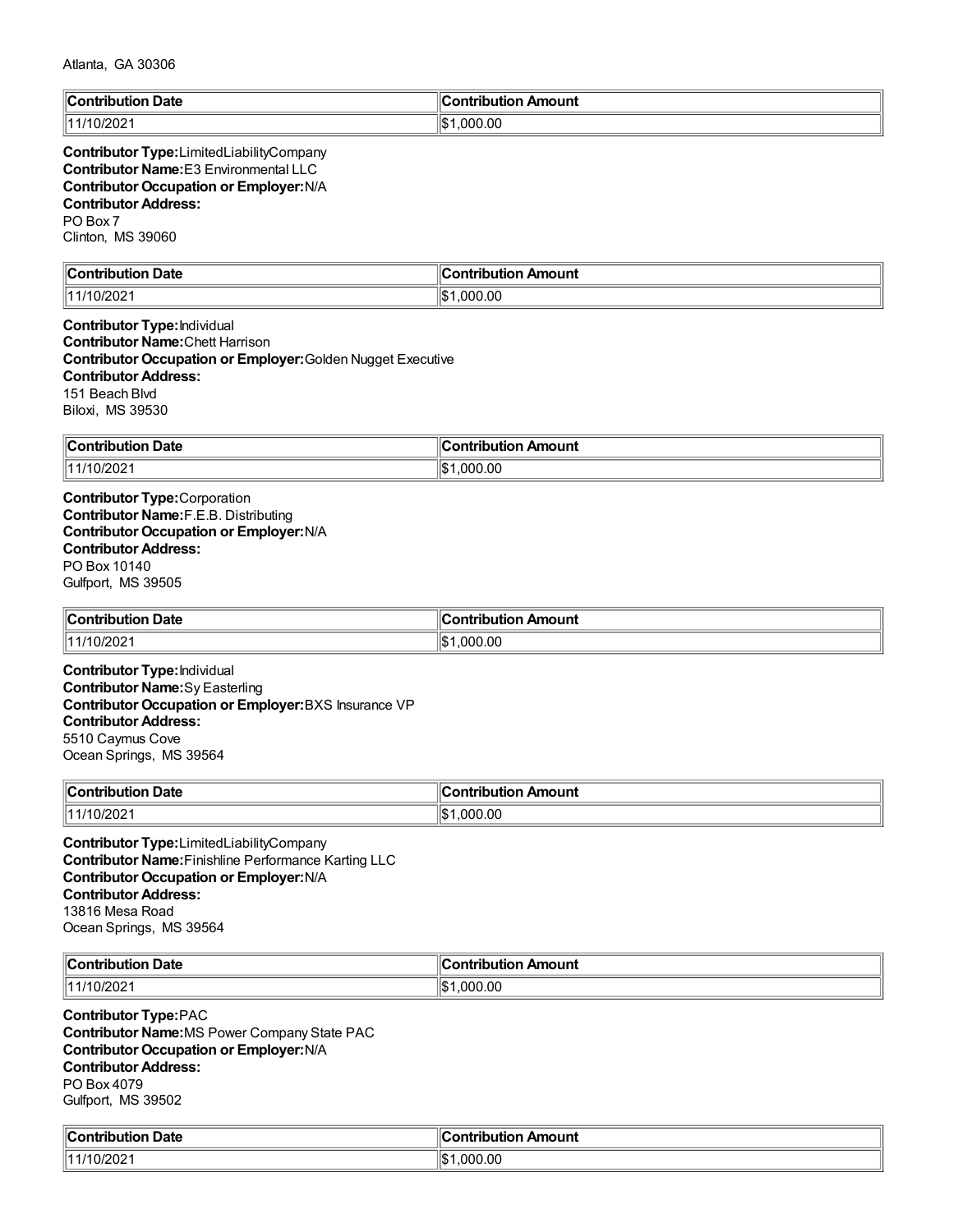Atlanta, GA 30306

| Contribution Date | Contribution Amount |
| --- | --- |
| 11/10/2021 | $1,000.00 |

**Contributor Type:**LimitedLiabilityCompany
**Contributor Name:**E3 Environmental LLC
**Contributor Occupation or Employer:**N/A
**Contributor Address:**
PO Box 7
Clinton, MS 39060

| Contribution Date | Contribution Amount |
| --- | --- |
| 11/10/2021 | $1,000.00 |

**Contributor Type:**Individual
**Contributor Name:**Chett Harrison
**Contributor Occupation or Employer:**Golden Nugget Executive
**Contributor Address:**
151 Beach Blvd
Biloxi, MS 39530

| Contribution Date | Contribution Amount |
| --- | --- |
| 11/10/2021 | $1,000.00 |

**Contributor Type:**Corporation
**Contributor Name:**F.E.B. Distributing
**Contributor Occupation or Employer:**N/A
**Contributor Address:**
PO Box 10140
Gulfport, MS 39505

| Contribution Date | Contribution Amount |
| --- | --- |
| 11/10/2021 | $1,000.00 |

**Contributor Type:**Individual
**Contributor Name:**Sy Easterling
**Contributor Occupation or Employer:**BXS Insurance VP
**Contributor Address:**
5510 Caymus Cove
Ocean Springs, MS 39564

| Contribution Date | Contribution Amount |
| --- | --- |
| 11/10/2021 | $1,000.00 |

**Contributor Type:**LimitedLiabilityCompany
**Contributor Name:**Finishline Performance Karting LLC
**Contributor Occupation or Employer:**N/A
**Contributor Address:**
13816 Mesa Road
Ocean Springs, MS 39564

| Contribution Date | Contribution Amount |
| --- | --- |
| 11/10/2021 | $1,000.00 |

**Contributor Type:**PAC
**Contributor Name:**MS Power Company State PAC
**Contributor Occupation or Employer:**N/A
**Contributor Address:**
PO Box 4079
Gulfport, MS 39502

| Contribution Date | Contribution Amount |
| --- | --- |
| 11/10/2021 | $1,000.00 |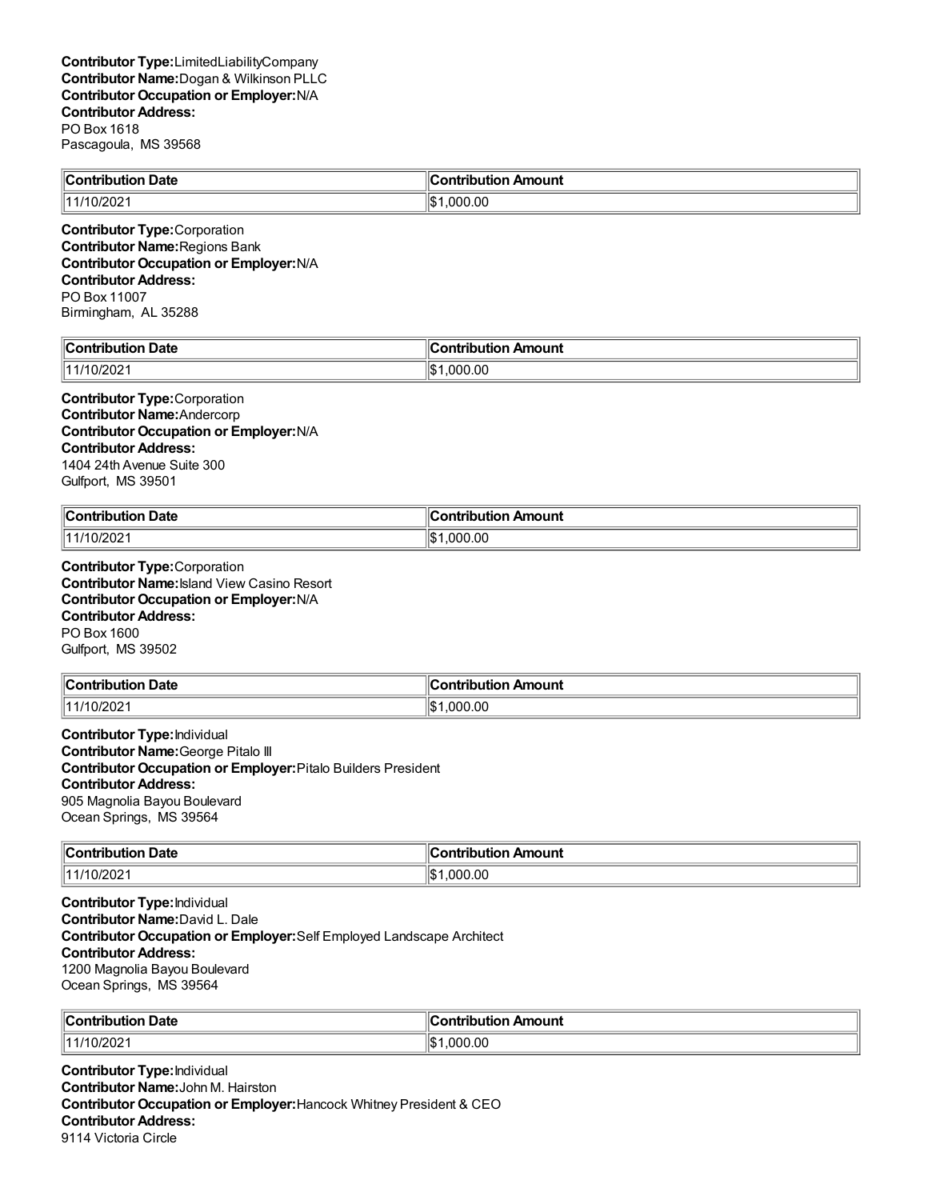**Contributor Type:**LimitedLiabilityCompany
**Contributor Name:**Dogan & Wilkinson PLLC
**Contributor Occupation or Employer:**N/A
**Contributor Address:**
PO Box 1618
Pascagoula, MS 39568

| Contribution Date | Contribution Amount |
|---|---|
| 11/10/2021 | $1,000.00 |

**Contributor Type:**Corporation
**Contributor Name:**Regions Bank
**Contributor Occupation or Employer:**N/A
**Contributor Address:**
PO Box 11007
Birmingham, AL 35288

| Contribution Date | Contribution Amount |
|---|---|
| 11/10/2021 | $1,000.00 |

**Contributor Type:**Corporation
**Contributor Name:**Andercorp
**Contributor Occupation or Employer:**N/A
**Contributor Address:**
1404 24th Avenue Suite 300
Gulfport, MS 39501

| Contribution Date | Contribution Amount |
|---|---|
| 11/10/2021 | $1,000.00 |

**Contributor Type:**Corporation
**Contributor Name:**Island View Casino Resort
**Contributor Occupation or Employer:**N/A
**Contributor Address:**
PO Box 1600
Gulfport, MS 39502

| Contribution Date | Contribution Amount |
|---|---|
| 11/10/2021 | $1,000.00 |

**Contributor Type:**Individual
**Contributor Name:**George Pitalo III
**Contributor Occupation or Employer:**Pitalo Builders President
**Contributor Address:**
905 Magnolia Bayou Boulevard
Ocean Springs, MS 39564

| Contribution Date | Contribution Amount |
|---|---|
| 11/10/2021 | $1,000.00 |

**Contributor Type:**Individual
**Contributor Name:**David L. Dale
**Contributor Occupation or Employer:**Self Employed Landscape Architect
**Contributor Address:**
1200 Magnolia Bayou Boulevard
Ocean Springs, MS 39564

| Contribution Date | Contribution Amount |
|---|---|
| 11/10/2021 | $1,000.00 |

**Contributor Type:**Individual
**Contributor Name:**John M. Hairston
**Contributor Occupation or Employer:**Hancock Whitney President & CEO
**Contributor Address:**
9114 Victoria Circle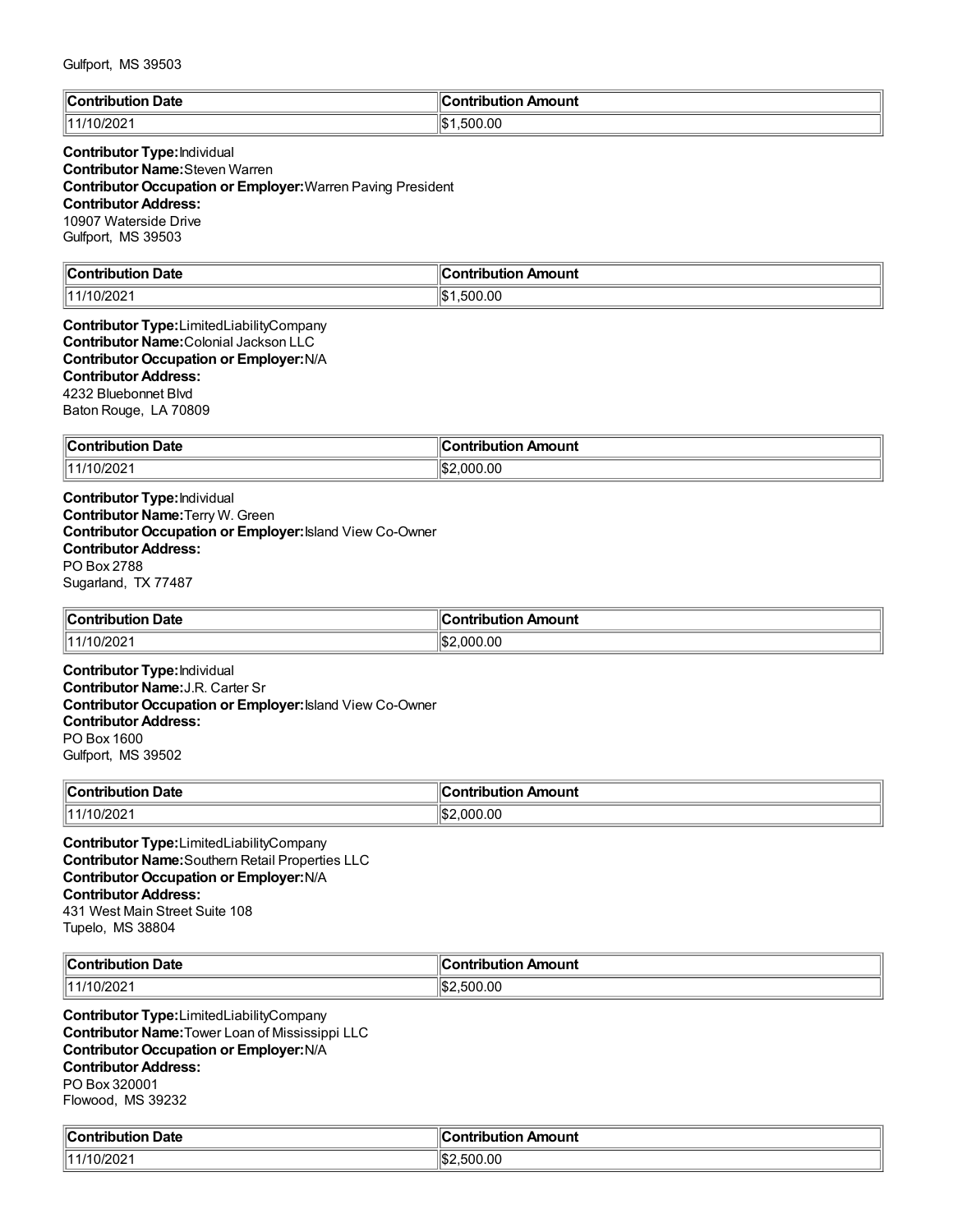Gulfport, MS 39503

| Contribution Date | Contribution Amount |
| --- | --- |
| 11/10/2021 | $1,500.00 |

**Contributor Type:** Individual
**Contributor Name:** Steven Warren
**Contributor Occupation or Employer:** Warren Paving President
**Contributor Address:**
10907 Waterside Drive
Gulfport, MS 39503

| Contribution Date | Contribution Amount |
| --- | --- |
| 11/10/2021 | $1,500.00 |

**Contributor Type:** LimitedLiabilityCompany
**Contributor Name:** Colonial Jackson LLC
**Contributor Occupation or Employer:** N/A
**Contributor Address:**
4232 Bluebonnet Blvd
Baton Rouge, LA 70809

| Contribution Date | Contribution Amount |
| --- | --- |
| 11/10/2021 | $2,000.00 |

**Contributor Type:** Individual
**Contributor Name:** Terry W. Green
**Contributor Occupation or Employer:** Island View Co-Owner
**Contributor Address:**
PO Box 2788
Sugarland, TX 77487

| Contribution Date | Contribution Amount |
| --- | --- |
| 11/10/2021 | $2,000.00 |

**Contributor Type:** Individual
**Contributor Name:** J.R. Carter Sr
**Contributor Occupation or Employer:** Island View Co-Owner
**Contributor Address:**
PO Box 1600
Gulfport, MS 39502

| Contribution Date | Contribution Amount |
| --- | --- |
| 11/10/2021 | $2,000.00 |

**Contributor Type:** LimitedLiabilityCompany
**Contributor Name:** Southern Retail Properties LLC
**Contributor Occupation or Employer:** N/A
**Contributor Address:**
431 West Main Street Suite 108
Tupelo, MS 38804

| Contribution Date | Contribution Amount |
| --- | --- |
| 11/10/2021 | $2,500.00 |

**Contributor Type:** LimitedLiabilityCompany
**Contributor Name:** Tower Loan of Mississippi LLC
**Contributor Occupation or Employer:** N/A
**Contributor Address:**
PO Box 320001
Flowood, MS 39232

| Contribution Date | Contribution Amount |
| --- | --- |
| 11/10/2021 | $2,500.00 |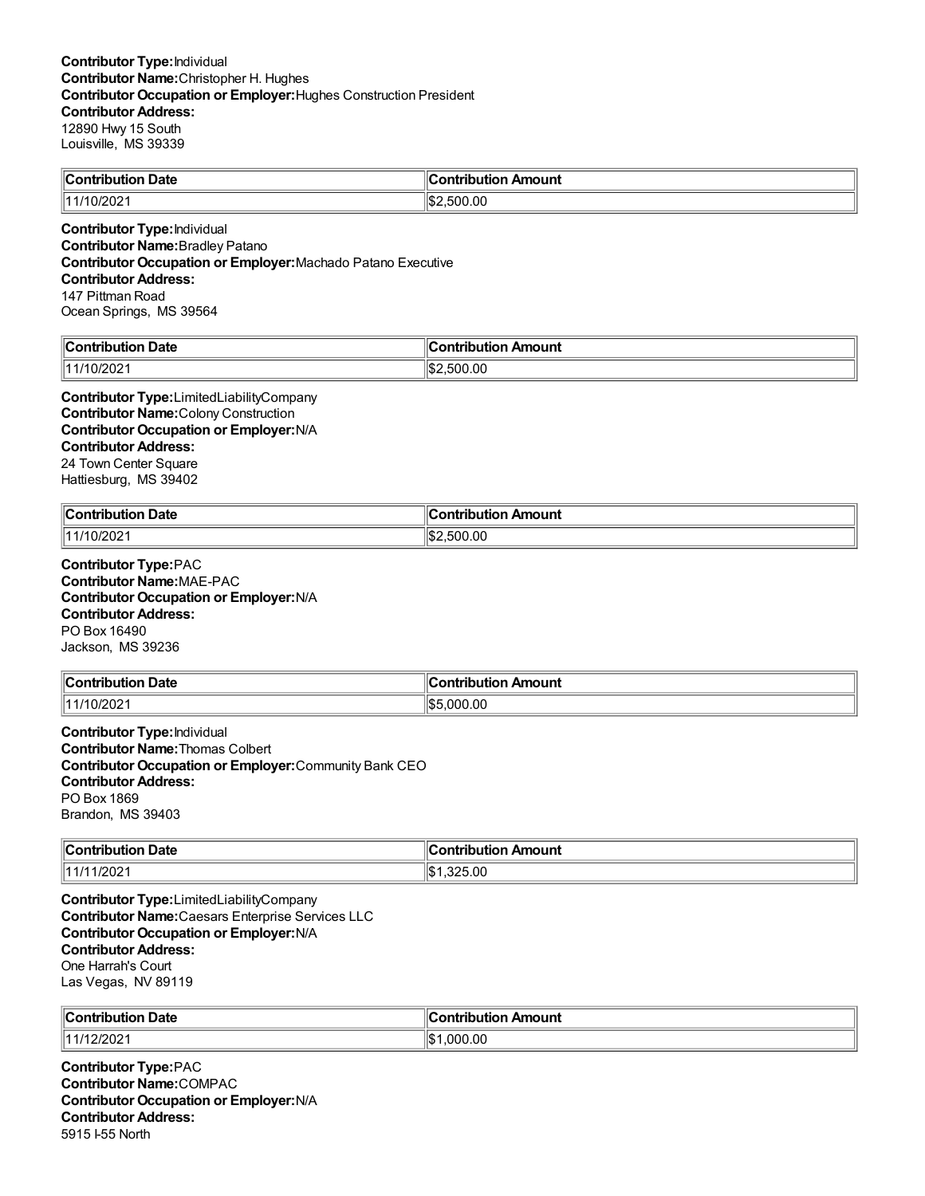**Contributor Type:** Individual
**Contributor Name:** Christopher H. Hughes
**Contributor Occupation or Employer:** Hughes Construction President
**Contributor Address:**
12890 Hwy 15 South
Louisville, MS 39339

| Contribution Date | Contribution Amount |
|---|---|
| 11/10/2021 | $2,500.00 |

**Contributor Type:** Individual
**Contributor Name:** Bradley Patano
**Contributor Occupation or Employer:** Machado Patano Executive
**Contributor Address:**
147 Pittman Road
Ocean Springs, MS 39564

| Contribution Date | Contribution Amount |
|---|---|
| 11/10/2021 | $2,500.00 |

**Contributor Type:** LimitedLiabilityCompany
**Contributor Name:** Colony Construction
**Contributor Occupation or Employer:** N/A
**Contributor Address:**
24 Town Center Square
Hattiesburg, MS 39402

| Contribution Date | Contribution Amount |
|---|---|
| 11/10/2021 | $2,500.00 |

**Contributor Type:** PAC
**Contributor Name:** MAE-PAC
**Contributor Occupation or Employer:** N/A
**Contributor Address:**
PO Box 16490
Jackson, MS 39236

| Contribution Date | Contribution Amount |
|---|---|
| 11/10/2021 | $5,000.00 |

**Contributor Type:** Individual
**Contributor Name:** Thomas Colbert
**Contributor Occupation or Employer:** Community Bank CEO
**Contributor Address:**
PO Box 1869
Brandon, MS 39403

| Contribution Date | Contribution Amount |
|---|---|
| 11/11/2021 | $1,325.00 |

**Contributor Type:** LimitedLiabilityCompany
**Contributor Name:** Caesars Enterprise Services LLC
**Contributor Occupation or Employer:** N/A
**Contributor Address:**
One Harrah's Court
Las Vegas, NV 89119

| Contribution Date | Contribution Amount |
|---|---|
| 11/12/2021 | $1,000.00 |

**Contributor Type:** PAC
**Contributor Name:** COMPAC
**Contributor Occupation or Employer:** N/A
**Contributor Address:**
5915 I-55 North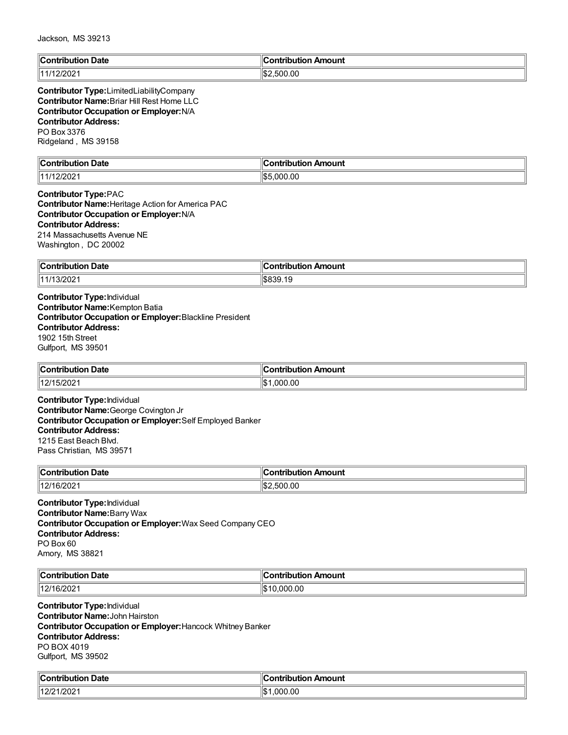Jackson, MS 39213

| Contribution Date | Contribution Amount |
|---|---|
| 11/12/2021 | $2,500.00 |

**Contributor Type:** LimitedLiabilityCompany
**Contributor Name:** Briar Hill Rest Home LLC
**Contributor Occupation or Employer:** N/A
**Contributor Address:**
PO Box 3376
Ridgeland , MS 39158

| Contribution Date | Contribution Amount |
|---|---|
| 11/12/2021 | $5,000.00 |

**Contributor Type:** PAC
**Contributor Name:** Heritage Action for America PAC
**Contributor Occupation or Employer:** N/A
**Contributor Address:**
214 Massachusetts Avenue NE
Washington , DC 20002

| Contribution Date | Contribution Amount |
|---|---|
| 11/13/2021 | $839.19 |

**Contributor Type:** Individual
**Contributor Name:** Kempton Batia
**Contributor Occupation or Employer:** Blackline President
**Contributor Address:**
1902 15th Street
Gulfport, MS 39501

| Contribution Date | Contribution Amount |
|---|---|
| 12/15/2021 | $1,000.00 |

**Contributor Type:** Individual
**Contributor Name:** George Covington Jr
**Contributor Occupation or Employer:** Self Employed Banker
**Contributor Address:**
1215 East Beach Blvd.
Pass Christian, MS 39571

| Contribution Date | Contribution Amount |
|---|---|
| 12/16/2021 | $2,500.00 |

**Contributor Type:** Individual
**Contributor Name:** Barry Wax
**Contributor Occupation or Employer:** Wax Seed Company CEO
**Contributor Address:**
PO Box 60
Amory, MS 38821

| Contribution Date | Contribution Amount |
|---|---|
| 12/16/2021 | $10,000.00 |

**Contributor Type:** Individual
**Contributor Name:** John Hairston
**Contributor Occupation or Employer:** Hancock Whitney Banker
**Contributor Address:**
PO BOX 4019
Gulfport, MS 39502

| Contribution Date | Contribution Amount |
|---|---|
| 12/21/2021 | $1,000.00 |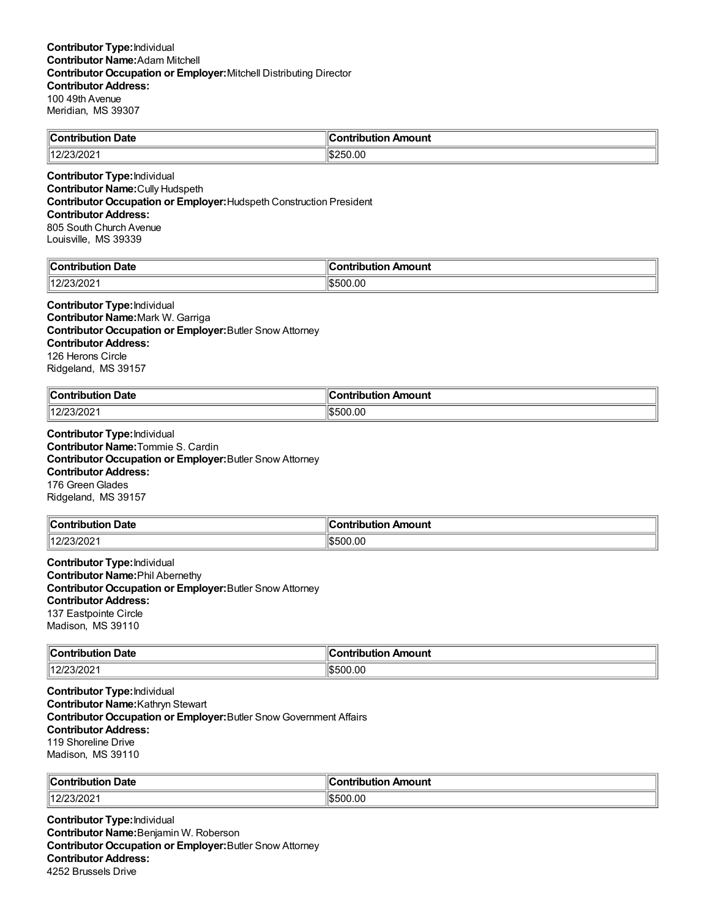**Contributor Type:** Individual
**Contributor Name:** Adam Mitchell
**Contributor Occupation or Employer:** Mitchell Distributing Director
**Contributor Address:**
100 49th Avenue
Meridian, MS 39307

| Contribution Date | Contribution Amount |
|---|---|
| 12/23/2021 | $250.00 |

**Contributor Type:** Individual
**Contributor Name:** Cully Hudspeth
**Contributor Occupation or Employer:** Hudspeth Construction President
**Contributor Address:**
805 South Church Avenue
Louisville, MS 39339

| Contribution Date | Contribution Amount |
|---|---|
| 12/23/2021 | $500.00 |

**Contributor Type:** Individual
**Contributor Name:** Mark W. Garriga
**Contributor Occupation or Employer:** Butler Snow Attorney
**Contributor Address:**
126 Herons Circle
Ridgeland, MS 39157

| Contribution Date | Contribution Amount |
|---|---|
| 12/23/2021 | $500.00 |

**Contributor Type:** Individual
**Contributor Name:** Tommie S. Cardin
**Contributor Occupation or Employer:** Butler Snow Attorney
**Contributor Address:**
176 Green Glades
Ridgeland, MS 39157

| Contribution Date | Contribution Amount |
|---|---|
| 12/23/2021 | $500.00 |

**Contributor Type:** Individual
**Contributor Name:** Phil Abernethy
**Contributor Occupation or Employer:** Butler Snow Attorney
**Contributor Address:**
137 Eastpointe Circle
Madison, MS 39110

| Contribution Date | Contribution Amount |
|---|---|
| 12/23/2021 | $500.00 |

**Contributor Type:** Individual
**Contributor Name:** Kathryn Stewart
**Contributor Occupation or Employer:** Butler Snow Government Affairs
**Contributor Address:**
119 Shoreline Drive
Madison, MS 39110

| Contribution Date | Contribution Amount |
|---|---|
| 12/23/2021 | $500.00 |

**Contributor Type:** Individual
**Contributor Name:** Benjamin W. Roberson
**Contributor Occupation or Employer:** Butler Snow Attorney
**Contributor Address:**
4252 Brussels Drive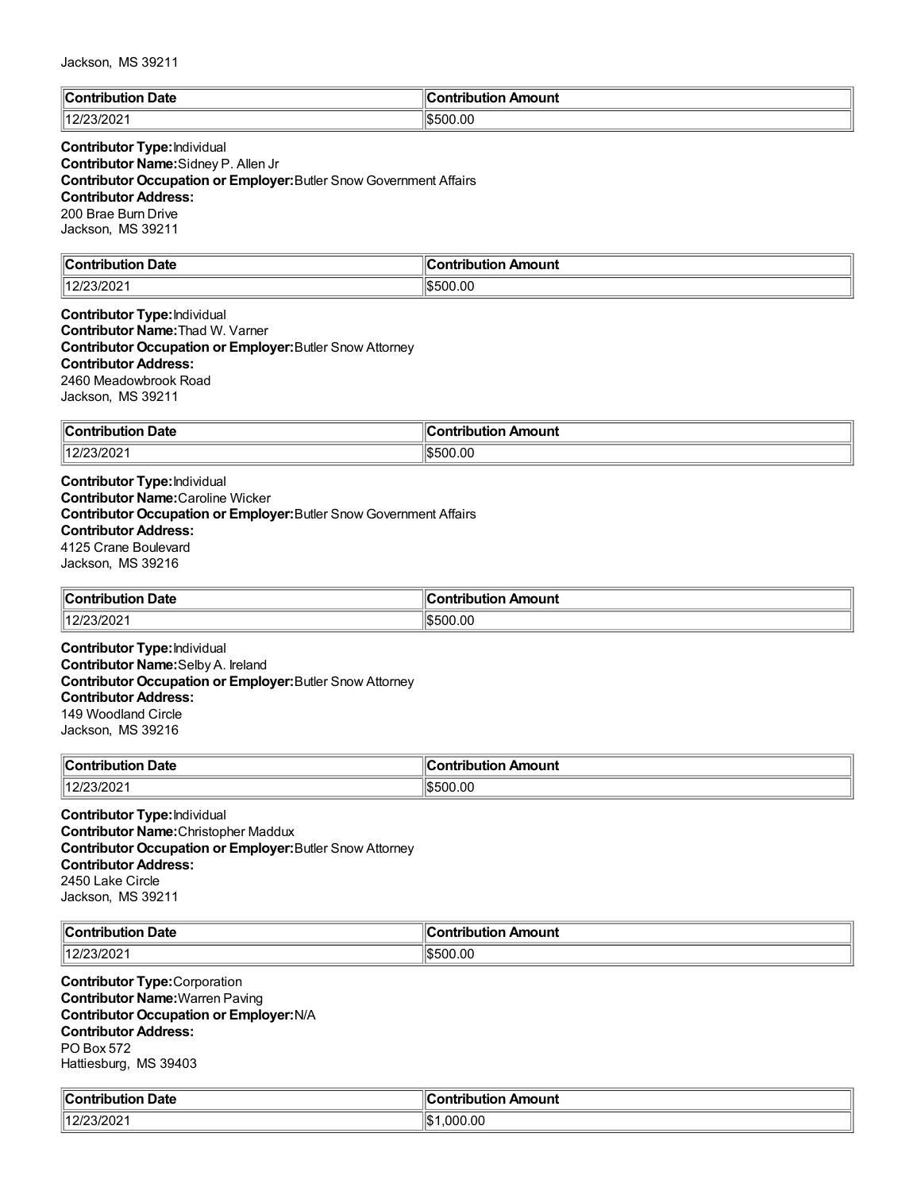Jackson, MS 39211

| Contribution Date | Contribution Amount |
| --- | --- |
| 12/23/2021 | $500.00 |

**Contributor Type:** Individual
**Contributor Name:** Sidney P. Allen Jr
**Contributor Occupation or Employer:** Butler Snow Government Affairs
**Contributor Address:**
200 Brae Burn Drive
Jackson, MS 39211

| Contribution Date | Contribution Amount |
| --- | --- |
| 12/23/2021 | $500.00 |

**Contributor Type:** Individual
**Contributor Name:** Thad W. Varner
**Contributor Occupation or Employer:** Butler Snow Attorney
**Contributor Address:**
2460 Meadowbrook Road
Jackson, MS 39211

| Contribution Date | Contribution Amount |
| --- | --- |
| 12/23/2021 | $500.00 |

**Contributor Type:** Individual
**Contributor Name:** Caroline Wicker
**Contributor Occupation or Employer:** Butler Snow Government Affairs
**Contributor Address:**
4125 Crane Boulevard
Jackson, MS 39216

| Contribution Date | Contribution Amount |
| --- | --- |
| 12/23/2021 | $500.00 |

**Contributor Type:** Individual
**Contributor Name:** Selby A. Ireland
**Contributor Occupation or Employer:** Butler Snow Attorney
**Contributor Address:**
149 Woodland Circle
Jackson, MS 39216

| Contribution Date | Contribution Amount |
| --- | --- |
| 12/23/2021 | $500.00 |

**Contributor Type:** Individual
**Contributor Name:** Christopher Maddux
**Contributor Occupation or Employer:** Butler Snow Attorney
**Contributor Address:**
2450 Lake Circle
Jackson, MS 39211

| Contribution Date | Contribution Amount |
| --- | --- |
| 12/23/2021 | $500.00 |

**Contributor Type:** Corporation
**Contributor Name:** Warren Paving
**Contributor Occupation or Employer:** N/A
**Contributor Address:**
PO Box 572
Hattiesburg, MS 39403

| Contribution Date | Contribution Amount |
| --- | --- |
| 12/23/2021 | $1,000.00 |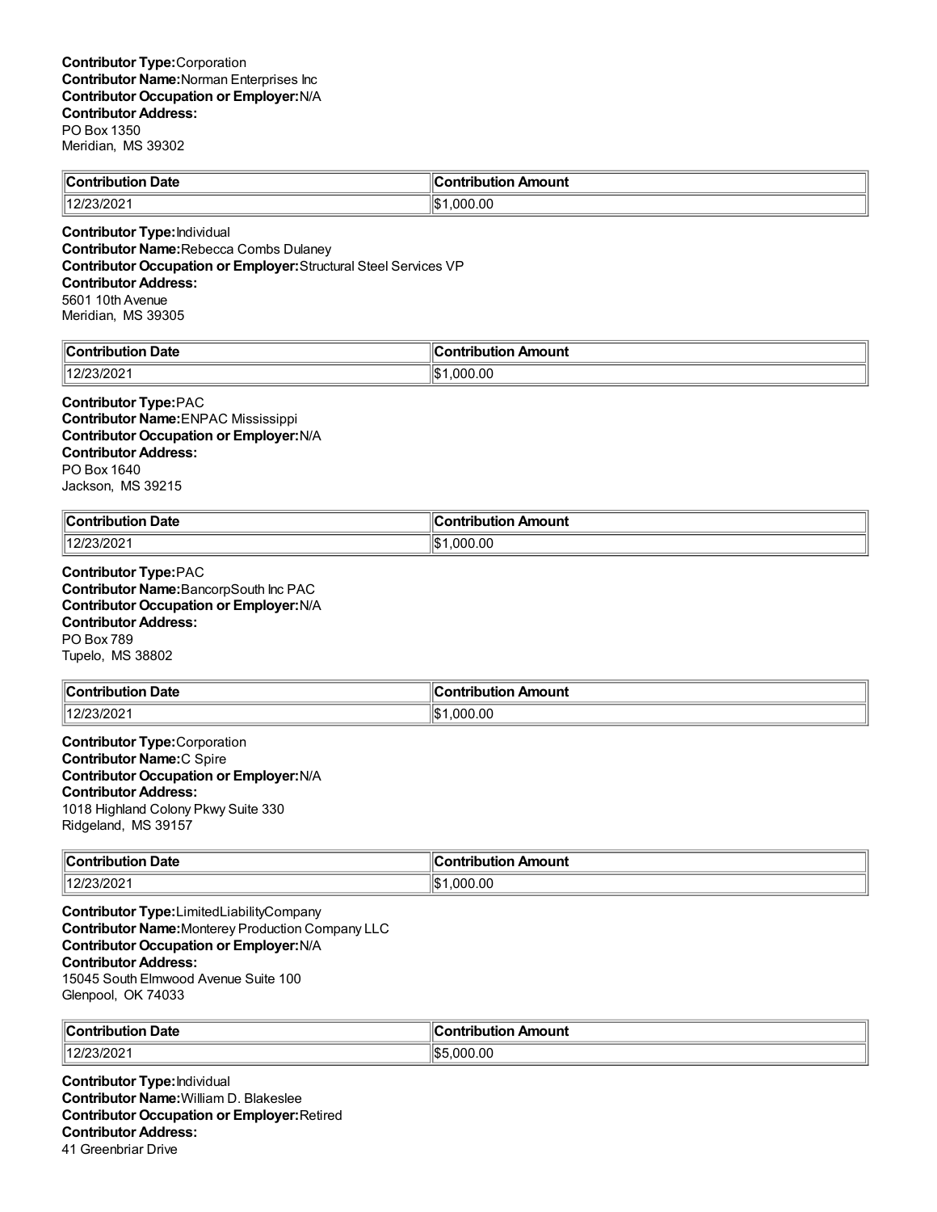**Contributor Type:** Corporation
**Contributor Name:** Norman Enterprises Inc
**Contributor Occupation or Employer:** N/A
**Contributor Address:**
PO Box 1350
Meridian, MS 39302

| Contribution Date | Contribution Amount |
| --- | --- |
| 12/23/2021 | $1,000.00 |

**Contributor Type:** Individual
**Contributor Name:** Rebecca Combs Dulaney
**Contributor Occupation or Employer:** Structural Steel Services VP
**Contributor Address:**
5601 10th Avenue
Meridian, MS 39305

| Contribution Date | Contribution Amount |
| --- | --- |
| 12/23/2021 | $1,000.00 |

**Contributor Type:** PAC
**Contributor Name:** ENPAC Mississippi
**Contributor Occupation or Employer:** N/A
**Contributor Address:**
PO Box 1640
Jackson, MS 39215

| Contribution Date | Contribution Amount |
| --- | --- |
| 12/23/2021 | $1,000.00 |

**Contributor Type:** PAC
**Contributor Name:** BancorpSouth Inc PAC
**Contributor Occupation or Employer:** N/A
**Contributor Address:**
PO Box 789
Tupelo, MS 38802

| Contribution Date | Contribution Amount |
| --- | --- |
| 12/23/2021 | $1,000.00 |

**Contributor Type:** Corporation
**Contributor Name:** C Spire
**Contributor Occupation or Employer:** N/A
**Contributor Address:**
1018 Highland Colony Pkwy Suite 330
Ridgeland, MS 39157

| Contribution Date | Contribution Amount |
| --- | --- |
| 12/23/2021 | $1,000.00 |

**Contributor Type:** LimitedLiabilityCompany
**Contributor Name:** Monterey Production Company LLC
**Contributor Occupation or Employer:** N/A
**Contributor Address:**
15045 South Elmwood Avenue Suite 100
Glenpool, OK 74033

| Contribution Date | Contribution Amount |
| --- | --- |
| 12/23/2021 | $5,000.00 |

**Contributor Type:** Individual
**Contributor Name:** William D. Blakeslee
**Contributor Occupation or Employer:** Retired
**Contributor Address:**
41 Greenbriar Drive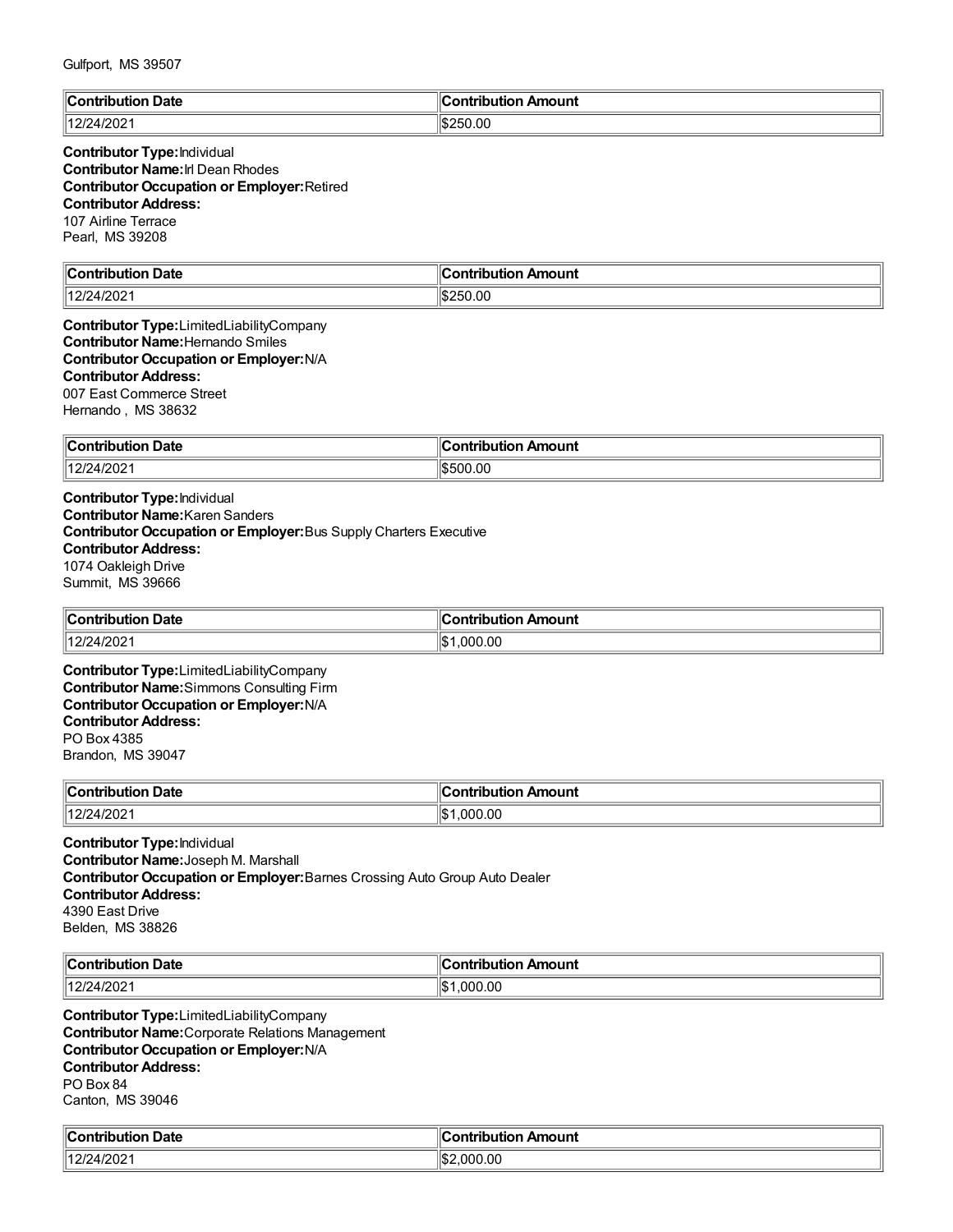Gulfport, MS 39507

| Contribution Date | Contribution Amount |
| --- | --- |
| 12/24/2021 | $250.00 |

**Contributor Type:** Individual
**Contributor Name:** Irl Dean Rhodes
**Contributor Occupation or Employer:** Retired
**Contributor Address:**
107 Airline Terrace
Pearl, MS 39208

| Contribution Date | Contribution Amount |
| --- | --- |
| 12/24/2021 | $250.00 |

**Contributor Type:** LimitedLiabilityCompany
**Contributor Name:** Hernando Smiles
**Contributor Occupation or Employer:** N/A
**Contributor Address:**
007 East Commerce Street
Hernando , MS 38632

| Contribution Date | Contribution Amount |
| --- | --- |
| 12/24/2021 | $500.00 |

**Contributor Type:** Individual
**Contributor Name:** Karen Sanders
**Contributor Occupation or Employer:** Bus Supply Charters Executive
**Contributor Address:**
1074 Oakleigh Drive
Summit, MS 39666

| Contribution Date | Contribution Amount |
| --- | --- |
| 12/24/2021 | $1,000.00 |

**Contributor Type:** LimitedLiabilityCompany
**Contributor Name:** Simmons Consulting Firm
**Contributor Occupation or Employer:** N/A
**Contributor Address:**
PO Box 4385
Brandon, MS 39047

| Contribution Date | Contribution Amount |
| --- | --- |
| 12/24/2021 | $1,000.00 |

**Contributor Type:** Individual
**Contributor Name:** Joseph M. Marshall
**Contributor Occupation or Employer:** Barnes Crossing Auto Group Auto Dealer
**Contributor Address:**
4390 East Drive
Belden, MS 38826

| Contribution Date | Contribution Amount |
| --- | --- |
| 12/24/2021 | $1,000.00 |

**Contributor Type:** LimitedLiabilityCompany
**Contributor Name:** Corporate Relations Management
**Contributor Occupation or Employer:** N/A
**Contributor Address:**
PO Box 84
Canton, MS 39046

| Contribution Date | Contribution Amount |
| --- | --- |
| 12/24/2021 | $2,000.00 |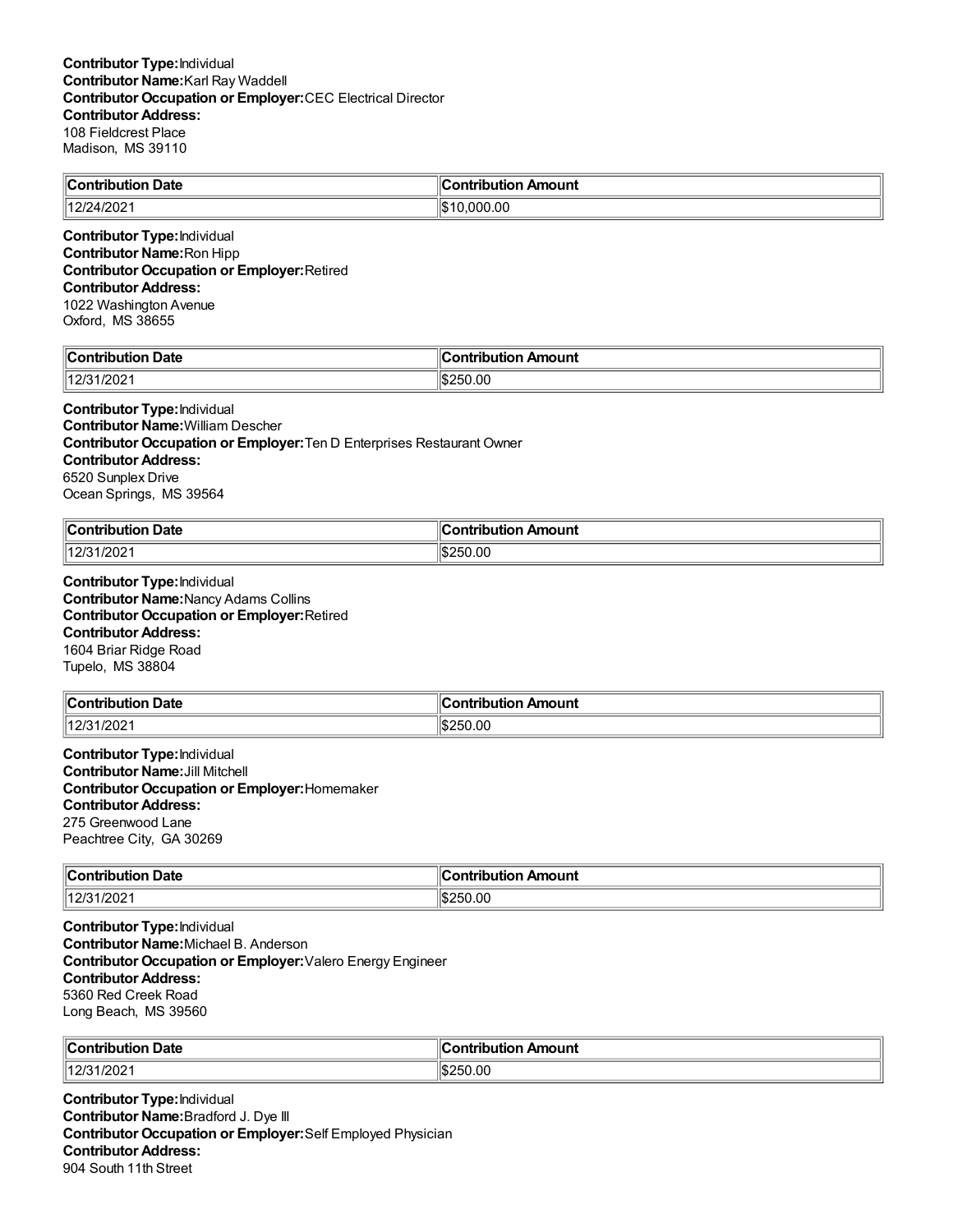**Contributor Type:** Individual
**Contributor Name:** Karl Ray Waddell
**Contributor Occupation or Employer:** CEC Electrical Director
**Contributor Address:**
108 Fieldcrest Place
Madison, MS 39110

| Contribution Date | Contribution Amount |
|---|---|
| 12/24/2021 | $10,000.00 |

**Contributor Type:** Individual
**Contributor Name:** Ron Hipp
**Contributor Occupation or Employer:** Retired
**Contributor Address:**
1022 Washington Avenue
Oxford, MS 38655

| Contribution Date | Contribution Amount |
|---|---|
| 12/31/2021 | $250.00 |

**Contributor Type:** Individual
**Contributor Name:** William Descher
**Contributor Occupation or Employer:** Ten D Enterprises Restaurant Owner
**Contributor Address:**
6520 Sunplex Drive
Ocean Springs, MS 39564

| Contribution Date | Contribution Amount |
|---|---|
| 12/31/2021 | $250.00 |

**Contributor Type:** Individual
**Contributor Name:** Nancy Adams Collins
**Contributor Occupation or Employer:** Retired
**Contributor Address:**
1604 Briar Ridge Road
Tupelo, MS 38804

| Contribution Date | Contribution Amount |
|---|---|
| 12/31/2021 | $250.00 |

**Contributor Type:** Individual
**Contributor Name:** Jill Mitchell
**Contributor Occupation or Employer:** Homemaker
**Contributor Address:**
275 Greenwood Lane
Peachtree City, GA 30269

| Contribution Date | Contribution Amount |
|---|---|
| 12/31/2021 | $250.00 |

**Contributor Type:** Individual
**Contributor Name:** Michael B. Anderson
**Contributor Occupation or Employer:** Valero Energy Engineer
**Contributor Address:**
5360 Red Creek Road
Long Beach, MS 39560

| Contribution Date | Contribution Amount |
|---|---|
| 12/31/2021 | $250.00 |

**Contributor Type:** Individual
**Contributor Name:** Bradford J. Dye III
**Contributor Occupation or Employer:** Self Employed Physician
**Contributor Address:**
904 South 11th Street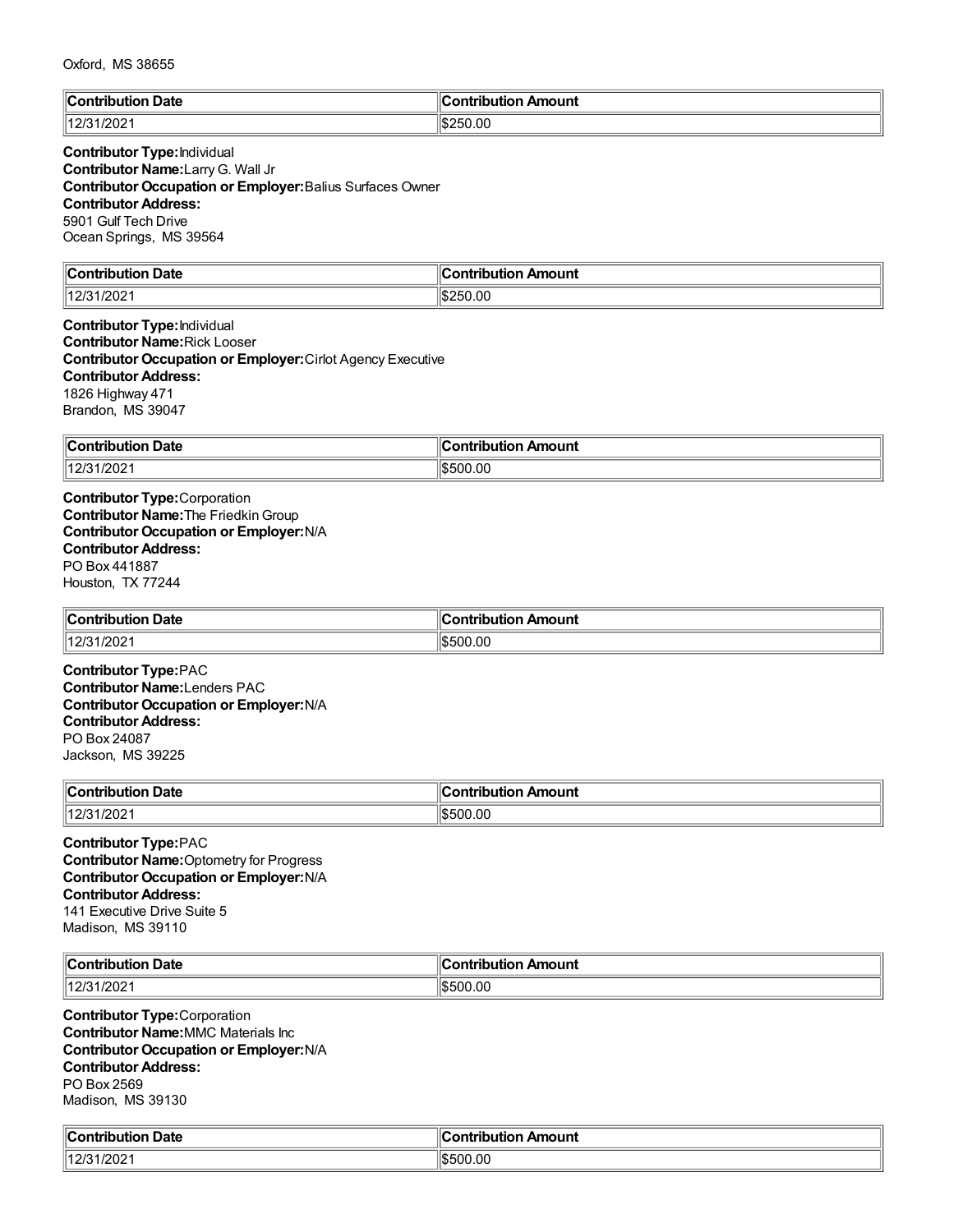Oxford, MS 38655

| Contribution Date | Contribution Amount |
|---|---|
| 12/31/2021 | $250.00 |

**Contributor Type:** Individual
**Contributor Name:** Larry G. Wall Jr
**Contributor Occupation or Employer:** Balius Surfaces Owner
**Contributor Address:**
5901 Gulf Tech Drive
Ocean Springs, MS 39564

| Contribution Date | Contribution Amount |
|---|---|
| 12/31/2021 | $250.00 |

**Contributor Type:** Individual
**Contributor Name:** Rick Looser
**Contributor Occupation or Employer:** Cirlot Agency Executive
**Contributor Address:**
1826 Highway 471
Brandon, MS 39047

| Contribution Date | Contribution Amount |
|---|---|
| 12/31/2021 | $500.00 |

**Contributor Type:** Corporation
**Contributor Name:** The Friedkin Group
**Contributor Occupation or Employer:** N/A
**Contributor Address:**
PO Box 441887
Houston, TX 77244

| Contribution Date | Contribution Amount |
|---|---|
| 12/31/2021 | $500.00 |

**Contributor Type:** PAC
**Contributor Name:** Lenders PAC
**Contributor Occupation or Employer:** N/A
**Contributor Address:**
PO Box 24087
Jackson, MS 39225

| Contribution Date | Contribution Amount |
|---|---|
| 12/31/2021 | $500.00 |

**Contributor Type:** PAC
**Contributor Name:** Optometry for Progress
**Contributor Occupation or Employer:** N/A
**Contributor Address:**
141 Executive Drive Suite 5
Madison, MS 39110

| Contribution Date | Contribution Amount |
|---|---|
| 12/31/2021 | $500.00 |

**Contributor Type:** Corporation
**Contributor Name:** MMC Materials Inc
**Contributor Occupation or Employer:** N/A
**Contributor Address:**
PO Box 2569
Madison, MS 39130

| Contribution Date | Contribution Amount |
|---|---|
| 12/31/2021 | $500.00 |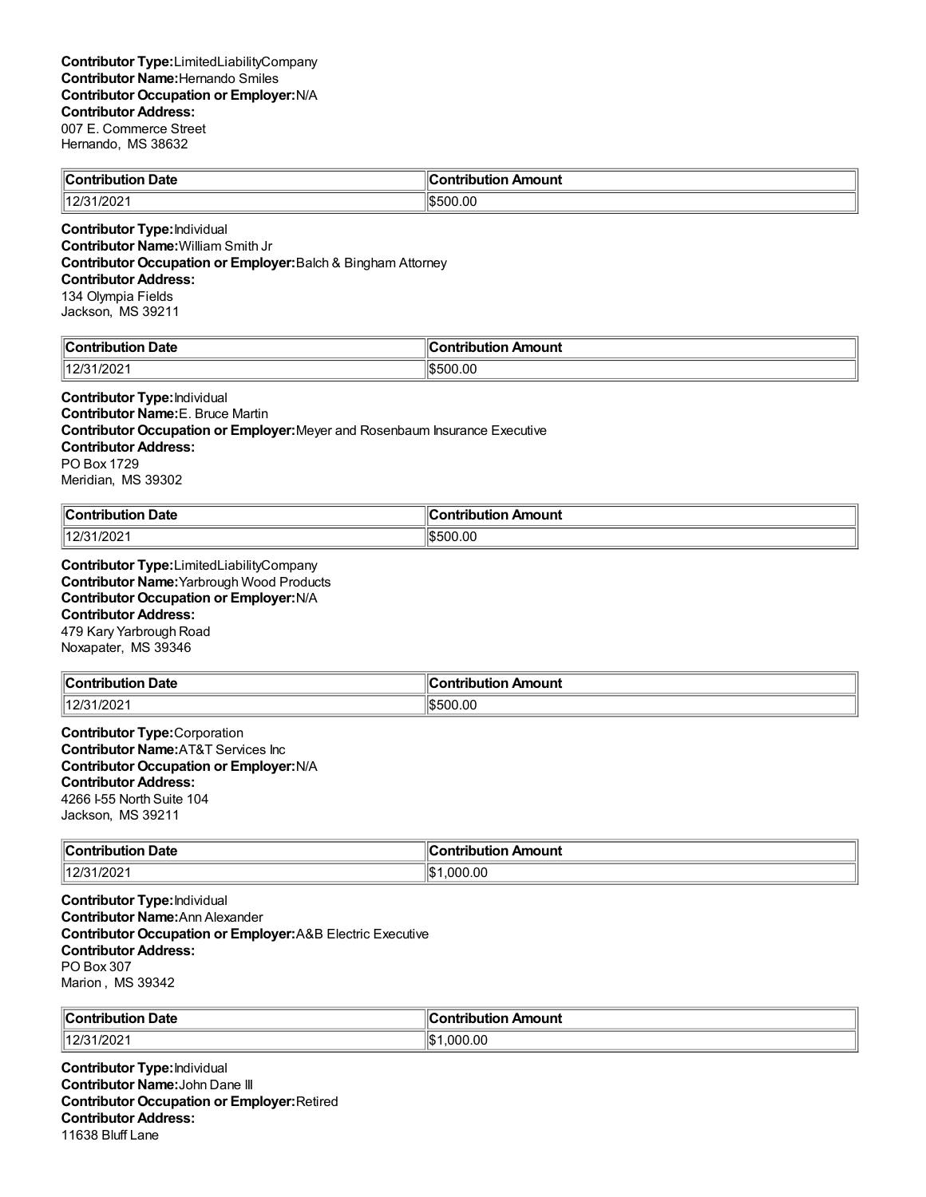**Contributor Type:**LimitedLiabilityCompany
**Contributor Name:**Hernando Smiles
**Contributor Occupation or Employer:**N/A
**Contributor Address:**
007 E. Commerce Street
Hernando, MS 38632

| Contribution Date | Contribution Amount |
|---|---|
| 12/31/2021 | $500.00 |

**Contributor Type:**Individual
**Contributor Name:**William Smith Jr
**Contributor Occupation or Employer:**Balch & Bingham Attorney
**Contributor Address:**
134 Olympia Fields
Jackson, MS 39211

| Contribution Date | Contribution Amount |
|---|---|
| 12/31/2021 | $500.00 |

**Contributor Type:**Individual
**Contributor Name:**E. Bruce Martin
**Contributor Occupation or Employer:**Meyer and Rosenbaum Insurance Executive
**Contributor Address:**
PO Box 1729
Meridian, MS 39302

| Contribution Date | Contribution Amount |
|---|---|
| 12/31/2021 | $500.00 |

**Contributor Type:**LimitedLiabilityCompany
**Contributor Name:**Yarbrough Wood Products
**Contributor Occupation or Employer:**N/A
**Contributor Address:**
479 Kary Yarbrough Road
Noxapater, MS 39346

| Contribution Date | Contribution Amount |
|---|---|
| 12/31/2021 | $500.00 |

**Contributor Type:**Corporation
**Contributor Name:**AT&T Services Inc
**Contributor Occupation or Employer:**N/A
**Contributor Address:**
4266 I-55 North Suite 104
Jackson, MS 39211

| Contribution Date | Contribution Amount |
|---|---|
| 12/31/2021 | $1,000.00 |

**Contributor Type:**Individual
**Contributor Name:**Ann Alexander
**Contributor Occupation or Employer:**A&B Electric Executive
**Contributor Address:**
PO Box 307
Marion , MS 39342

| Contribution Date | Contribution Amount |
|---|---|
| 12/31/2021 | $1,000.00 |

**Contributor Type:**Individual
**Contributor Name:**John Dane III
**Contributor Occupation or Employer:**Retired
**Contributor Address:**
11638 Bluff Lane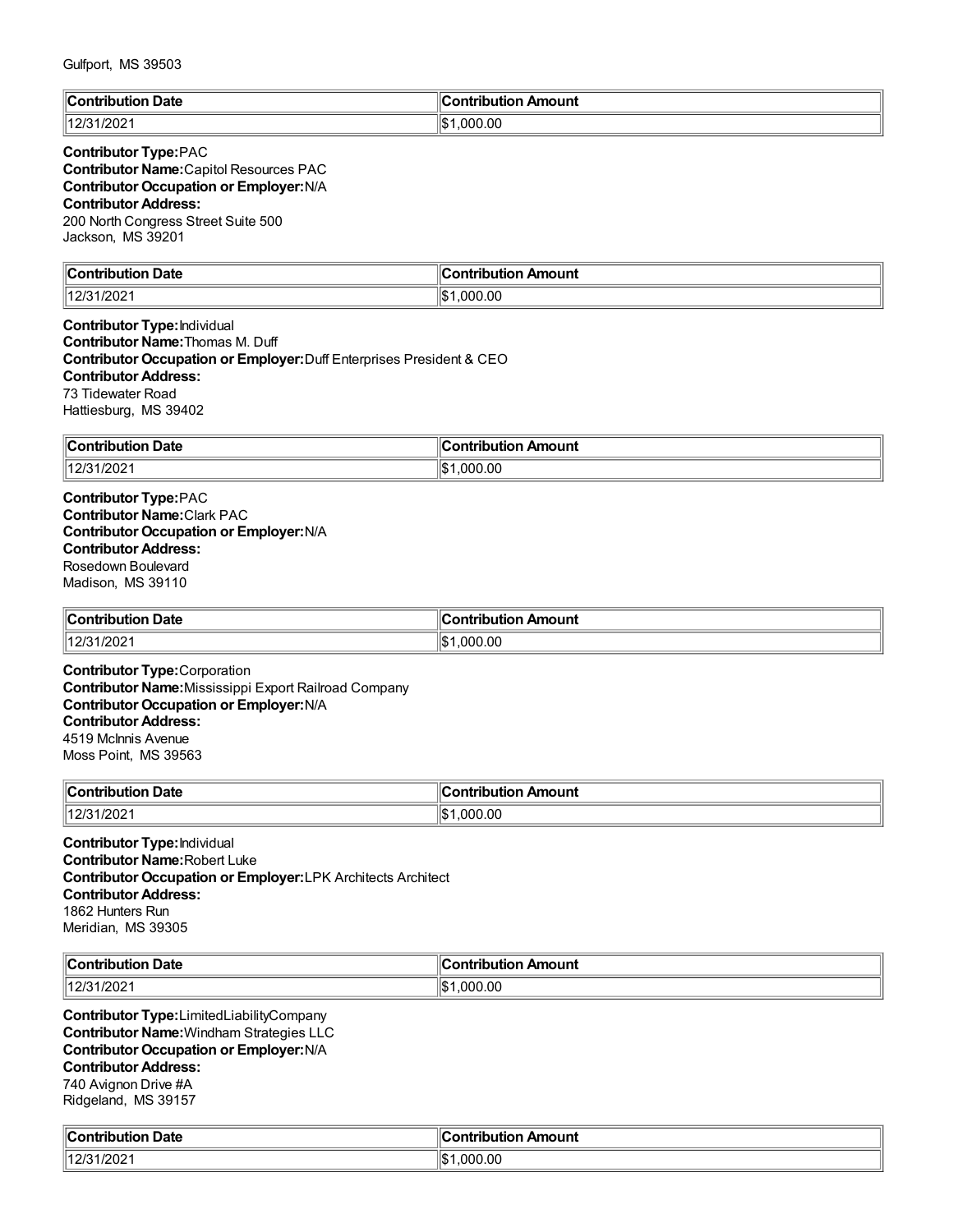Gulfport, MS 39503

| Contribution Date | Contribution Amount |
|---|---|
| 12/31/2021 | $1,000.00 |

**Contributor Type:** PAC
**Contributor Name:** Capitol Resources PAC
**Contributor Occupation or Employer:** N/A
**Contributor Address:**
200 North Congress Street Suite 500
Jackson, MS 39201

| Contribution Date | Contribution Amount |
|---|---|
| 12/31/2021 | $1,000.00 |

**Contributor Type:** Individual
**Contributor Name:** Thomas M. Duff
**Contributor Occupation or Employer:** Duff Enterprises President & CEO
**Contributor Address:**
73 Tidewater Road
Hattiesburg, MS 39402

| Contribution Date | Contribution Amount |
|---|---|
| 12/31/2021 | $1,000.00 |

**Contributor Type:** PAC
**Contributor Name:** Clark PAC
**Contributor Occupation or Employer:** N/A
**Contributor Address:**
Rosedown Boulevard
Madison, MS 39110

| Contribution Date | Contribution Amount |
|---|---|
| 12/31/2021 | $1,000.00 |

**Contributor Type:** Corporation
**Contributor Name:** Mississippi Export Railroad Company
**Contributor Occupation or Employer:** N/A
**Contributor Address:**
4519 McInnis Avenue
Moss Point, MS 39563

| Contribution Date | Contribution Amount |
|---|---|
| 12/31/2021 | $1,000.00 |

**Contributor Type:** Individual
**Contributor Name:** Robert Luke
**Contributor Occupation or Employer:** LPK Architects Architect
**Contributor Address:**
1862 Hunters Run
Meridian, MS 39305

| Contribution Date | Contribution Amount |
|---|---|
| 12/31/2021 | $1,000.00 |

**Contributor Type:** LimitedLiabilityCompany
**Contributor Name:** Windham Strategies LLC
**Contributor Occupation or Employer:** N/A
**Contributor Address:**
740 Avignon Drive #A
Ridgeland, MS 39157

| Contribution Date | Contribution Amount |
|---|---|
| 12/31/2021 | $1,000.00 |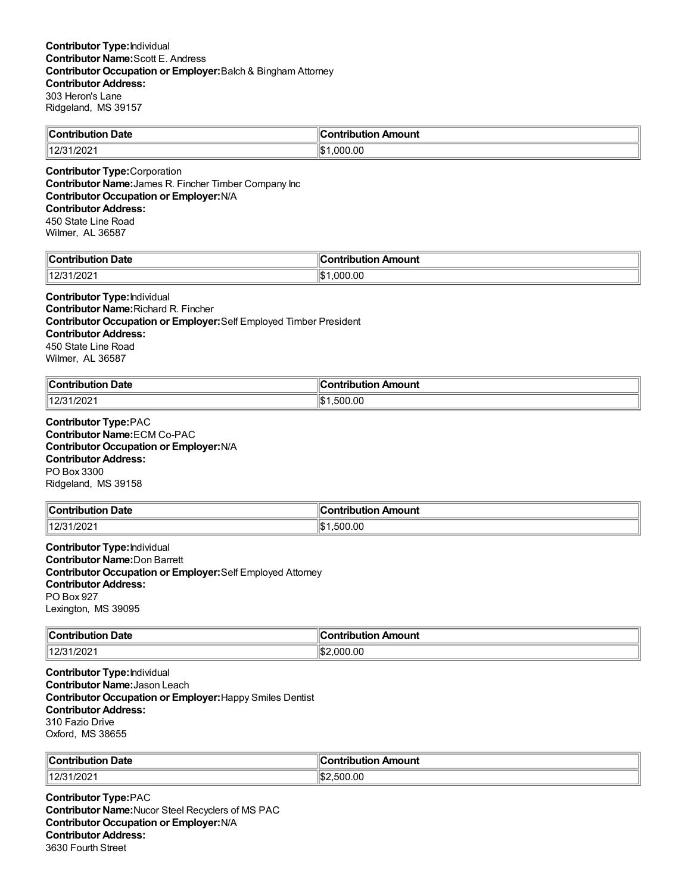**Contributor Type:** Individual
**Contributor Name:** Scott E. Andress
**Contributor Occupation or Employer:** Balch & Bingham Attorney
**Contributor Address:**
303 Heron's Lane
Ridgeland, MS 39157

| Contribution Date | Contribution Amount |
|---|---|
| 12/31/2021 | $1,000.00 |

**Contributor Type:** Corporation
**Contributor Name:** James R. Fincher Timber Company Inc
**Contributor Occupation or Employer:** N/A
**Contributor Address:**
450 State Line Road
Wilmer, AL 36587

| Contribution Date | Contribution Amount |
|---|---|
| 12/31/2021 | $1,000.00 |

**Contributor Type:** Individual
**Contributor Name:** Richard R. Fincher
**Contributor Occupation or Employer:** Self Employed Timber President
**Contributor Address:**
450 State Line Road
Wilmer, AL 36587

| Contribution Date | Contribution Amount |
|---|---|
| 12/31/2021 | $1,500.00 |

**Contributor Type:** PAC
**Contributor Name:** ECM Co-PAC
**Contributor Occupation or Employer:** N/A
**Contributor Address:**
PO Box 3300
Ridgeland, MS 39158

| Contribution Date | Contribution Amount |
|---|---|
| 12/31/2021 | $1,500.00 |

**Contributor Type:** Individual
**Contributor Name:** Don Barrett
**Contributor Occupation or Employer:** Self Employed Attorney
**Contributor Address:**
PO Box 927
Lexington, MS 39095

| Contribution Date | Contribution Amount |
|---|---|
| 12/31/2021 | $2,000.00 |

**Contributor Type:** Individual
**Contributor Name:** Jason Leach
**Contributor Occupation or Employer:** Happy Smiles Dentist
**Contributor Address:**
310 Fazio Drive
Oxford, MS 38655

| Contribution Date | Contribution Amount |
|---|---|
| 12/31/2021 | $2,500.00 |

**Contributor Type:** PAC
**Contributor Name:** Nucor Steel Recyclers of MS PAC
**Contributor Occupation or Employer:** N/A
**Contributor Address:**
3630 Fourth Street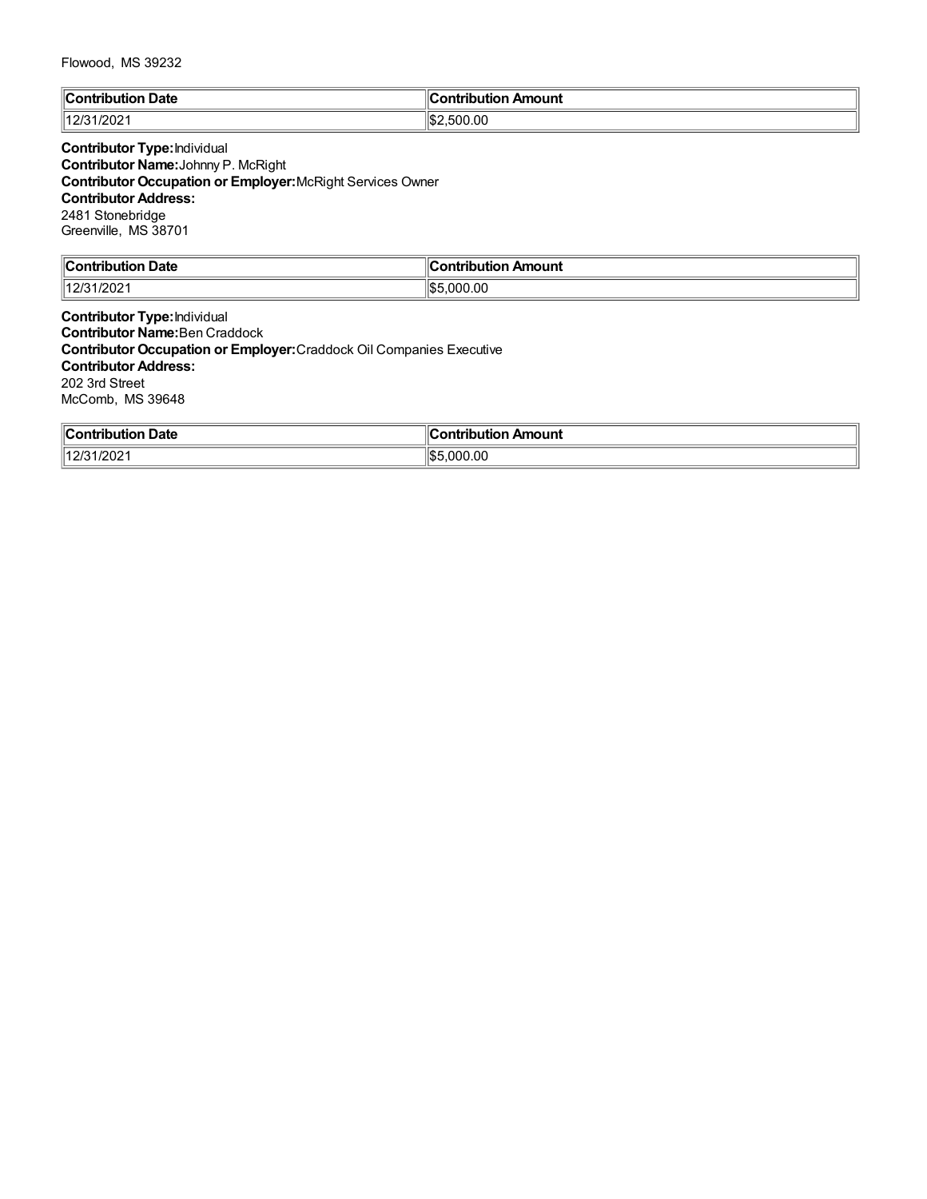Flowood, MS 39232

| Contribution Date | Contribution Amount |
| --- | --- |
| 12/31/2021 | $2,500.00 |

**Contributor Type:** Individual
**Contributor Name:** Johnny P. McRight
**Contributor Occupation or Employer:** McRight Services Owner
**Contributor Address:**
2481 Stonebridge
Greenville, MS 38701

| Contribution Date | Contribution Amount |
| --- | --- |
| 12/31/2021 | $5,000.00 |

**Contributor Type:** Individual
**Contributor Name:** Ben Craddock
**Contributor Occupation or Employer:** Craddock Oil Companies Executive
**Contributor Address:**
202 3rd Street
McComb, MS 39648

| Contribution Date | Contribution Amount |
| --- | --- |
| 12/31/2021 | $5,000.00 |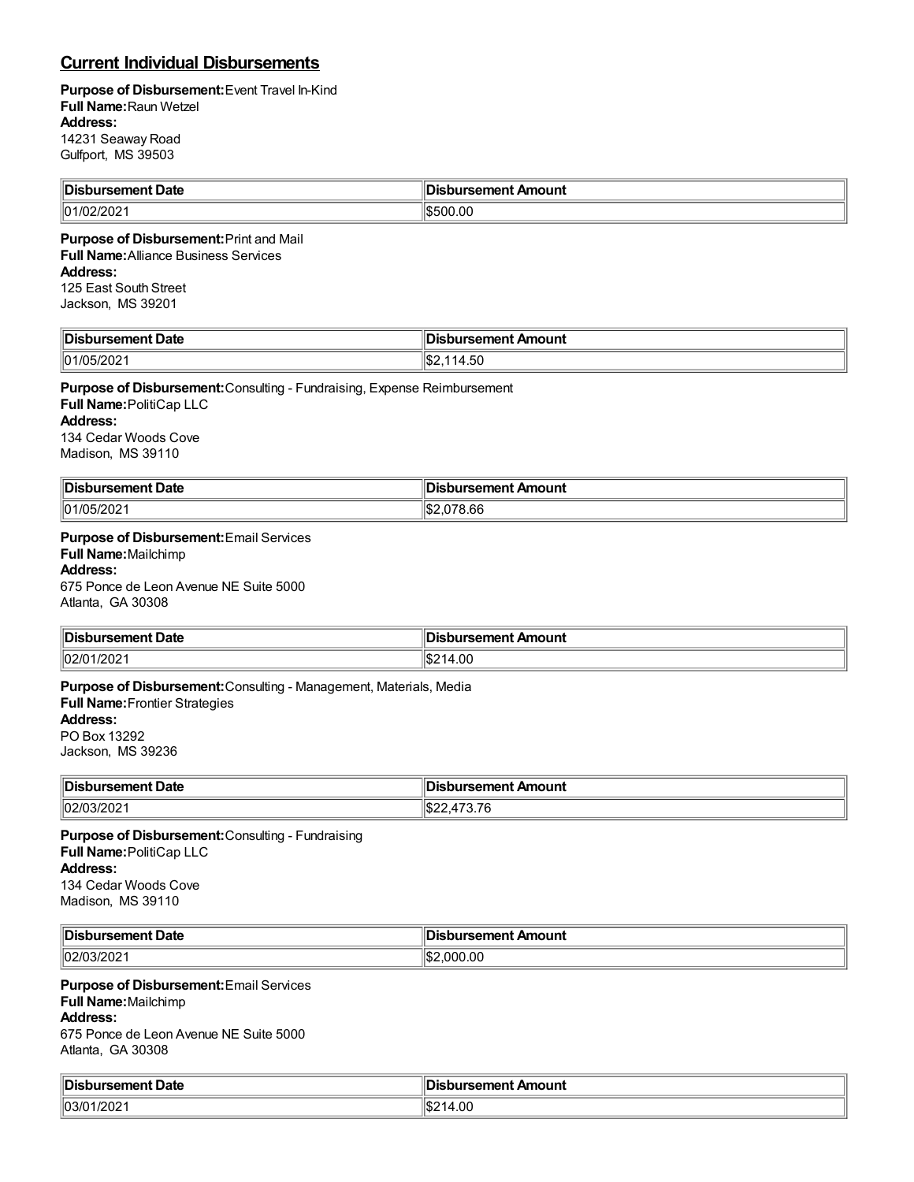## Current Individual Disbursements

**Purpose of Disbursement:** Event Travel In-Kind
**Full Name:** Raun Wetzel
**Address:**
14231 Seaway Road
Gulfport, MS 39503

| Disbursement Date | Disbursement Amount |
|---|---|
| 01/02/2021 | $500.00 |

**Purpose of Disbursement:** Print and Mail
**Full Name:** Alliance Business Services
**Address:**
125 East South Street
Jackson, MS 39201

| Disbursement Date | Disbursement Amount |
|---|---|
| 01/05/2021 | $2,114.50 |

**Purpose of Disbursement:** Consulting - Fundraising, Expense Reimbursement
**Full Name:** PolitiCap LLC
**Address:**
134 Cedar Woods Cove
Madison, MS 39110

| Disbursement Date | Disbursement Amount |
|---|---|
| 01/05/2021 | $2,078.66 |

**Purpose of Disbursement:** Email Services
**Full Name:** Mailchimp
**Address:**
675 Ponce de Leon Avenue NE Suite 5000
Atlanta, GA 30308

| Disbursement Date | Disbursement Amount |
|---|---|
| 02/01/2021 | $214.00 |

**Purpose of Disbursement:** Consulting - Management, Materials, Media
**Full Name:** Frontier Strategies
**Address:**
PO Box 13292
Jackson, MS 39236

| Disbursement Date | Disbursement Amount |
|---|---|
| 02/03/2021 | $22,473.76 |

**Purpose of Disbursement:** Consulting - Fundraising
**Full Name:** PolitiCap LLC
**Address:**
134 Cedar Woods Cove
Madison, MS 39110

| Disbursement Date | Disbursement Amount |
|---|---|
| 02/03/2021 | $2,000.00 |

**Purpose of Disbursement:** Email Services
**Full Name:** Mailchimp
**Address:**
675 Ponce de Leon Avenue NE Suite 5000
Atlanta, GA 30308

| Disbursement Date | Disbursement Amount |
|---|---|
| 03/01/2021 | $214.00 |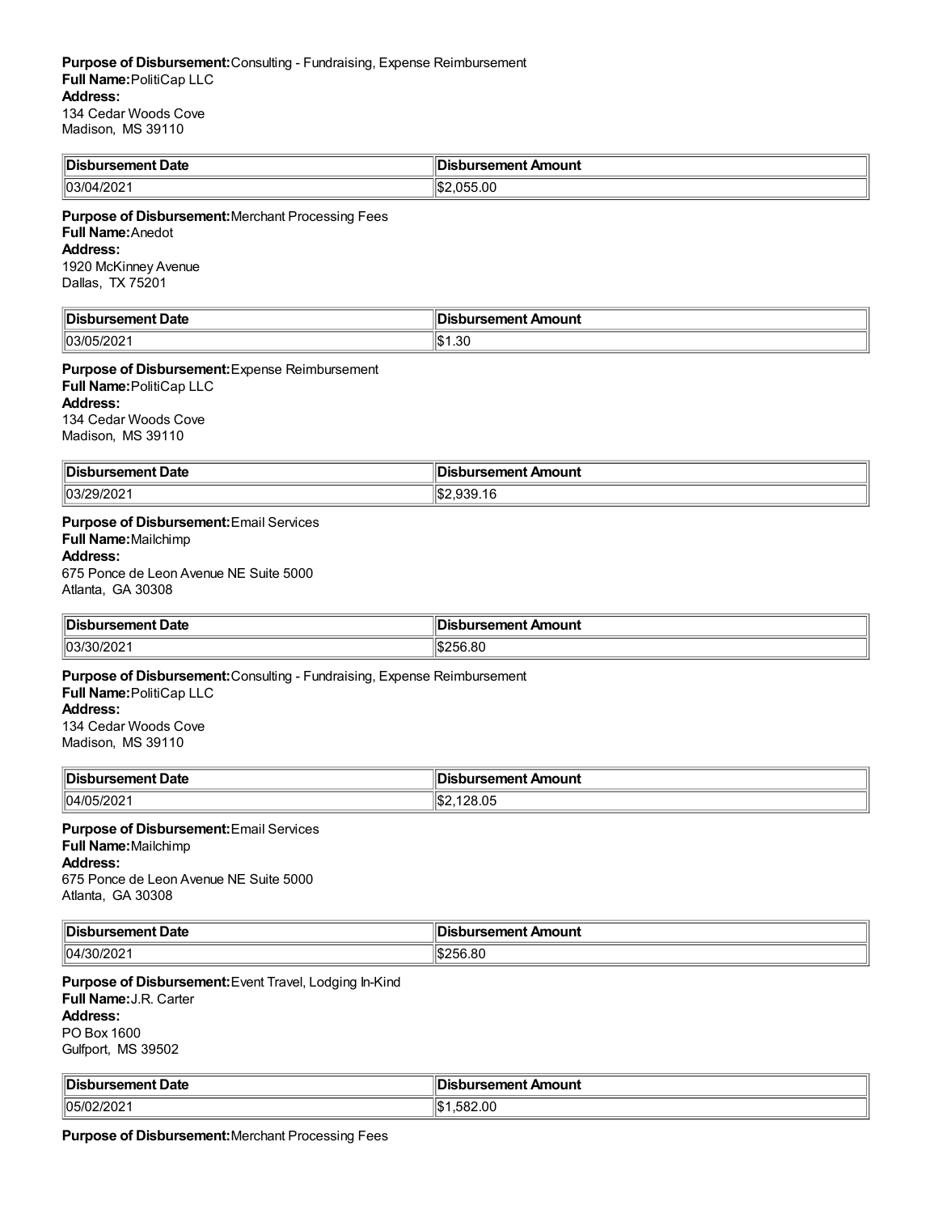**Purpose of Disbursement:** Consulting - Fundraising, Expense Reimbursement
**Full Name:** PolitiCap LLC
**Address:**
134 Cedar Woods Cove
Madison, MS 39110

| Disbursement Date | Disbursement Amount |
|---|---|
| 03/04/2021 | $2,055.00 |

**Purpose of Disbursement:** Merchant Processing Fees
**Full Name:** Anedot
**Address:**
1920 McKinney Avenue
Dallas, TX 75201

| Disbursement Date | Disbursement Amount |
|---|---|
| 03/05/2021 | $1.30 |

**Purpose of Disbursement:** Expense Reimbursement
**Full Name:** PolitiCap LLC
**Address:**
134 Cedar Woods Cove
Madison, MS 39110

| Disbursement Date | Disbursement Amount |
|---|---|
| 03/29/2021 | $2,939.16 |

**Purpose of Disbursement:** Email Services
**Full Name:** Mailchimp
**Address:**
675 Ponce de Leon Avenue NE Suite 5000
Atlanta, GA 30308

| Disbursement Date | Disbursement Amount |
|---|---|
| 03/30/2021 | $256.80 |

**Purpose of Disbursement:** Consulting - Fundraising, Expense Reimbursement
**Full Name:** PolitiCap LLC
**Address:**
134 Cedar Woods Cove
Madison, MS 39110

| Disbursement Date | Disbursement Amount |
|---|---|
| 04/05/2021 | $2,128.05 |

**Purpose of Disbursement:** Email Services
**Full Name:** Mailchimp
**Address:**
675 Ponce de Leon Avenue NE Suite 5000
Atlanta, GA 30308

| Disbursement Date | Disbursement Amount |
|---|---|
| 04/30/2021 | $256.80 |

**Purpose of Disbursement:** Event Travel, Lodging In-Kind
**Full Name:** J.R. Carter
**Address:**
PO Box 1600
Gulfport, MS 39502

| Disbursement Date | Disbursement Amount |
|---|---|
| 05/02/2021 | $1,582.00 |

**Purpose of Disbursement:** Merchant Processing Fees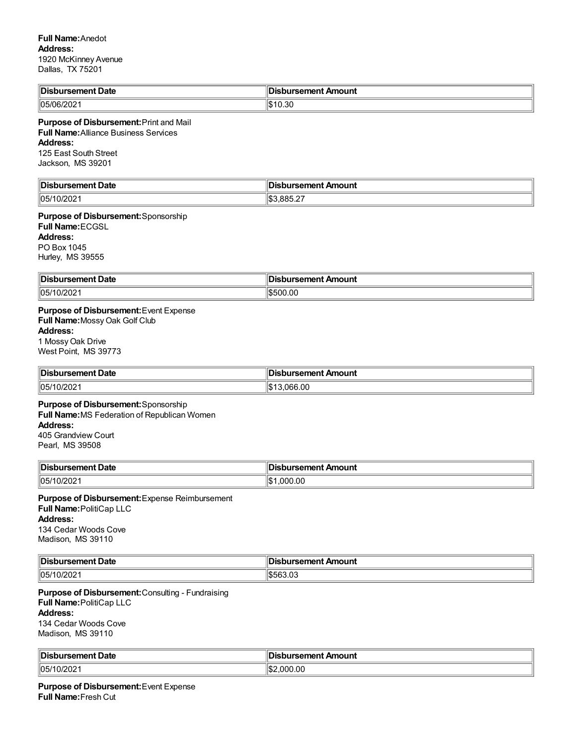**Full Name:** Anedot
**Address:**
1920 McKinney Avenue
Dallas, TX 75201

| Disbursement Date | Disbursement Amount |
| --- | --- |
| 05/06/2021 | $10.30 |

**Purpose of Disbursement:** Print and Mail
**Full Name:** Alliance Business Services
**Address:**
125 East South Street
Jackson, MS 39201

| Disbursement Date | Disbursement Amount |
| --- | --- |
| 05/10/2021 | $3,885.27 |

**Purpose of Disbursement:** Sponsorship
**Full Name:** ECGSL
**Address:**
PO Box 1045
Hurley, MS 39555

| Disbursement Date | Disbursement Amount |
| --- | --- |
| 05/10/2021 | $500.00 |

**Purpose of Disbursement:** Event Expense
**Full Name:** Mossy Oak Golf Club
**Address:**
1 Mossy Oak Drive
West Point, MS 39773

| Disbursement Date | Disbursement Amount |
| --- | --- |
| 05/10/2021 | $13,066.00 |

**Purpose of Disbursement:** Sponsorship
**Full Name:** MS Federation of Republican Women
**Address:**
405 Grandview Court
Pearl, MS 39508

| Disbursement Date | Disbursement Amount |
| --- | --- |
| 05/10/2021 | $1,000.00 |

**Purpose of Disbursement:** Expense Reimbursement
**Full Name:** PolitiCap LLC
**Address:**
134 Cedar Woods Cove
Madison, MS 39110

| Disbursement Date | Disbursement Amount |
| --- | --- |
| 05/10/2021 | $563.03 |

**Purpose of Disbursement:** Consulting - Fundraising
**Full Name:** PolitiCap LLC
**Address:**
134 Cedar Woods Cove
Madison, MS 39110

| Disbursement Date | Disbursement Amount |
| --- | --- |
| 05/10/2021 | $2,000.00 |

**Purpose of Disbursement:** Event Expense
**Full Name:** Fresh Cut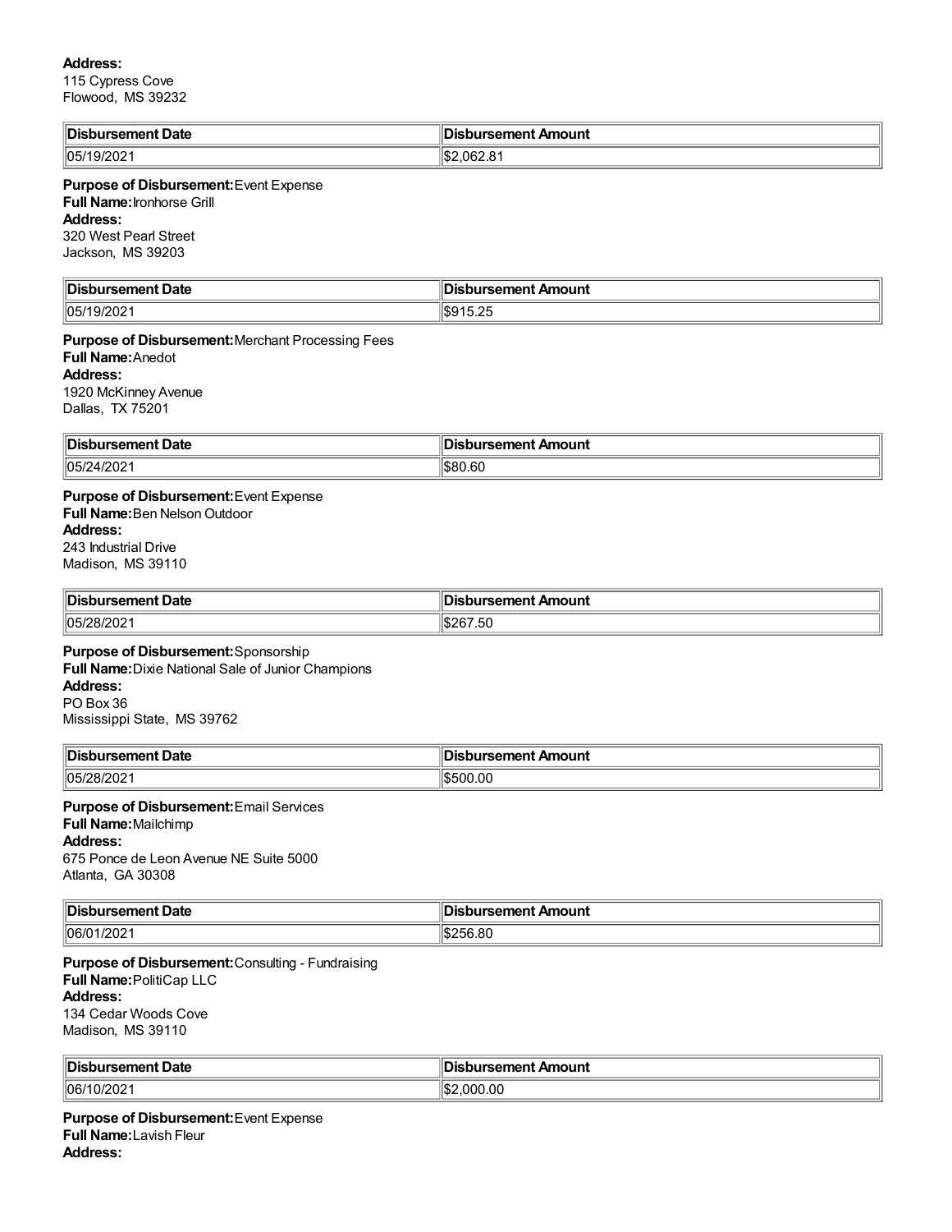**Address:**
115 Cypress Cove
Flowood, MS 39232

| Disbursement Date | Disbursement Amount |
|---|---|
| 05/19/2021 | $2,062.81 |

**Purpose of Disbursement:** Event Expense
**Full Name:** Ironhorse Grill
**Address:**
320 West Pearl Street
Jackson, MS 39203

| Disbursement Date | Disbursement Amount |
|---|---|
| 05/19/2021 | $915.25 |

**Purpose of Disbursement:** Merchant Processing Fees
**Full Name:** Anedot
**Address:**
1920 McKinney Avenue
Dallas, TX 75201

| Disbursement Date | Disbursement Amount |
|---|---|
| 05/24/2021 | $80.60 |

**Purpose of Disbursement:** Event Expense
**Full Name:** Ben Nelson Outdoor
**Address:**
243 Industrial Drive
Madison, MS 39110

| Disbursement Date | Disbursement Amount |
|---|---|
| 05/28/2021 | $267.50 |

**Purpose of Disbursement:** Sponsorship
**Full Name:** Dixie National Sale of Junior Champions
**Address:**
PO Box 36
Mississippi State, MS 39762

| Disbursement Date | Disbursement Amount |
|---|---|
| 05/28/2021 | $500.00 |

**Purpose of Disbursement:** Email Services
**Full Name:** Mailchimp
**Address:**
675 Ponce de Leon Avenue NE Suite 5000
Atlanta, GA 30308

| Disbursement Date | Disbursement Amount |
|---|---|
| 06/01/2021 | $256.80 |

**Purpose of Disbursement:** Consulting - Fundraising
**Full Name:** PolitiCap LLC
**Address:**
134 Cedar Woods Cove
Madison, MS 39110

| Disbursement Date | Disbursement Amount |
|---|---|
| 06/10/2021 | $2,000.00 |

**Purpose of Disbursement:** Event Expense
**Full Name:** Lavish Fleur
**Address:**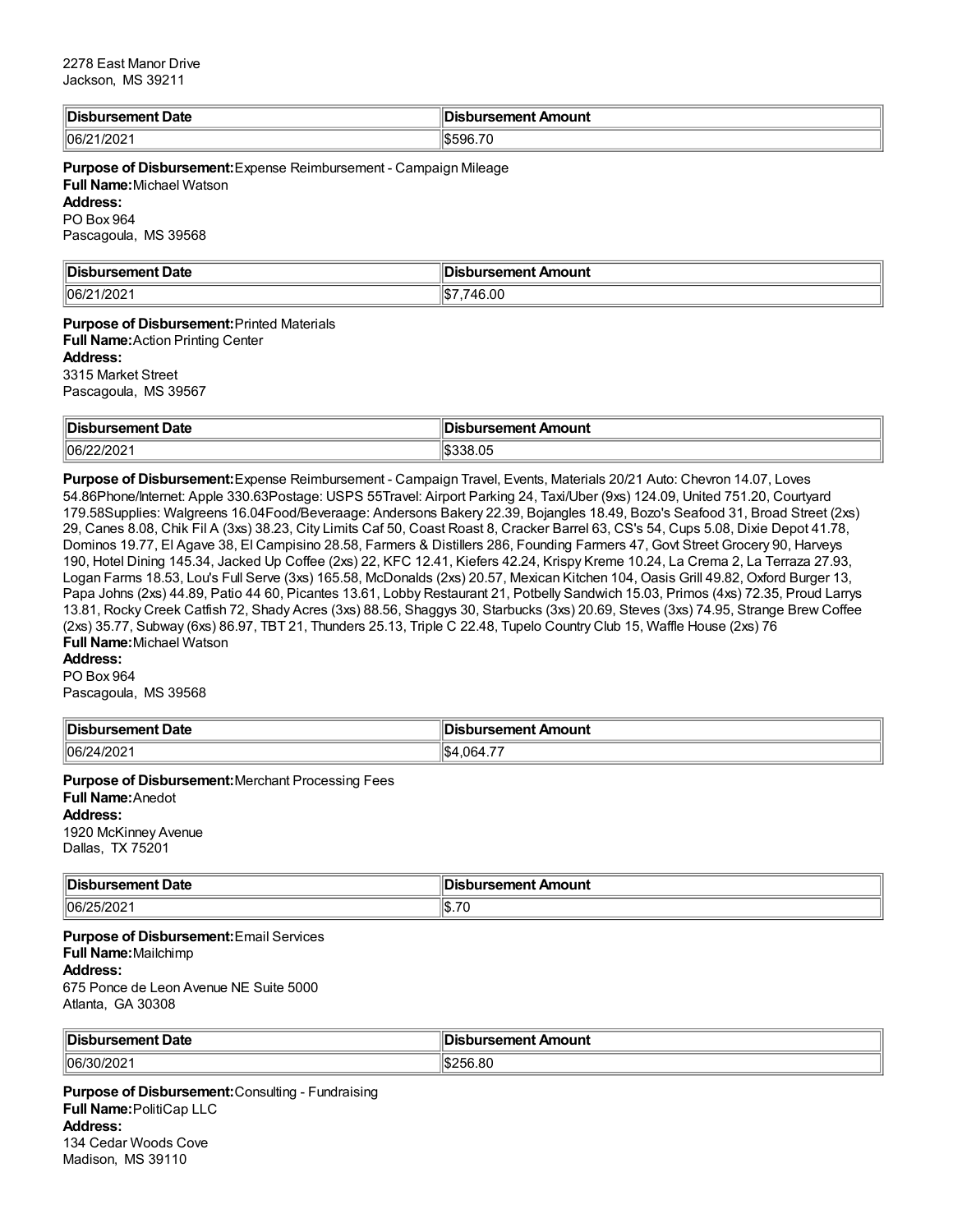2278 East Manor Drive
Jackson, MS 39211

| Disbursement Date | Disbursement Amount |
|---|---|
| 06/21/2021 | $596.70 |

**Purpose of Disbursement:** Expense Reimbursement - Campaign Mileage
**Full Name:** Michael Watson
**Address:**
PO Box 964
Pascagoula, MS 39568

| Disbursement Date | Disbursement Amount |
|---|---|
| 06/21/2021 | $7,746.00 |

**Purpose of Disbursement:** Printed Materials
**Full Name:** Action Printing Center
**Address:**
3315 Market Street
Pascagoula, MS 39567

| Disbursement Date | Disbursement Amount |
|---|---|
| 06/22/2021 | $338.05 |

**Purpose of Disbursement:** Expense Reimbursement - Campaign Travel, Events, Materials 20/21 Auto: Chevron 14.07, Loves 54.86Phone/Internet: Apple 330.63Postage: USPS 55Travel: Airport Parking 24, Taxi/Uber (9xs) 124.09, United 751.20, Courtyard 179.58Supplies: Walgreens 16.04Food/Beveraage: Andersons Bakery 22.39, Bojangles 18.49, Bozo's Seafood 31, Broad Street (2xs) 29, Canes 8.08, Chik Fil A (3xs) 38.23, City Limits Caf 50, Coast Roast 8, Cracker Barrel 63, CS's 54, Cups 5.08, Dixie Depot 41.78, Dominos 19.77, El Agave 38, El Campisino 28.58, Farmers & Distillers 286, Founding Farmers 47, Govt Street Grocery 90, Harveys 190, Hotel Dining 145.34, Jacked Up Coffee (2xs) 22, KFC 12.41, Kiefers 42.24, Krispy Kreme 10.24, La Crema 2, La Terraza 27.93, Logan Farms 18.53, Lou's Full Serve (3xs) 165.58, McDonalds (2xs) 20.57, Mexican Kitchen 104, Oasis Grill 49.82, Oxford Burger 13, Papa Johns (2xs) 44.89, Patio 44 60, Picantes 13.61, Lobby Restaurant 21, Potbelly Sandwich 15.03, Primos (4xs) 72.35, Proud Larrys 13.81, Rocky Creek Catfish 72, Shady Acres (3xs) 88.56, Shaggys 30, Starbucks (3xs) 20.69, Steves (3xs) 74.95, Strange Brew Coffee (2xs) 35.77, Subway (6xs) 86.97, TBT 21, Thunders 25.13, Triple C 22.48, Tupelo Country Club 15, Waffle House (2xs) 76
**Full Name:** Michael Watson
**Address:**
PO Box 964
Pascagoula, MS 39568

| Disbursement Date | Disbursement Amount |
|---|---|
| 06/24/2021 | $4,064.77 |

**Purpose of Disbursement:** Merchant Processing Fees
**Full Name:** Anedot
**Address:**
1920 McKinney Avenue
Dallas, TX 75201

| Disbursement Date | Disbursement Amount |
|---|---|
| 06/25/2021 | $.70 |

**Purpose of Disbursement:** Email Services
**Full Name:** Mailchimp
**Address:**
675 Ponce de Leon Avenue NE Suite 5000
Atlanta, GA 30308

| Disbursement Date | Disbursement Amount |
|---|---|
| 06/30/2021 | $256.80 |

**Purpose of Disbursement:** Consulting - Fundraising
**Full Name:** PolitiCap LLC
**Address:**
134 Cedar Woods Cove
Madison, MS 39110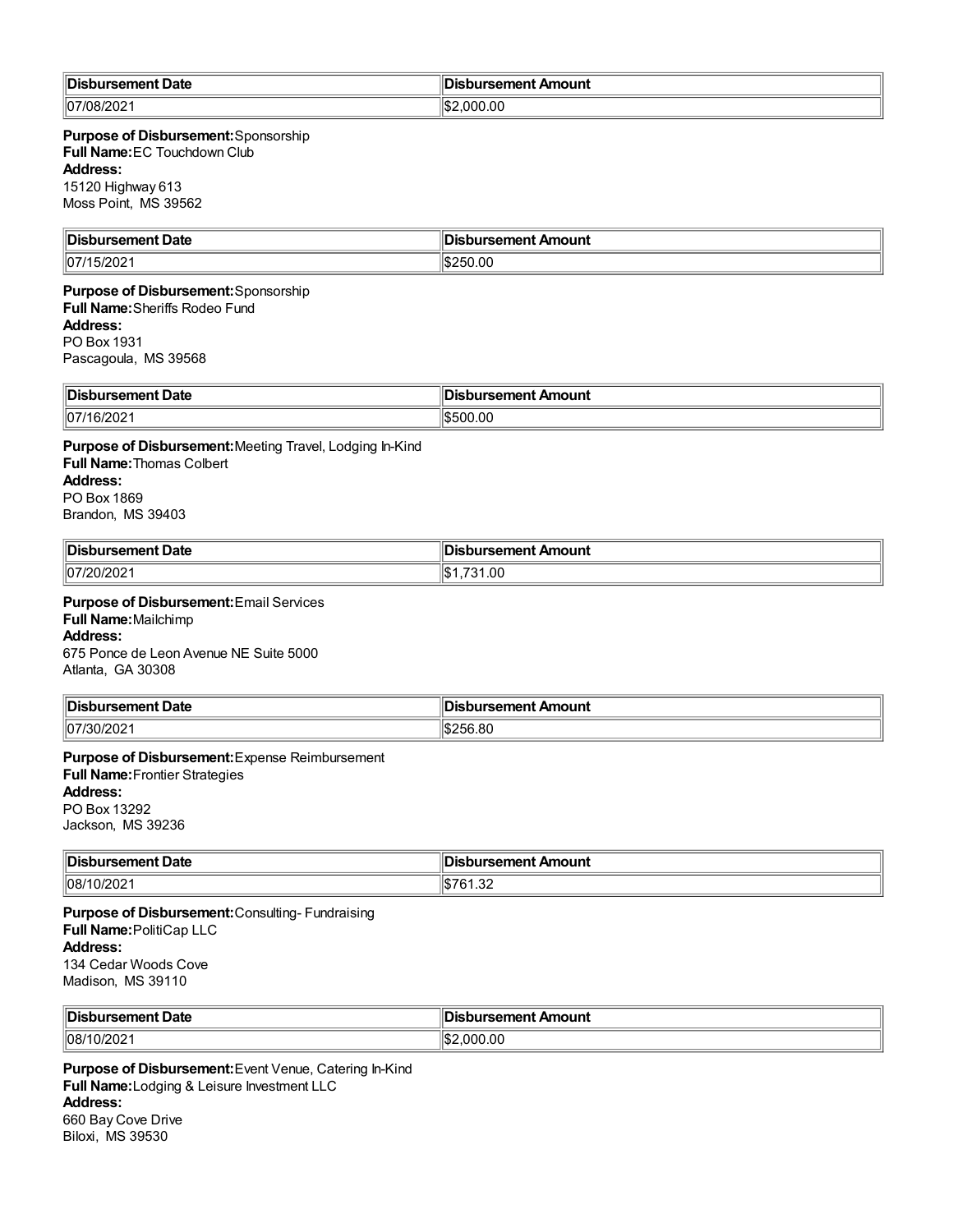| Disbursement Date | Disbursement Amount |
| --- | --- |
| 07/08/2021 | $2,000.00 |

**Purpose of Disbursement:** Sponsorship
**Full Name:** EC Touchdown Club
**Address:**
15120 Highway 613
Moss Point, MS 39562

| Disbursement Date | Disbursement Amount |
| --- | --- |
| 07/15/2021 | $250.00 |

**Purpose of Disbursement:** Sponsorship
**Full Name:** Sheriffs Rodeo Fund
**Address:**
PO Box 1931
Pascagoula, MS 39568

| Disbursement Date | Disbursement Amount |
| --- | --- |
| 07/16/2021 | $500.00 |

**Purpose of Disbursement:** Meeting Travel, Lodging In-Kind
**Full Name:** Thomas Colbert
**Address:**
PO Box 1869
Brandon, MS 39403

| Disbursement Date | Disbursement Amount |
| --- | --- |
| 07/20/2021 | $1,731.00 |

**Purpose of Disbursement:** Email Services
**Full Name:** Mailchimp
**Address:**
675 Ponce de Leon Avenue NE Suite 5000
Atlanta, GA 30308

| Disbursement Date | Disbursement Amount |
| --- | --- |
| 07/30/2021 | $256.80 |

**Purpose of Disbursement:** Expense Reimbursement
**Full Name:** Frontier Strategies
**Address:**
PO Box 13292
Jackson, MS 39236

| Disbursement Date | Disbursement Amount |
| --- | --- |
| 08/10/2021 | $761.32 |

**Purpose of Disbursement:** Consulting- Fundraising
**Full Name:** PolitiCap LLC
**Address:**
134 Cedar Woods Cove
Madison, MS 39110

| Disbursement Date | Disbursement Amount |
| --- | --- |
| 08/10/2021 | $2,000.00 |

**Purpose of Disbursement:** Event Venue, Catering In-Kind
**Full Name:** Lodging & Leisure Investment LLC
**Address:**
660 Bay Cove Drive
Biloxi, MS 39530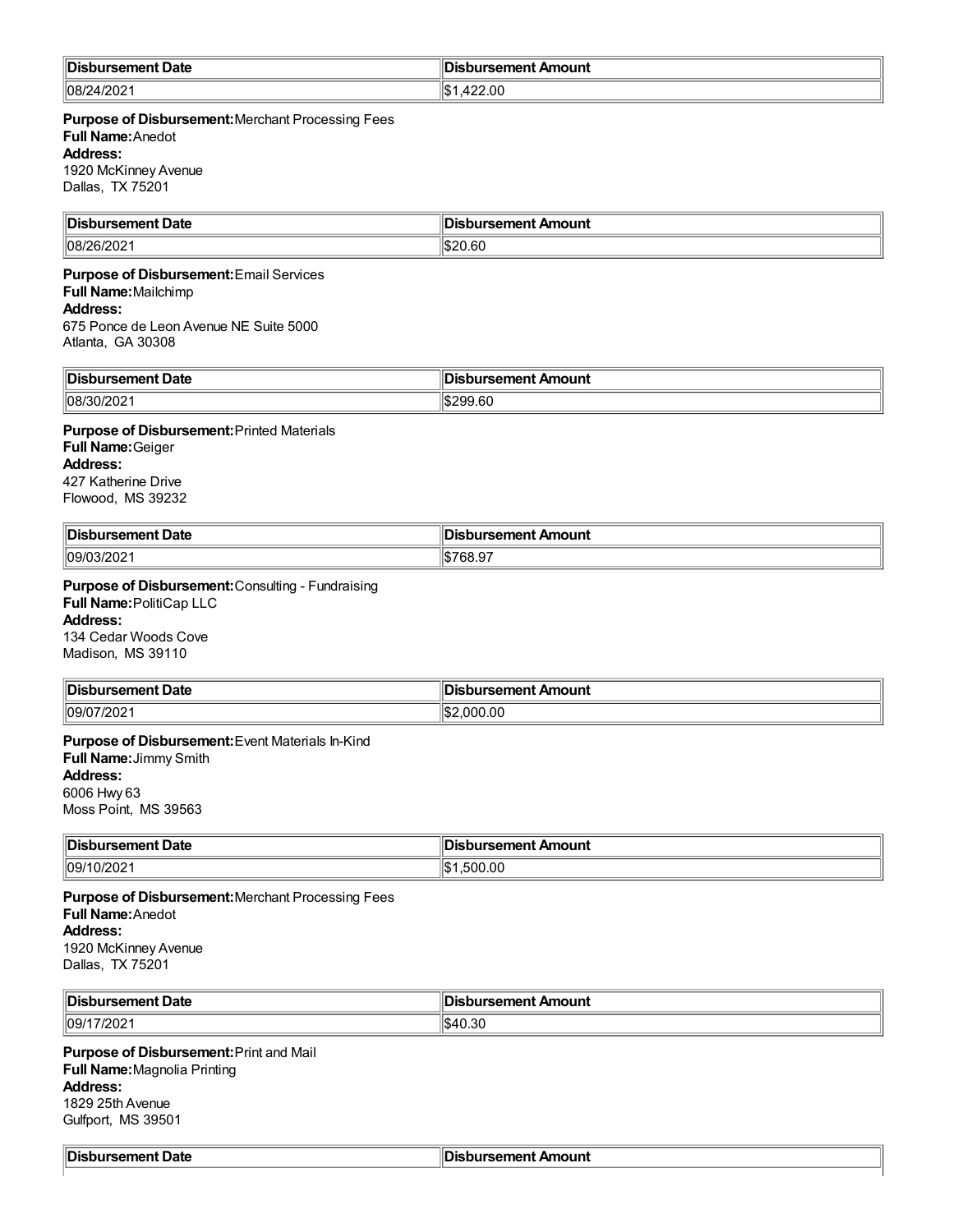| Disbursement Date | Disbursement Amount |
|---|---|
| 08/24/2021 | $1,422.00 |

**Purpose of Disbursement:** Merchant Processing Fees
**Full Name:** Anedot
**Address:**
1920 McKinney Avenue
Dallas, TX 75201

| Disbursement Date | Disbursement Amount |
|---|---|
| 08/26/2021 | $20.60 |

**Purpose of Disbursement:** Email Services
**Full Name:** Mailchimp
**Address:**
675 Ponce de Leon Avenue NE Suite 5000
Atlanta, GA 30308

| Disbursement Date | Disbursement Amount |
|---|---|
| 08/30/2021 | $299.60 |

**Purpose of Disbursement:** Printed Materials
**Full Name:** Geiger
**Address:**
427 Katherine Drive
Flowood, MS 39232

| Disbursement Date | Disbursement Amount |
|---|---|
| 09/03/2021 | $768.97 |

**Purpose of Disbursement:** Consulting - Fundraising
**Full Name:** PolitiCap LLC
**Address:**
134 Cedar Woods Cove
Madison, MS 39110

| Disbursement Date | Disbursement Amount |
|---|---|
| 09/07/2021 | $2,000.00 |

**Purpose of Disbursement:** Event Materials In-Kind
**Full Name:** Jimmy Smith
**Address:**
6006 Hwy 63
Moss Point, MS 39563

| Disbursement Date | Disbursement Amount |
|---|---|
| 09/10/2021 | $1,500.00 |

**Purpose of Disbursement:** Merchant Processing Fees
**Full Name:** Anedot
**Address:**
1920 McKinney Avenue
Dallas, TX 75201

| Disbursement Date | Disbursement Amount |
|---|---|
| 09/17/2021 | $40.30 |

**Purpose of Disbursement:** Print and Mail
**Full Name:** Magnolia Printing
**Address:**
1829 25th Avenue
Gulfport, MS 39501

| Disbursement Date | Disbursement Amount |
|---|---|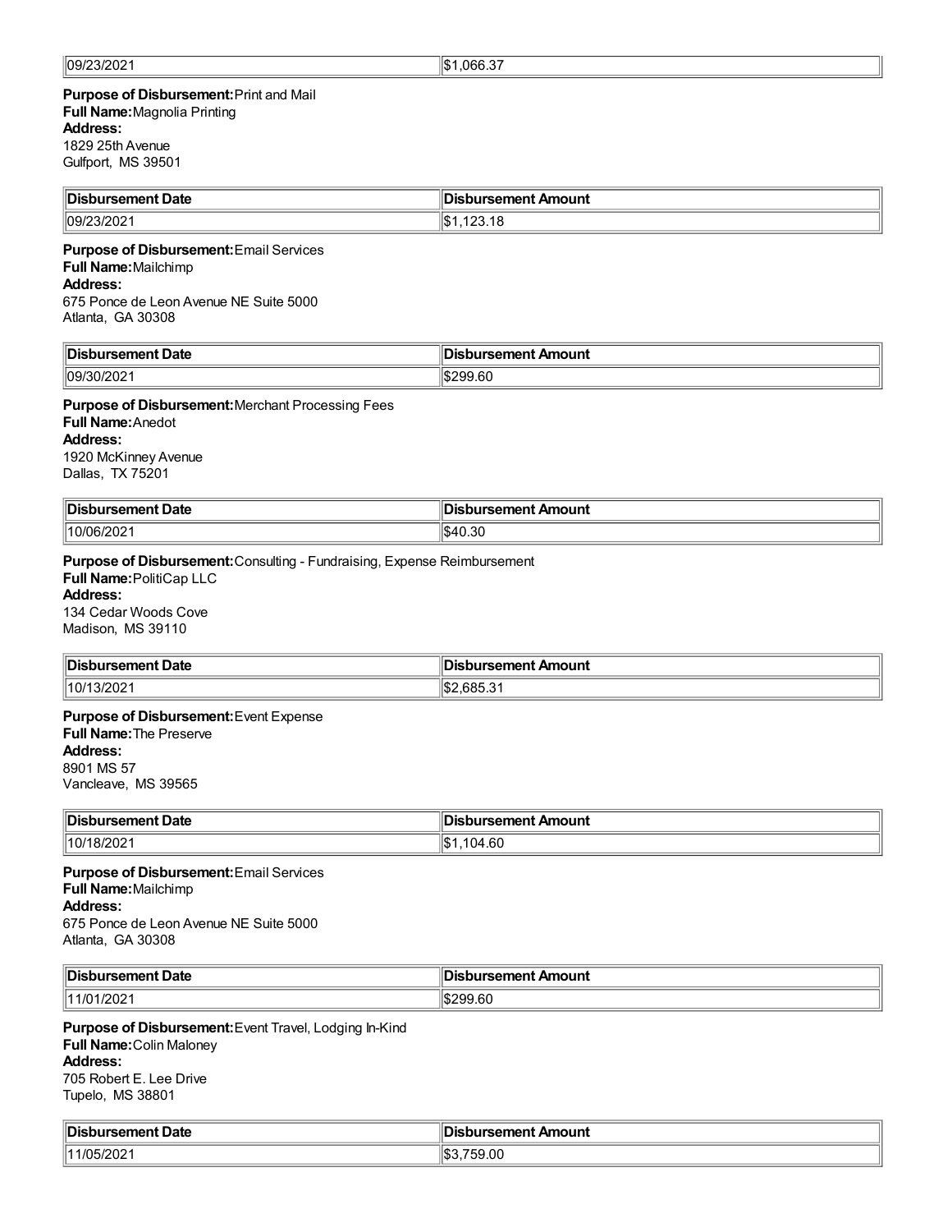| 09/23/2021 | $1,066.37 |
|---|---|

**Purpose of Disbursement:** Print and Mail
**Full Name:** Magnolia Printing
**Address:**
1829 25th Avenue
Gulfport, MS 39501

| Disbursement Date | Disbursement Amount |
|---|---|
| 09/23/2021 | $1,123.18 |

**Purpose of Disbursement:** Email Services
**Full Name:** Mailchimp
**Address:**
675 Ponce de Leon Avenue NE Suite 5000
Atlanta, GA 30308

| Disbursement Date | Disbursement Amount |
|---|---|
| 09/30/2021 | $299.60 |

**Purpose of Disbursement:** Merchant Processing Fees
**Full Name:** Anedot
**Address:**
1920 McKinney Avenue
Dallas, TX 75201

| Disbursement Date | Disbursement Amount |
|---|---|
| 10/06/2021 | $40.30 |

**Purpose of Disbursement:** Consulting - Fundraising, Expense Reimbursement
**Full Name:** PolitiCap LLC
**Address:**
134 Cedar Woods Cove
Madison, MS 39110

| Disbursement Date | Disbursement Amount |
|---|---|
| 10/13/2021 | $2,685.31 |

**Purpose of Disbursement:** Event Expense
**Full Name:** The Preserve
**Address:**
8901 MS 57
Vancleave, MS 39565

| Disbursement Date | Disbursement Amount |
|---|---|
| 10/18/2021 | $1,104.60 |

**Purpose of Disbursement:** Email Services
**Full Name:** Mailchimp
**Address:**
675 Ponce de Leon Avenue NE Suite 5000
Atlanta, GA 30308

| Disbursement Date | Disbursement Amount |
|---|---|
| 11/01/2021 | $299.60 |

**Purpose of Disbursement:** Event Travel, Lodging In-Kind
**Full Name:** Colin Maloney
**Address:**
705 Robert E. Lee Drive
Tupelo, MS 38801

| Disbursement Date | Disbursement Amount |
|---|---|
| 11/05/2021 | $3,759.00 |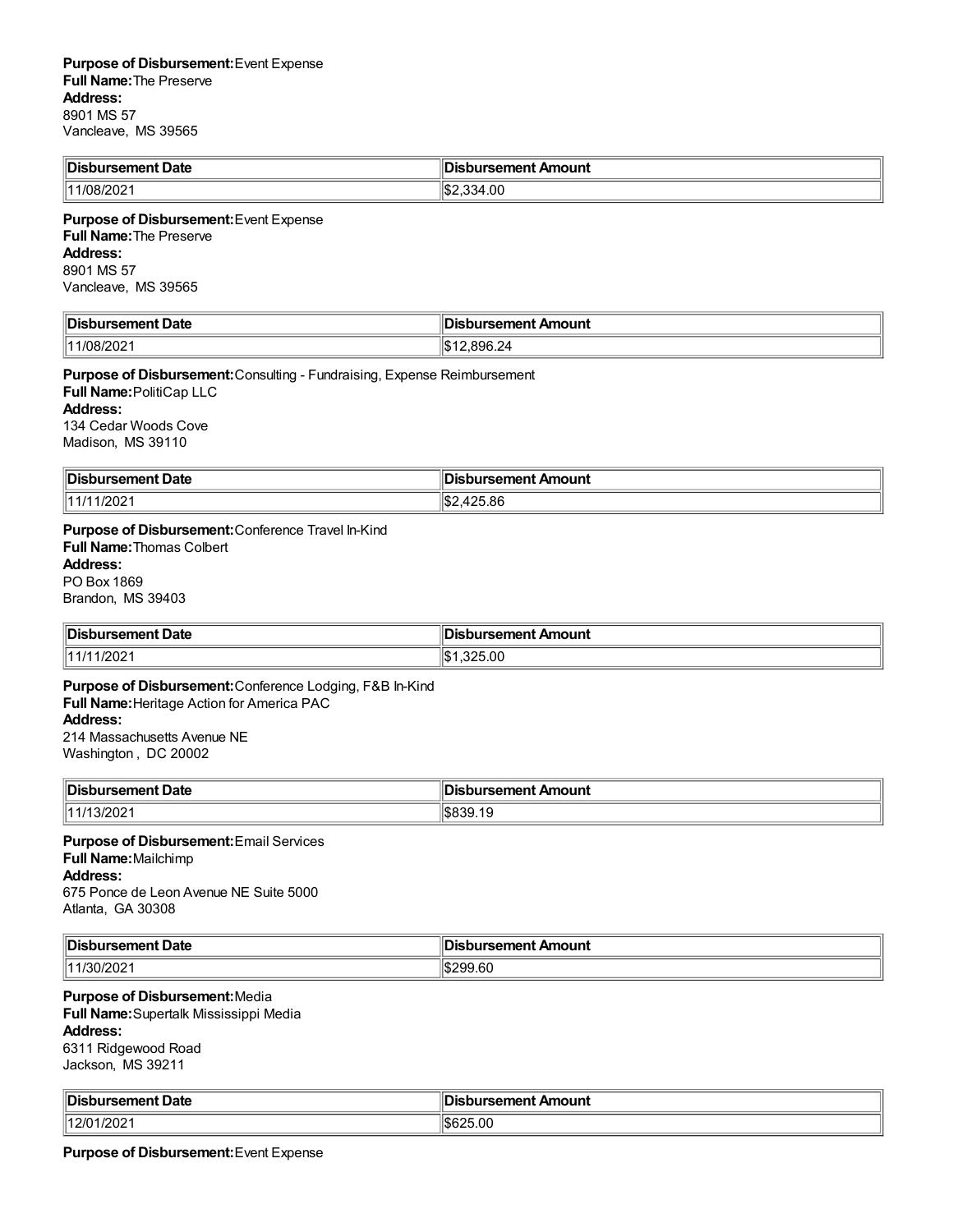**Purpose of Disbursement:** Event Expense
**Full Name:** The Preserve
**Address:**
8901 MS 57
Vancleave, MS 39565

| Disbursement Date | Disbursement Amount |
|---|---|
| 11/08/2021 | $2,334.00 |

**Purpose of Disbursement:** Event Expense
**Full Name:** The Preserve
**Address:**
8901 MS 57
Vancleave, MS 39565

| Disbursement Date | Disbursement Amount |
|---|---|
| 11/08/2021 | $12,896.24 |

**Purpose of Disbursement:** Consulting - Fundraising, Expense Reimbursement
**Full Name:** PolitiCap LLC
**Address:**
134 Cedar Woods Cove
Madison, MS 39110

| Disbursement Date | Disbursement Amount |
|---|---|
| 11/11/2021 | $2,425.86 |

**Purpose of Disbursement:** Conference Travel In-Kind
**Full Name:** Thomas Colbert
**Address:**
PO Box 1869
Brandon, MS 39403

| Disbursement Date | Disbursement Amount |
|---|---|
| 11/11/2021 | $1,325.00 |

**Purpose of Disbursement:** Conference Lodging, F&B In-Kind
**Full Name:** Heritage Action for America PAC
**Address:**
214 Massachusetts Avenue NE
Washington , DC 20002

| Disbursement Date | Disbursement Amount |
|---|---|
| 11/13/2021 | $839.19 |

**Purpose of Disbursement:** Email Services
**Full Name:** Mailchimp
**Address:**
675 Ponce de Leon Avenue NE Suite 5000
Atlanta, GA 30308

| Disbursement Date | Disbursement Amount |
|---|---|
| 11/30/2021 | $299.60 |

**Purpose of Disbursement:** Media
**Full Name:** Supertalk Mississippi Media
**Address:**
6311 Ridgewood Road
Jackson, MS 39211

| Disbursement Date | Disbursement Amount |
|---|---|
| 12/01/2021 | $625.00 |

**Purpose of Disbursement:** Event Expense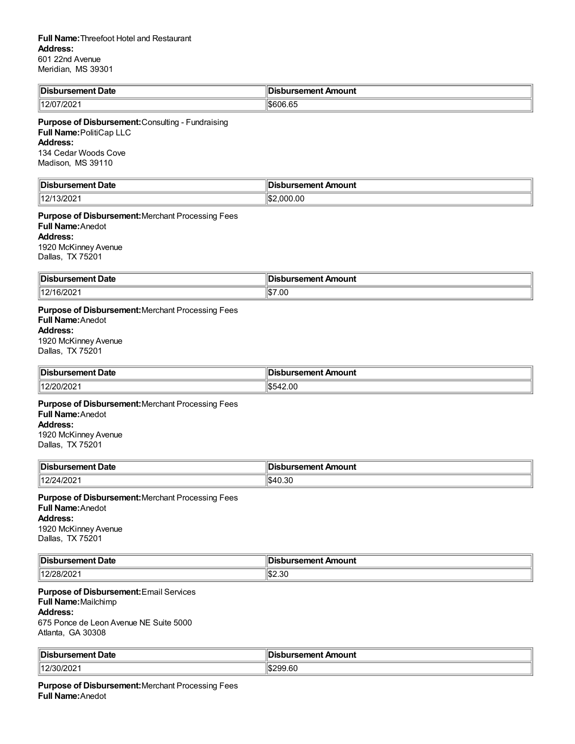**Full Name:** Threefoot Hotel and Restaurant
**Address:**
601 22nd Avenue
Meridian, MS 39301

| Disbursement Date | Disbursement Amount |
| --- | --- |
| 12/07/2021 | $606.65 |

**Purpose of Disbursement:** Consulting - Fundraising
**Full Name:** PolitiCap LLC
**Address:**
134 Cedar Woods Cove
Madison, MS 39110

| Disbursement Date | Disbursement Amount |
| --- | --- |
| 12/13/2021 | $2,000.00 |

**Purpose of Disbursement:** Merchant Processing Fees
**Full Name:** Anedot
**Address:**
1920 McKinney Avenue
Dallas, TX 75201

| Disbursement Date | Disbursement Amount |
| --- | --- |
| 12/16/2021 | $7.00 |

**Purpose of Disbursement:** Merchant Processing Fees
**Full Name:** Anedot
**Address:**
1920 McKinney Avenue
Dallas, TX 75201

| Disbursement Date | Disbursement Amount |
| --- | --- |
| 12/20/2021 | $542.00 |

**Purpose of Disbursement:** Merchant Processing Fees
**Full Name:** Anedot
**Address:**
1920 McKinney Avenue
Dallas, TX 75201

| Disbursement Date | Disbursement Amount |
| --- | --- |
| 12/24/2021 | $40.30 |

**Purpose of Disbursement:** Merchant Processing Fees
**Full Name:** Anedot
**Address:**
1920 McKinney Avenue
Dallas, TX 75201

| Disbursement Date | Disbursement Amount |
| --- | --- |
| 12/28/2021 | $2.30 |

**Purpose of Disbursement:** Email Services
**Full Name:** Mailchimp
**Address:**
675 Ponce de Leon Avenue NE Suite 5000
Atlanta, GA 30308

| Disbursement Date | Disbursement Amount |
| --- | --- |
| 12/30/2021 | $299.60 |

**Purpose of Disbursement:** Merchant Processing Fees
**Full Name:** Anedot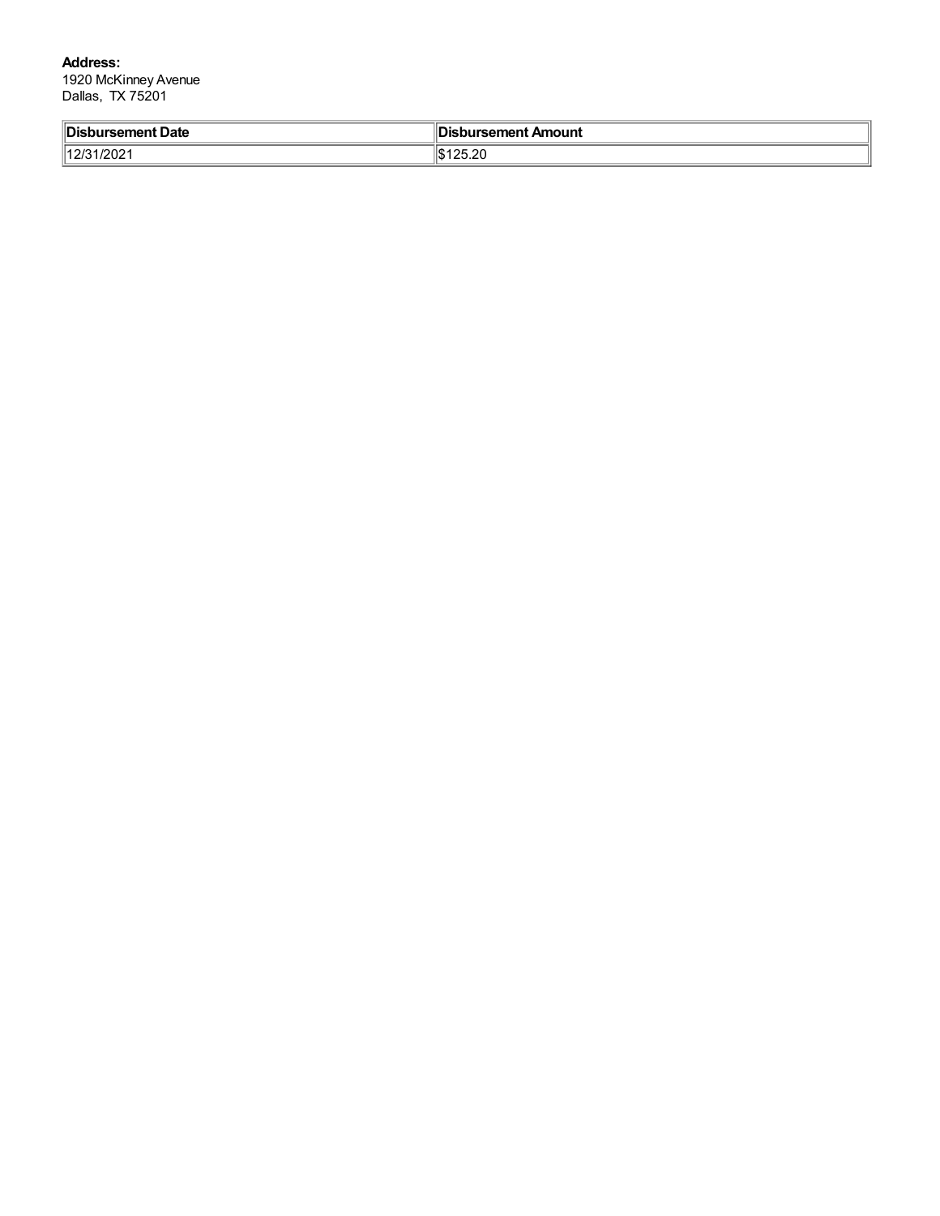**Address:**
1920 McKinney Avenue
Dallas, TX 75201

| Disbursement Date | Disbursement Amount |
| --- | --- |
| 12/31/2021 | $125.20 |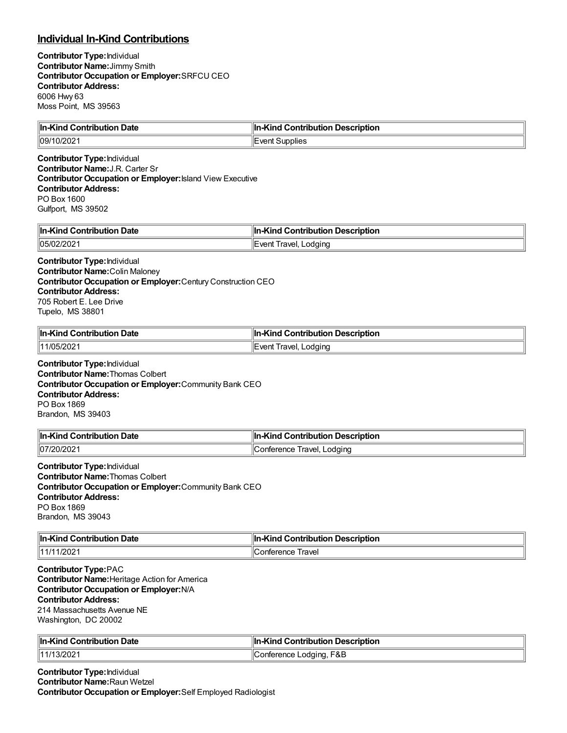## Individual In-Kind Contributions

**Contributor Type:** Individual
**Contributor Name:** Jimmy Smith
**Contributor Occupation or Employer:** SRFCU CEO
**Contributor Address:**
6006 Hwy 63
Moss Point, MS 39563

| In-Kind Contribution Date | In-Kind Contribution Description |
|---|---|
| 09/10/2021 | Event Supplies |

**Contributor Type:** Individual
**Contributor Name:** J.R. Carter Sr
**Contributor Occupation or Employer:** Island View Executive
**Contributor Address:**
PO Box 1600
Gulfport, MS 39502

| In-Kind Contribution Date | In-Kind Contribution Description |
|---|---|
| 05/02/2021 | Event Travel, Lodging |

**Contributor Type:** Individual
**Contributor Name:** Colin Maloney
**Contributor Occupation or Employer:** Century Construction CEO
**Contributor Address:**
705 Robert E. Lee Drive
Tupelo, MS 38801

| In-Kind Contribution Date | In-Kind Contribution Description |
|---|---|
| 11/05/2021 | Event Travel, Lodging |

**Contributor Type:** Individual
**Contributor Name:** Thomas Colbert
**Contributor Occupation or Employer:** Community Bank CEO
**Contributor Address:**
PO Box 1869
Brandon, MS 39403

| In-Kind Contribution Date | In-Kind Contribution Description |
|---|---|
| 07/20/2021 | Conference Travel, Lodging |

**Contributor Type:** Individual
**Contributor Name:** Thomas Colbert
**Contributor Occupation or Employer:** Community Bank CEO
**Contributor Address:**
PO Box 1869
Brandon, MS 39043

| In-Kind Contribution Date | In-Kind Contribution Description |
|---|---|
| 11/11/2021 | Conference Travel |

**Contributor Type:** PAC
**Contributor Name:** Heritage Action for America
**Contributor Occupation or Employer:** N/A
**Contributor Address:**
214 Massachusetts Avenue NE
Washington, DC 20002

| In-Kind Contribution Date | In-Kind Contribution Description |
|---|---|
| 11/13/2021 | Conference Lodging, F&B |

**Contributor Type:** Individual
**Contributor Name:** Raun Wetzel
**Contributor Occupation or Employer:** Self Employed Radiologist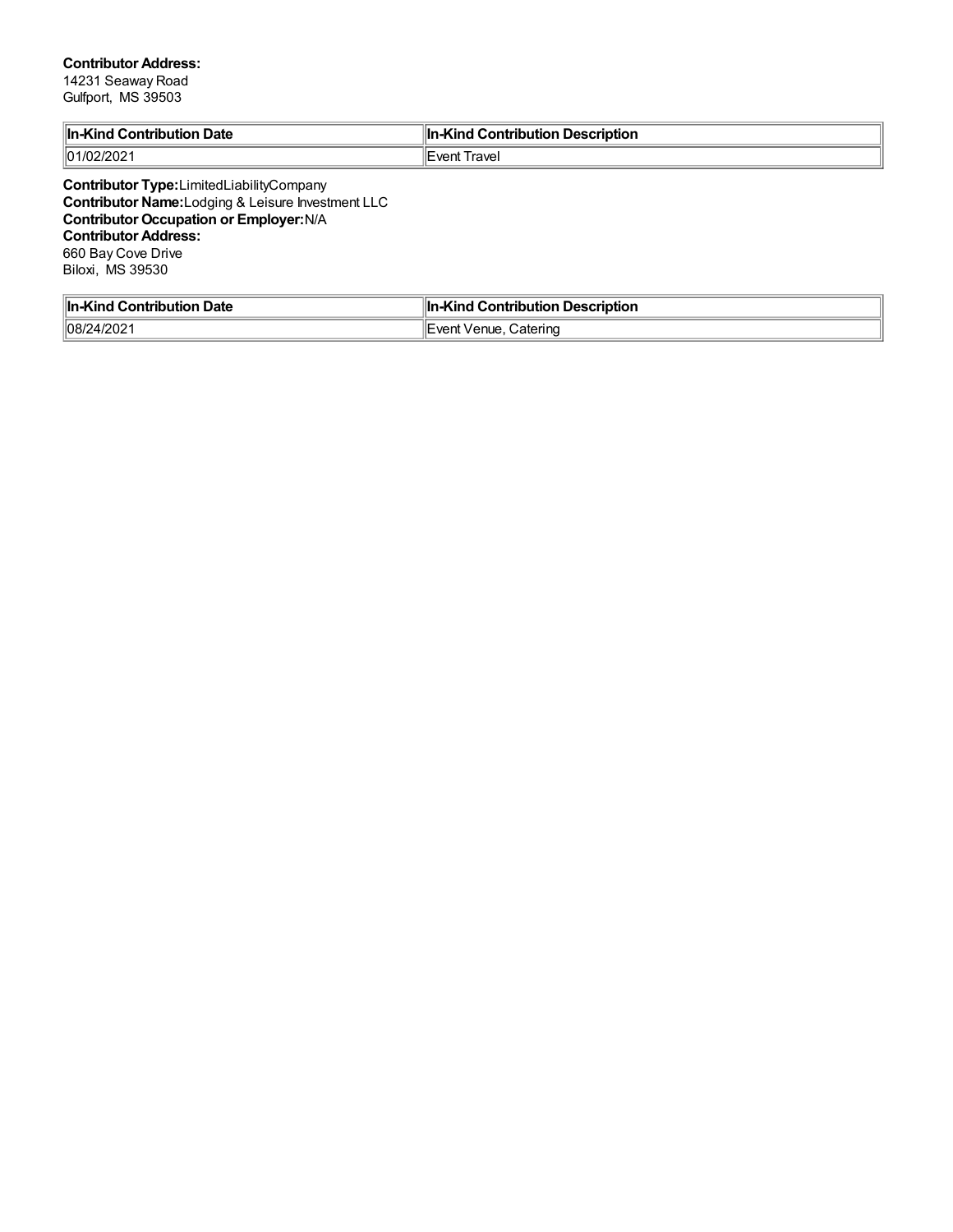**Contributor Address:**
14231 Seaway Road
Gulfport, MS 39503

| In-Kind Contribution Date | In-Kind Contribution Description |
|---|---|
| 01/02/2021 | Event Travel |

**Contributor Type:** LimitedLiabilityCompany
**Contributor Name:** Lodging & Leisure Investment LLC
**Contributor Occupation or Employer:** N/A
**Contributor Address:**
660 Bay Cove Drive
Biloxi, MS 39530

| In-Kind Contribution Date | In-Kind Contribution Description |
|---|---|
| 08/24/2021 | Event Venue, Catering |